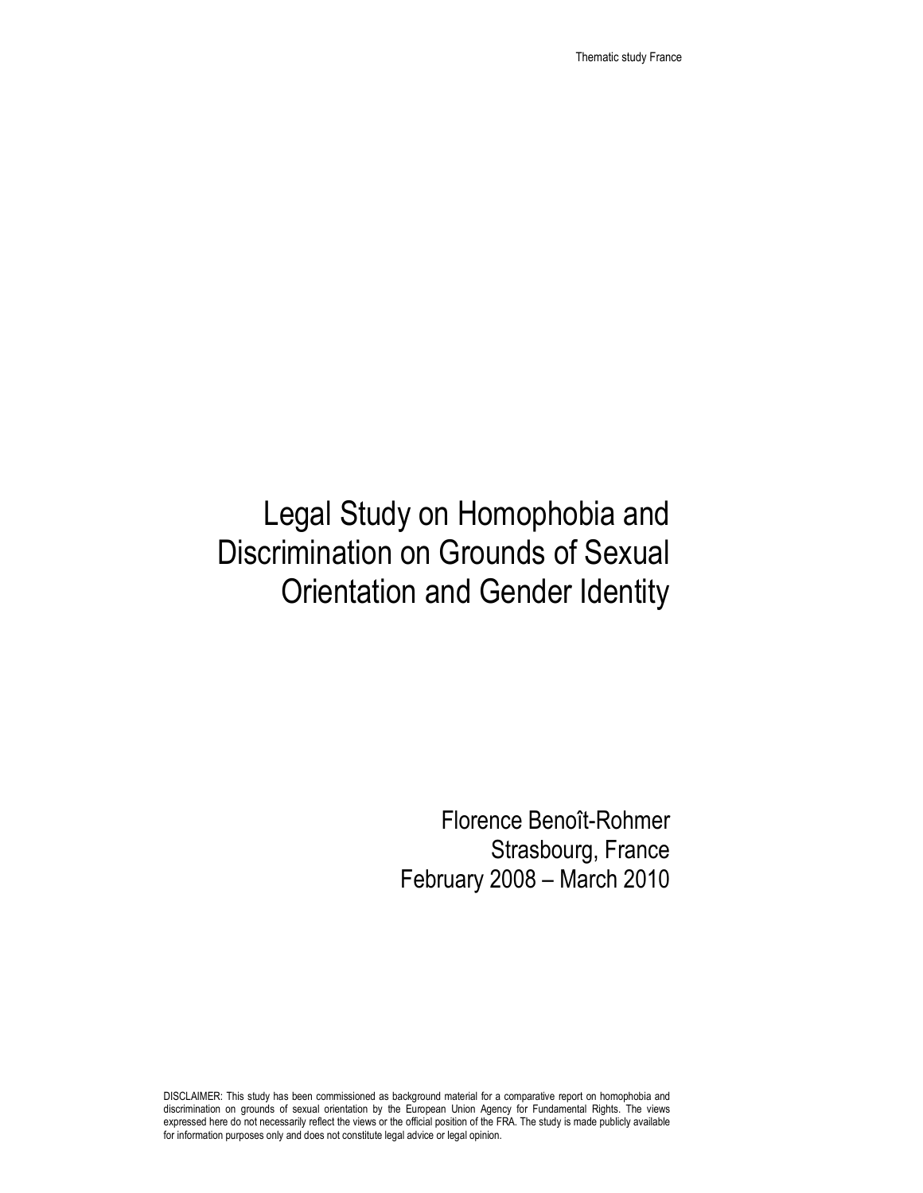# Legal Study on Homophobia and Discrimination on Grounds of Sexual Orientation and Gender Identity

Florence Benoît-Rohmer
Strasbourg, France
February 2008 – March 2010

DISCLAIMER: This study has been commissioned as background material for a comparative report on homophobia and discrimination on grounds of sexual orientation by the European Union Agency for Fundamental Rights. The views expressed here do not necessarily reflect the views or the official position of the FRA. The study is made publicly available for information purposes only and does not constitute legal advice or legal opinion.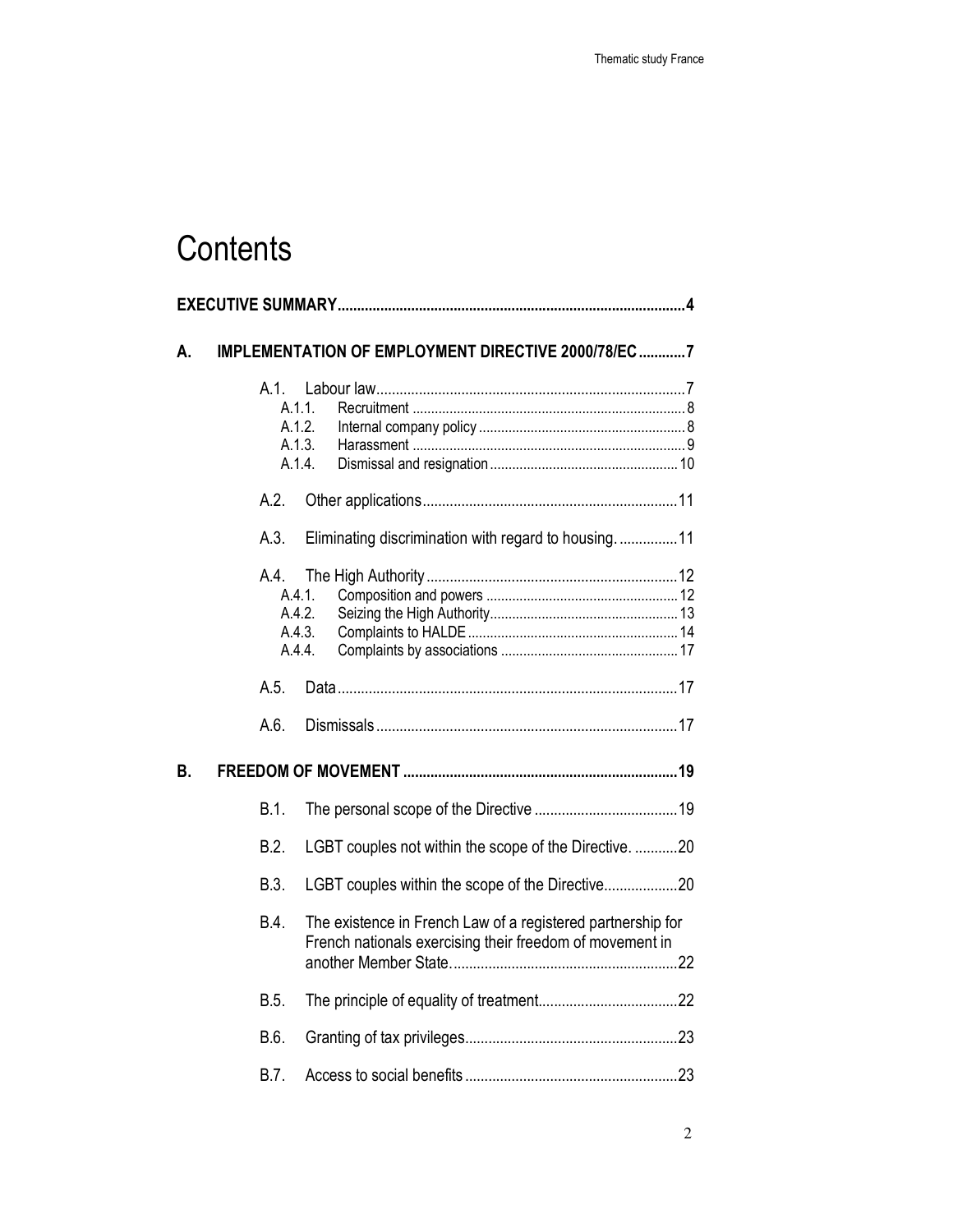# Contents

EXECUTIVE SUMMARY ..... 4

A. IMPLEMENTATION OF EMPLOYMENT DIRECTIVE 2000/78/EC ..... 7

- A.1. Labour law ..... 7
  - A.1.1. Recruitment ..... 8
  - A.1.2. Internal company policy ..... 8
  - A.1.3. Harassment ..... 9
  - A.1.4. Dismissal and resignation ..... 10
- A.2. Other applications ..... 11
- A.3. Eliminating discrimination with regard to housing. ..... 11
- A.4. The High Authority ..... 12
  - A.4.1. Composition and powers ..... 12
  - A.4.2. Seizing the High Authority ..... 13
  - A.4.3. Complaints to HALDE ..... 14
  - A.4.4. Complaints by associations ..... 17
- A.5. Data ..... 17
- A.6. Dismissals ..... 17

B. FREEDOM OF MOVEMENT ..... 19

- B.1. The personal scope of the Directive ..... 19
- B.2. LGBT couples not within the scope of the Directive. ..... 20
- B.3. LGBT couples within the scope of the Directive ..... 20
- B.4. The existence in French Law of a registered partnership for French nationals exercising their freedom of movement in another Member State. ..... 22
- B.5. The principle of equality of treatment ..... 22
- B.6. Granting of tax privileges ..... 23
- B.7. Access to social benefits ..... 23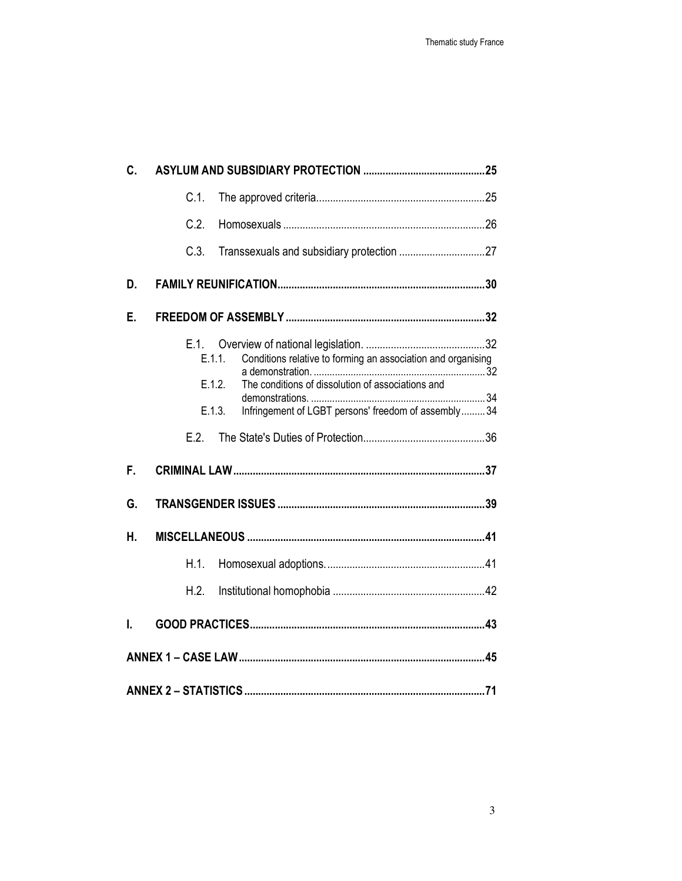| | | |
|---|---|---|
| **C.** | **ASYLUM AND SUBSIDIARY PROTECTION** | **25** |
| | C.1. The approved criteria | 25 |
| | C.2. Homosexuals | 26 |
| | C.3. Transsexuals and subsidiary protection | 27 |
| **D.** | **FAMILY REUNIFICATION** | **30** |
| **E.** | **FREEDOM OF ASSEMBLY** | **32** |
| | E.1. Overview of national legislation. | 32 |
| | E.1.1. Conditions relative to forming an association and organising a demonstration. | 32 |
| | E.1.2. The conditions of dissolution of associations and demonstrations. | 34 |
| | E.1.3. Infringement of LGBT persons' freedom of assembly | 34 |
| | E.2. The State's Duties of Protection | 36 |
| **F.** | **CRIMINAL LAW** | **37** |
| **G.** | **TRANSGENDER ISSUES** | **39** |
| **H.** | **MISCELLANEOUS** | **41** |
| | H.1. Homosexual adoptions. | 41 |
| | H.2. Institutional homophobia | 42 |
| **I.** | **GOOD PRACTICES** | **43** |
| **ANNEX 1 – CASE LAW** | | **45** |
| **ANNEX 2 – STATISTICS** | | **71** |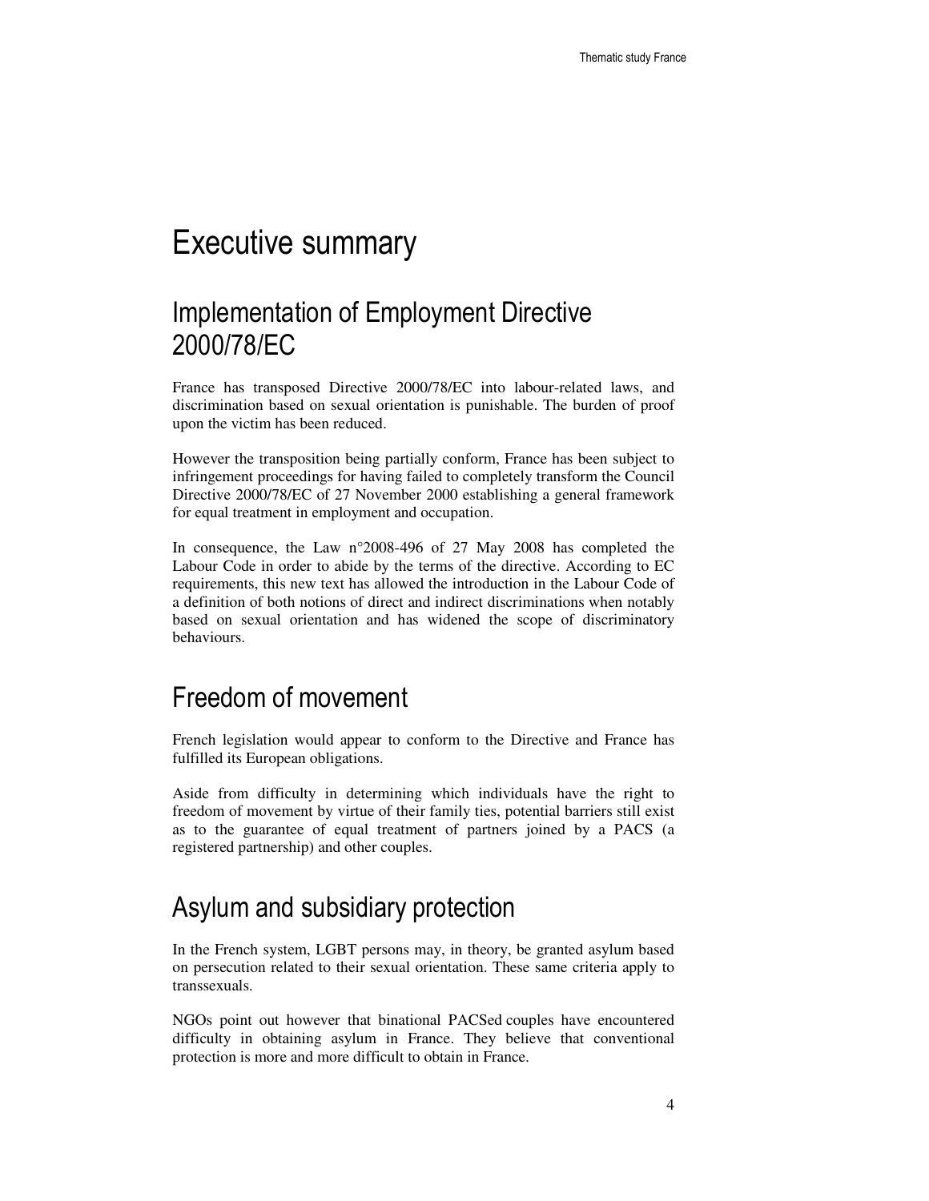# Executive summary

## Implementation of Employment Directive 2000/78/EC

France has transposed Directive 2000/78/EC into labour-related laws, and discrimination based on sexual orientation is punishable. The burden of proof upon the victim has been reduced.

However the transposition being partially conform, France has been subject to infringement proceedings for having failed to completely transform the Council Directive 2000/78/EC of 27 November 2000 establishing a general framework for equal treatment in employment and occupation.

In consequence, the Law n°2008-496 of 27 May 2008 has completed the Labour Code in order to abide by the terms of the directive. According to EC requirements, this new text has allowed the introduction in the Labour Code of a definition of both notions of direct and indirect discriminations when notably based on sexual orientation and has widened the scope of discriminatory behaviours.

## Freedom of movement

French legislation would appear to conform to the Directive and France has fulfilled its European obligations.

Aside from difficulty in determining which individuals have the right to freedom of movement by virtue of their family ties, potential barriers still exist as to the guarantee of equal treatment of partners joined by a PACS (a registered partnership) and other couples.

## Asylum and subsidiary protection

In the French system, LGBT persons may, in theory, be granted asylum based on persecution related to their sexual orientation. These same criteria apply to transsexuals.

NGOs point out however that binational PACSed couples have encountered difficulty in obtaining asylum in France. They believe that conventional protection is more and more difficult to obtain in France.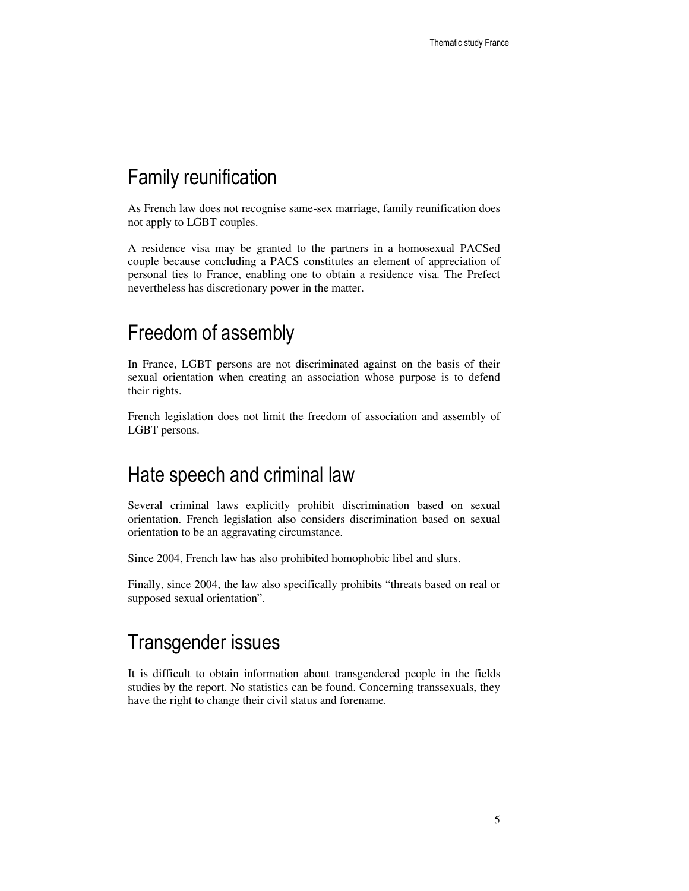## Family reunification

As French law does not recognise same-sex marriage, family reunification does not apply to LGBT couples.

A residence visa may be granted to the partners in a homosexual PACSed couple because concluding a PACS constitutes an element of appreciation of personal ties to France, enabling one to obtain a residence visa. The Prefect nevertheless has discretionary power in the matter.

## Freedom of assembly

In France, LGBT persons are not discriminated against on the basis of their sexual orientation when creating an association whose purpose is to defend their rights.

French legislation does not limit the freedom of association and assembly of LGBT persons.

## Hate speech and criminal law

Several criminal laws explicitly prohibit discrimination based on sexual orientation. French legislation also considers discrimination based on sexual orientation to be an aggravating circumstance.

Since 2004, French law has also prohibited homophobic libel and slurs.

Finally, since 2004, the law also specifically prohibits "threats based on real or supposed sexual orientation".

## Transgender issues

It is difficult to obtain information about transgendered people in the fields studies by the report. No statistics can be found. Concerning transsexuals, they have the right to change their civil status and forename.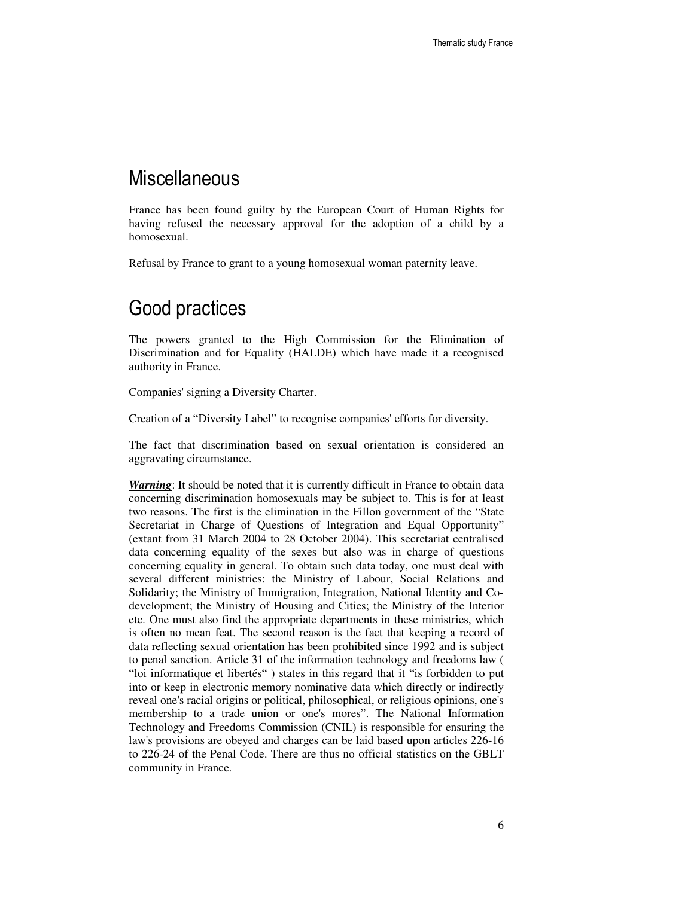## Miscellaneous

France has been found guilty by the European Court of Human Rights for having refused the necessary approval for the adoption of a child by a homosexual.

Refusal by France to grant to a young homosexual woman paternity leave.

## Good practices

The powers granted to the High Commission for the Elimination of Discrimination and for Equality (HALDE) which have made it a recognised authority in France.

Companies' signing a Diversity Charter.

Creation of a "Diversity Label" to recognise companies' efforts for diversity.

The fact that discrimination based on sexual orientation is considered an aggravating circumstance.

***Warning***: It should be noted that it is currently difficult in France to obtain data concerning discrimination homosexuals may be subject to. This is for at least two reasons. The first is the elimination in the Fillon government of the "State Secretariat in Charge of Questions of Integration and Equal Opportunity" (extant from 31 March 2004 to 28 October 2004). This secretariat centralised data concerning equality of the sexes but also was in charge of questions concerning equality in general. To obtain such data today, one must deal with several different ministries: the Ministry of Labour, Social Relations and Solidarity; the Ministry of Immigration, Integration, National Identity and Co-development; the Ministry of Housing and Cities; the Ministry of the Interior etc. One must also find the appropriate departments in these ministries, which is often no mean feat. The second reason is the fact that keeping a record of data reflecting sexual orientation has been prohibited since 1992 and is subject to penal sanction. Article 31 of the information technology and freedoms law ( "loi informatique et libertés" ) states in this regard that it "is forbidden to put into or keep in electronic memory nominative data which directly or indirectly reveal one's racial origins or political, philosophical, or religious opinions, one's membership to a trade union or one's mores". The National Information Technology and Freedoms Commission (CNIL) is responsible for ensuring the law's provisions are obeyed and charges can be laid based upon articles 226-16 to 226-24 of the Penal Code. There are thus no official statistics on the GBLT community in France.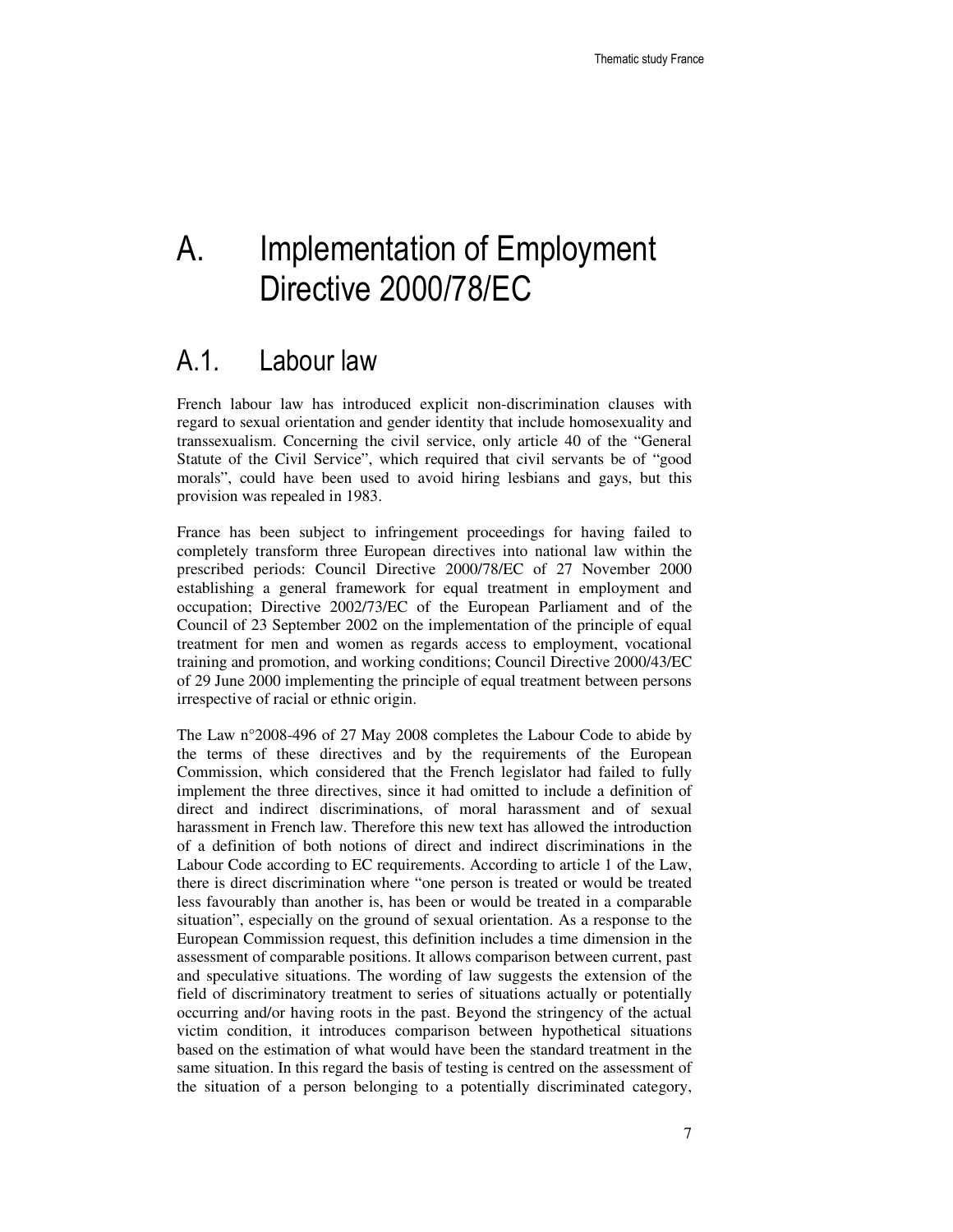# A. Implementation of Employment Directive 2000/78/EC

## A.1. Labour law

French labour law has introduced explicit non-discrimination clauses with regard to sexual orientation and gender identity that include homosexuality and transsexualism. Concerning the civil service, only article 40 of the "General Statute of the Civil Service", which required that civil servants be of "good morals", could have been used to avoid hiring lesbians and gays, but this provision was repealed in 1983.

France has been subject to infringement proceedings for having failed to completely transform three European directives into national law within the prescribed periods: Council Directive 2000/78/EC of 27 November 2000 establishing a general framework for equal treatment in employment and occupation; Directive 2002/73/EC of the European Parliament and of the Council of 23 September 2002 on the implementation of the principle of equal treatment for men and women as regards access to employment, vocational training and promotion, and working conditions; Council Directive 2000/43/EC of 29 June 2000 implementing the principle of equal treatment between persons irrespective of racial or ethnic origin.

The Law n°2008-496 of 27 May 2008 completes the Labour Code to abide by the terms of these directives and by the requirements of the European Commission, which considered that the French legislator had failed to fully implement the three directives, since it had omitted to include a definition of direct and indirect discriminations, of moral harassment and of sexual harassment in French law. Therefore this new text has allowed the introduction of a definition of both notions of direct and indirect discriminations in the Labour Code according to EC requirements. According to article 1 of the Law, there is direct discrimination where "one person is treated or would be treated less favourably than another is, has been or would be treated in a comparable situation", especially on the ground of sexual orientation. As a response to the European Commission request, this definition includes a time dimension in the assessment of comparable positions. It allows comparison between current, past and speculative situations. The wording of law suggests the extension of the field of discriminatory treatment to series of situations actually or potentially occurring and/or having roots in the past. Beyond the stringency of the actual victim condition, it introduces comparison between hypothetical situations based on the estimation of what would have been the standard treatment in the same situation. In this regard the basis of testing is centred on the assessment of the situation of a person belonging to a potentially discriminated category,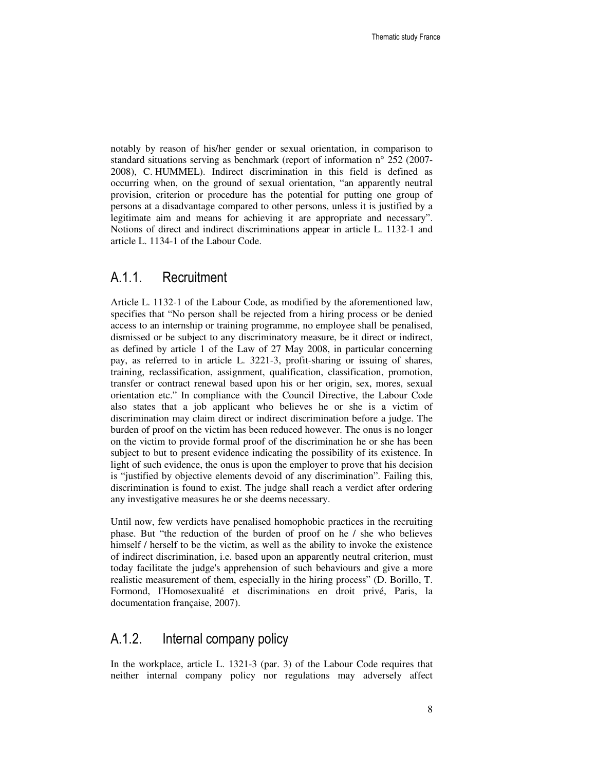notably by reason of his/her gender or sexual orientation, in comparison to standard situations serving as benchmark (report of information n° 252 (2007-2008), C. HUMMEL). Indirect discrimination in this field is defined as occurring when, on the ground of sexual orientation, "an apparently neutral provision, criterion or procedure has the potential for putting one group of persons at a disadvantage compared to other persons, unless it is justified by a legitimate aim and means for achieving it are appropriate and necessary". Notions of direct and indirect discriminations appear in article L. 1132-1 and article L. 1134-1 of the Labour Code.

### A.1.1. Recruitment

Article L. 1132-1 of the Labour Code, as modified by the aforementioned law, specifies that "No person shall be rejected from a hiring process or be denied access to an internship or training programme, no employee shall be penalised, dismissed or be subject to any discriminatory measure, be it direct or indirect, as defined by article 1 of the Law of 27 May 2008, in particular concerning pay, as referred to in article L. 3221-3, profit-sharing or issuing of shares, training, reclassification, assignment, qualification, classification, promotion, transfer or contract renewal based upon his or her origin, sex, mores, sexual orientation etc." In compliance with the Council Directive, the Labour Code also states that a job applicant who believes he or she is a victim of discrimination may claim direct or indirect discrimination before a judge. The burden of proof on the victim has been reduced however. The onus is no longer on the victim to provide formal proof of the discrimination he or she has been subject to but to present evidence indicating the possibility of its existence. In light of such evidence, the onus is upon the employer to prove that his decision is "justified by objective elements devoid of any discrimination". Failing this, discrimination is found to exist. The judge shall reach a verdict after ordering any investigative measures he or she deems necessary.

Until now, few verdicts have penalised homophobic practices in the recruiting phase. But "the reduction of the burden of proof on he / she who believes himself / herself to be the victim, as well as the ability to invoke the existence of indirect discrimination, i.e. based upon an apparently neutral criterion, must today facilitate the judge's apprehension of such behaviours and give a more realistic measurement of them, especially in the hiring process" (D. Borillo, T. Formond, l'Homosexualité et discriminations en droit privé, Paris, la documentation française, 2007).

### A.1.2. Internal company policy

In the workplace, article L. 1321-3 (par. 3) of the Labour Code requires that neither internal company policy nor regulations may adversely affect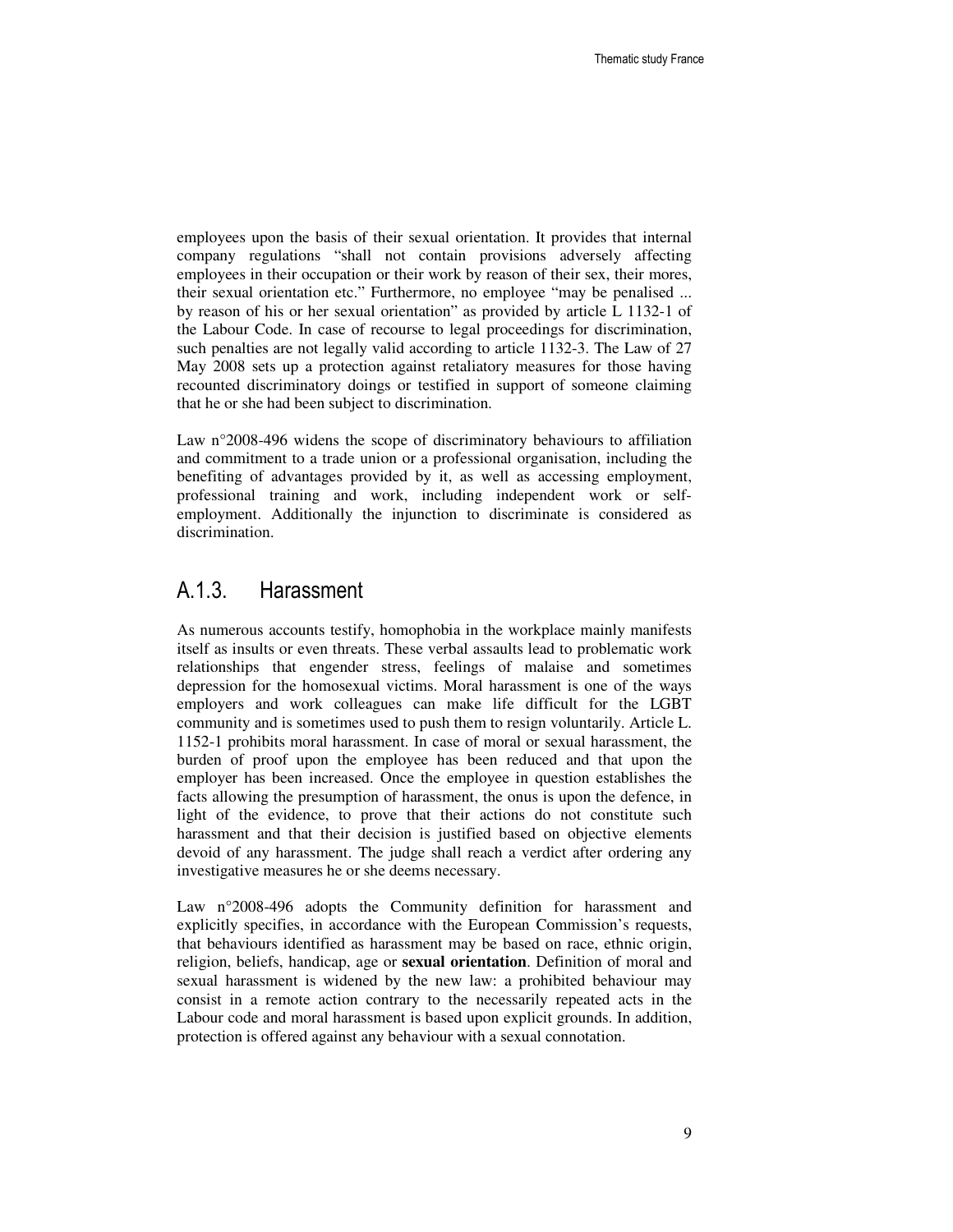employees upon the basis of their sexual orientation. It provides that internal company regulations "shall not contain provisions adversely affecting employees in their occupation or their work by reason of their sex, their mores, their sexual orientation etc." Furthermore, no employee "may be penalised ... by reason of his or her sexual orientation" as provided by article L 1132-1 of the Labour Code. In case of recourse to legal proceedings for discrimination, such penalties are not legally valid according to article 1132-3. The Law of 27 May 2008 sets up a protection against retaliatory measures for those having recounted discriminatory doings or testified in support of someone claiming that he or she had been subject to discrimination.

Law n°2008-496 widens the scope of discriminatory behaviours to affiliation and commitment to a trade union or a professional organisation, including the benefiting of advantages provided by it, as well as accessing employment, professional training and work, including independent work or self-employment. Additionally the injunction to discriminate is considered as discrimination.

### A.1.3. Harassment

As numerous accounts testify, homophobia in the workplace mainly manifests itself as insults or even threats. These verbal assaults lead to problematic work relationships that engender stress, feelings of malaise and sometimes depression for the homosexual victims. Moral harassment is one of the ways employers and work colleagues can make life difficult for the LGBT community and is sometimes used to push them to resign voluntarily. Article L. 1152-1 prohibits moral harassment. In case of moral or sexual harassment, the burden of proof upon the employee has been reduced and that upon the employer has been increased. Once the employee in question establishes the facts allowing the presumption of harassment, the onus is upon the defence, in light of the evidence, to prove that their actions do not constitute such harassment and that their decision is justified based on objective elements devoid of any harassment. The judge shall reach a verdict after ordering any investigative measures he or she deems necessary.

Law n°2008-496 adopts the Community definition for harassment and explicitly specifies, in accordance with the European Commission's requests, that behaviours identified as harassment may be based on race, ethnic origin, religion, beliefs, handicap, age or **sexual orientation**. Definition of moral and sexual harassment is widened by the new law: a prohibited behaviour may consist in a remote action contrary to the necessarily repeated acts in the Labour code and moral harassment is based upon explicit grounds. In addition, protection is offered against any behaviour with a sexual connotation.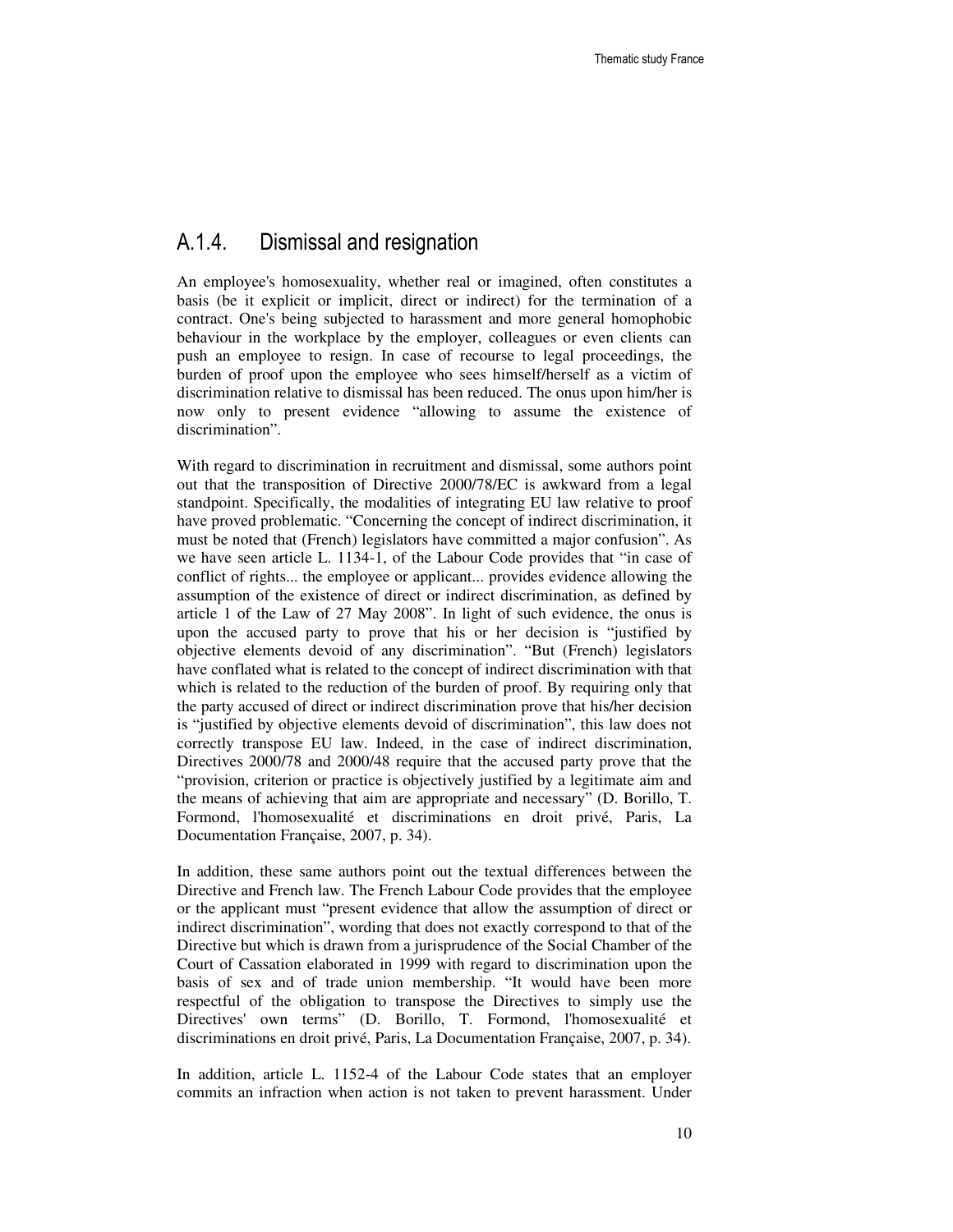### A.1.4. Dismissal and resignation

An employee's homosexuality, whether real or imagined, often constitutes a basis (be it explicit or implicit, direct or indirect) for the termination of a contract. One's being subjected to harassment and more general homophobic behaviour in the workplace by the employer, colleagues or even clients can push an employee to resign. In case of recourse to legal proceedings, the burden of proof upon the employee who sees himself/herself as a victim of discrimination relative to dismissal has been reduced. The onus upon him/her is now only to present evidence "allowing to assume the existence of discrimination".

With regard to discrimination in recruitment and dismissal, some authors point out that the transposition of Directive 2000/78/EC is awkward from a legal standpoint. Specifically, the modalities of integrating EU law relative to proof have proved problematic. "Concerning the concept of indirect discrimination, it must be noted that (French) legislators have committed a major confusion". As we have seen article L. 1134-1, of the Labour Code provides that "in case of conflict of rights... the employee or applicant... provides evidence allowing the assumption of the existence of direct or indirect discrimination, as defined by article 1 of the Law of 27 May 2008". In light of such evidence, the onus is upon the accused party to prove that his or her decision is "justified by objective elements devoid of any discrimination". "But (French) legislators have conflated what is related to the concept of indirect discrimination with that which is related to the reduction of the burden of proof. By requiring only that the party accused of direct or indirect discrimination prove that his/her decision is "justified by objective elements devoid of discrimination", this law does not correctly transpose EU law. Indeed, in the case of indirect discrimination, Directives 2000/78 and 2000/48 require that the accused party prove that the "provision, criterion or practice is objectively justified by a legitimate aim and the means of achieving that aim are appropriate and necessary" (D. Borillo, T. Formond, l'homosexualité et discriminations en droit privé, Paris, La Documentation Française, 2007, p. 34).

In addition, these same authors point out the textual differences between the Directive and French law. The French Labour Code provides that the employee or the applicant must "present evidence that allow the assumption of direct or indirect discrimination", wording that does not exactly correspond to that of the Directive but which is drawn from a jurisprudence of the Social Chamber of the Court of Cassation elaborated in 1999 with regard to discrimination upon the basis of sex and of trade union membership. "It would have been more respectful of the obligation to transpose the Directives to simply use the Directives' own terms" (D. Borillo, T. Formond, l'homosexualité et discriminations en droit privé, Paris, La Documentation Française, 2007, p. 34).

In addition, article L. 1152-4 of the Labour Code states that an employer commits an infraction when action is not taken to prevent harassment. Under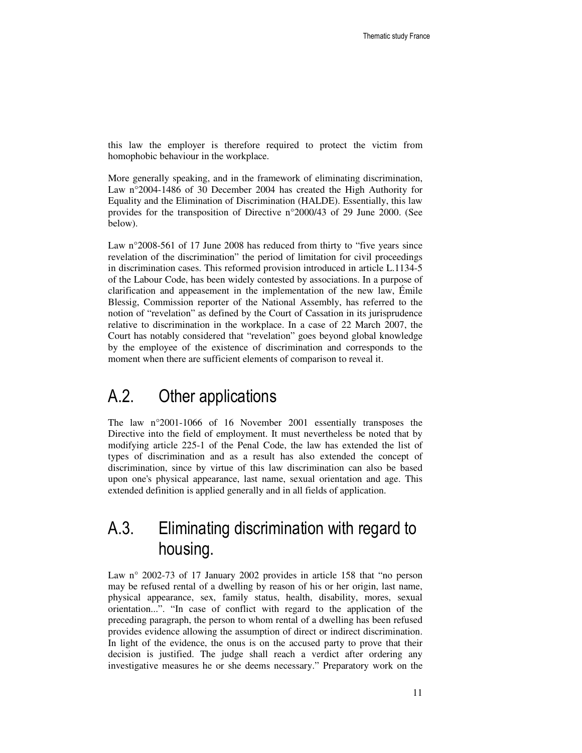this law the employer is therefore required to protect the victim from homophobic behaviour in the workplace.

More generally speaking, and in the framework of eliminating discrimination, Law n°2004-1486 of 30 December 2004 has created the High Authority for Equality and the Elimination of Discrimination (HALDE). Essentially, this law provides for the transposition of Directive n°2000/43 of 29 June 2000. (See below).

Law n°2008-561 of 17 June 2008 has reduced from thirty to "five years since revelation of the discrimination" the period of limitation for civil proceedings in discrimination cases. This reformed provision introduced in article L.1134-5 of the Labour Code, has been widely contested by associations. In a purpose of clarification and appeasement in the implementation of the new law, Émile Blessig, Commission reporter of the National Assembly, has referred to the notion of "revelation" as defined by the Court of Cassation in its jurisprudence relative to discrimination in the workplace. In a case of 22 March 2007, the Court has notably considered that "revelation" goes beyond global knowledge by the employee of the existence of discrimination and corresponds to the moment when there are sufficient elements of comparison to reveal it.

## A.2. Other applications

The law n°2001-1066 of 16 November 2001 essentially transposes the Directive into the field of employment. It must nevertheless be noted that by modifying article 225-1 of the Penal Code, the law has extended the list of types of discrimination and as a result has also extended the concept of discrimination, since by virtue of this law discrimination can also be based upon one's physical appearance, last name, sexual orientation and age. This extended definition is applied generally and in all fields of application.

## A.3. Eliminating discrimination with regard to housing.

Law n° 2002-73 of 17 January 2002 provides in article 158 that "no person may be refused rental of a dwelling by reason of his or her origin, last name, physical appearance, sex, family status, health, disability, mores, sexual orientation...". "In case of conflict with regard to the application of the preceding paragraph, the person to whom rental of a dwelling has been refused provides evidence allowing the assumption of direct or indirect discrimination. In light of the evidence, the onus is on the accused party to prove that their decision is justified. The judge shall reach a verdict after ordering any investigative measures he or she deems necessary." Preparatory work on the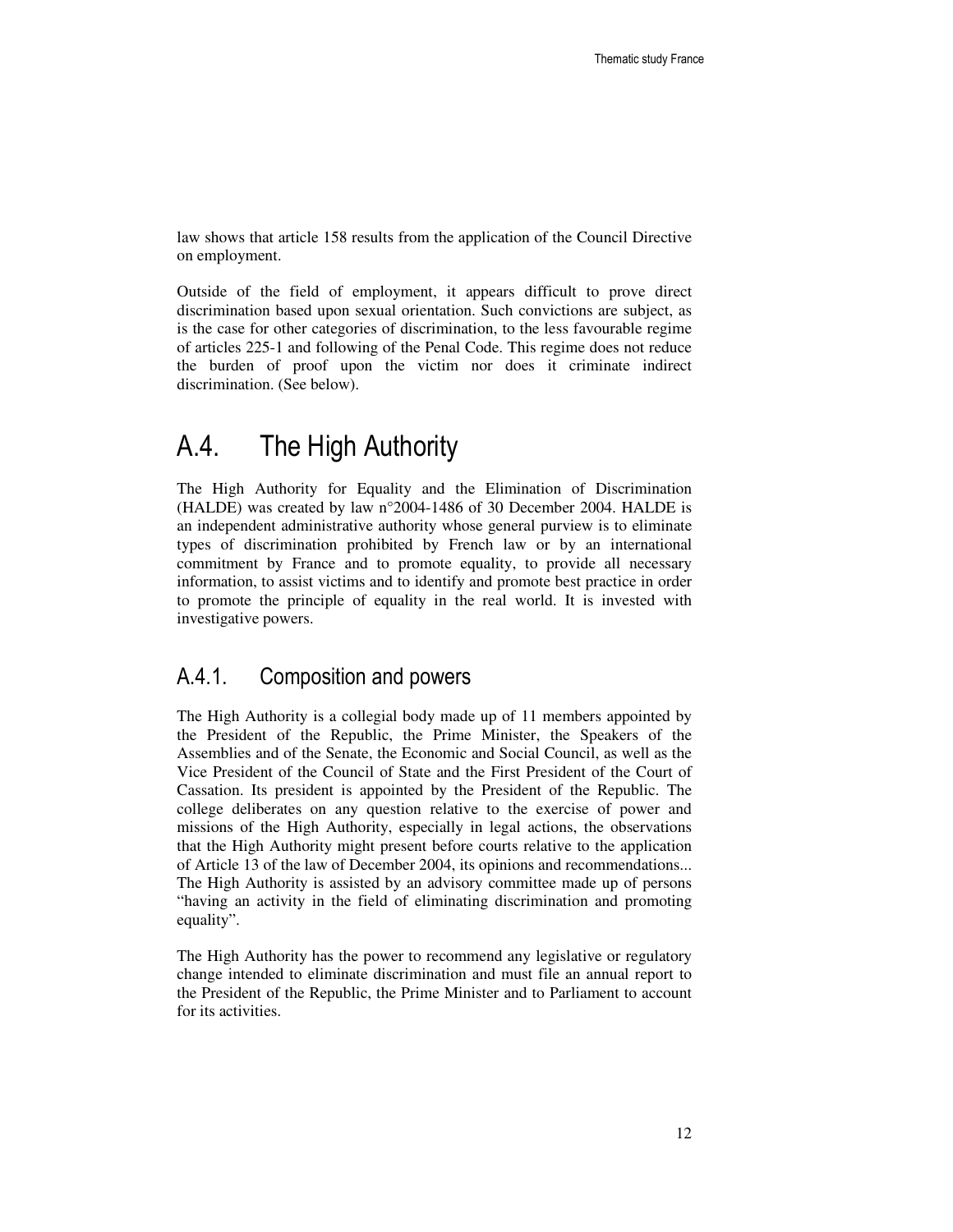law shows that article 158 results from the application of the Council Directive on employment.

Outside of the field of employment, it appears difficult to prove direct discrimination based upon sexual orientation. Such convictions are subject, as is the case for other categories of discrimination, to the less favourable regime of articles 225-1 and following of the Penal Code. This regime does not reduce the burden of proof upon the victim nor does it criminate indirect discrimination. (See below).

## A.4. The High Authority

The High Authority for Equality and the Elimination of Discrimination (HALDE) was created by law n°2004-1486 of 30 December 2004. HALDE is an independent administrative authority whose general purview is to eliminate types of discrimination prohibited by French law or by an international commitment by France and to promote equality, to provide all necessary information, to assist victims and to identify and promote best practice in order to promote the principle of equality in the real world. It is invested with investigative powers.

### A.4.1. Composition and powers

The High Authority is a collegial body made up of 11 members appointed by the President of the Republic, the Prime Minister, the Speakers of the Assemblies and of the Senate, the Economic and Social Council, as well as the Vice President of the Council of State and the First President of the Court of Cassation. Its president is appointed by the President of the Republic. The college deliberates on any question relative to the exercise of power and missions of the High Authority, especially in legal actions, the observations that the High Authority might present before courts relative to the application of Article 13 of the law of December 2004, its opinions and recommendations... The High Authority is assisted by an advisory committee made up of persons "having an activity in the field of eliminating discrimination and promoting equality".

The High Authority has the power to recommend any legislative or regulatory change intended to eliminate discrimination and must file an annual report to the President of the Republic, the Prime Minister and to Parliament to account for its activities.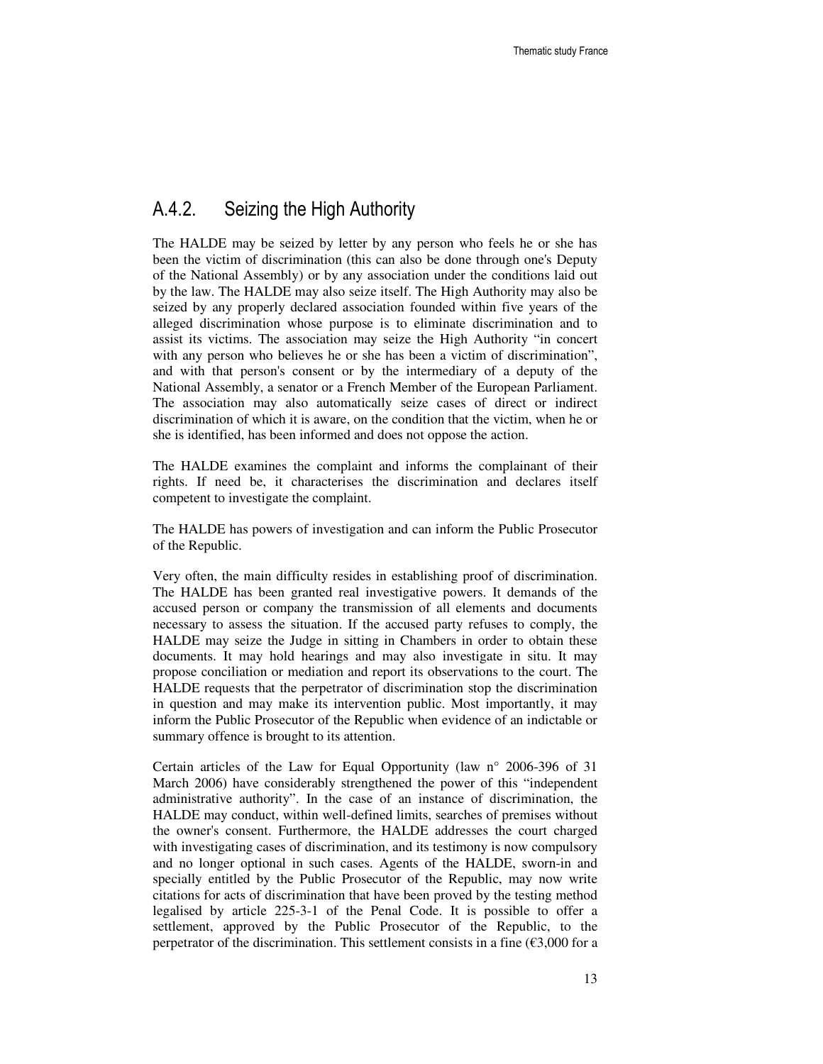## A.4.2. Seizing the High Authority

The HALDE may be seized by letter by any person who feels he or she has been the victim of discrimination (this can also be done through one's Deputy of the National Assembly) or by any association under the conditions laid out by the law. The HALDE may also seize itself. The High Authority may also be seized by any properly declared association founded within five years of the alleged discrimination whose purpose is to eliminate discrimination and to assist its victims. The association may seize the High Authority "in concert with any person who believes he or she has been a victim of discrimination", and with that person's consent or by the intermediary of a deputy of the National Assembly, a senator or a French Member of the European Parliament. The association may also automatically seize cases of direct or indirect discrimination of which it is aware, on the condition that the victim, when he or she is identified, has been informed and does not oppose the action.

The HALDE examines the complaint and informs the complainant of their rights. If need be, it characterises the discrimination and declares itself competent to investigate the complaint.

The HALDE has powers of investigation and can inform the Public Prosecutor of the Republic.

Very often, the main difficulty resides in establishing proof of discrimination. The HALDE has been granted real investigative powers. It demands of the accused person or company the transmission of all elements and documents necessary to assess the situation. If the accused party refuses to comply, the HALDE may seize the Judge in sitting in Chambers in order to obtain these documents. It may hold hearings and may also investigate in situ. It may propose conciliation or mediation and report its observations to the court. The HALDE requests that the perpetrator of discrimination stop the discrimination in question and may make its intervention public. Most importantly, it may inform the Public Prosecutor of the Republic when evidence of an indictable or summary offence is brought to its attention.

Certain articles of the Law for Equal Opportunity (law n° 2006-396 of 31 March 2006) have considerably strengthened the power of this "independent administrative authority". In the case of an instance of discrimination, the HALDE may conduct, within well-defined limits, searches of premises without the owner's consent. Furthermore, the HALDE addresses the court charged with investigating cases of discrimination, and its testimony is now compulsory and no longer optional in such cases. Agents of the HALDE, sworn-in and specially entitled by the Public Prosecutor of the Republic, may now write citations for acts of discrimination that have been proved by the testing method legalised by article 225-3-1 of the Penal Code. It is possible to offer a settlement, approved by the Public Prosecutor of the Republic, to the perpetrator of the discrimination. This settlement consists in a fine (€3,000 for a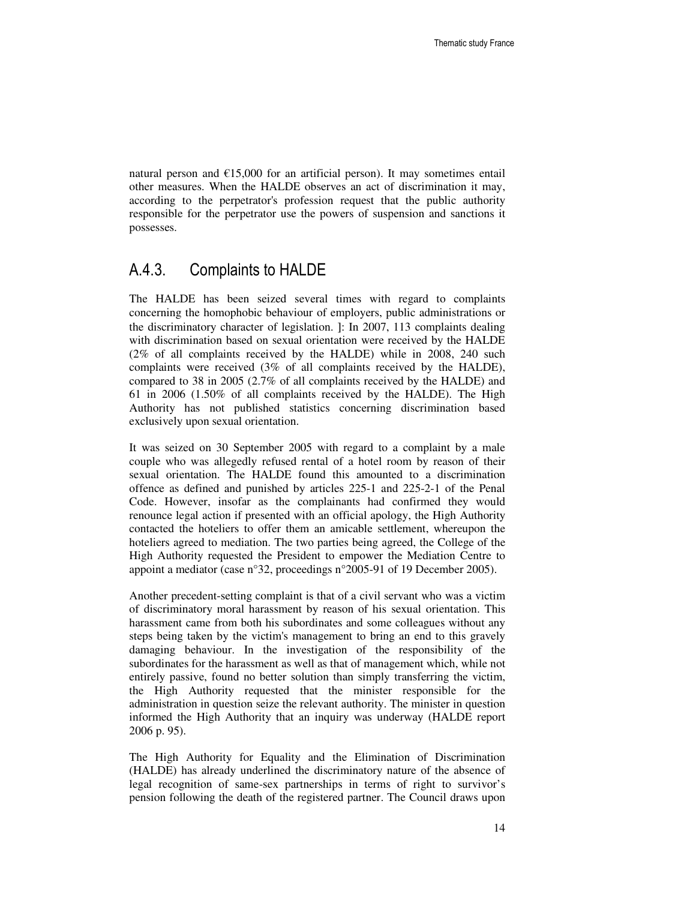natural person and €15,000 for an artificial person). It may sometimes entail other measures. When the HALDE observes an act of discrimination it may, according to the perpetrator's profession request that the public authority responsible for the perpetrator use the powers of suspension and sanctions it possesses.

### A.4.3. Complaints to HALDE

The HALDE has been seized several times with regard to complaints concerning the homophobic behaviour of employers, public administrations or the discriminatory character of legislation. ]: In 2007, 113 complaints dealing with discrimination based on sexual orientation were received by the HALDE (2% of all complaints received by the HALDE) while in 2008, 240 such complaints were received (3% of all complaints received by the HALDE), compared to 38 in 2005 (2.7% of all complaints received by the HALDE) and 61 in 2006 (1.50% of all complaints received by the HALDE). The High Authority has not published statistics concerning discrimination based exclusively upon sexual orientation.

It was seized on 30 September 2005 with regard to a complaint by a male couple who was allegedly refused rental of a hotel room by reason of their sexual orientation. The HALDE found this amounted to a discrimination offence as defined and punished by articles 225-1 and 225-2-1 of the Penal Code. However, insofar as the complainants had confirmed they would renounce legal action if presented with an official apology, the High Authority contacted the hoteliers to offer them an amicable settlement, whereupon the hoteliers agreed to mediation. The two parties being agreed, the College of the High Authority requested the President to empower the Mediation Centre to appoint a mediator (case n°32, proceedings n°2005-91 of 19 December 2005).

Another precedent-setting complaint is that of a civil servant who was a victim of discriminatory moral harassment by reason of his sexual orientation. This harassment came from both his subordinates and some colleagues without any steps being taken by the victim's management to bring an end to this gravely damaging behaviour. In the investigation of the responsibility of the subordinates for the harassment as well as that of management which, while not entirely passive, found no better solution than simply transferring the victim, the High Authority requested that the minister responsible for the administration in question seize the relevant authority. The minister in question informed the High Authority that an inquiry was underway (HALDE report 2006 p. 95).

The High Authority for Equality and the Elimination of Discrimination (HALDE) has already underlined the discriminatory nature of the absence of legal recognition of same-sex partnerships in terms of right to survivor's pension following the death of the registered partner. The Council draws upon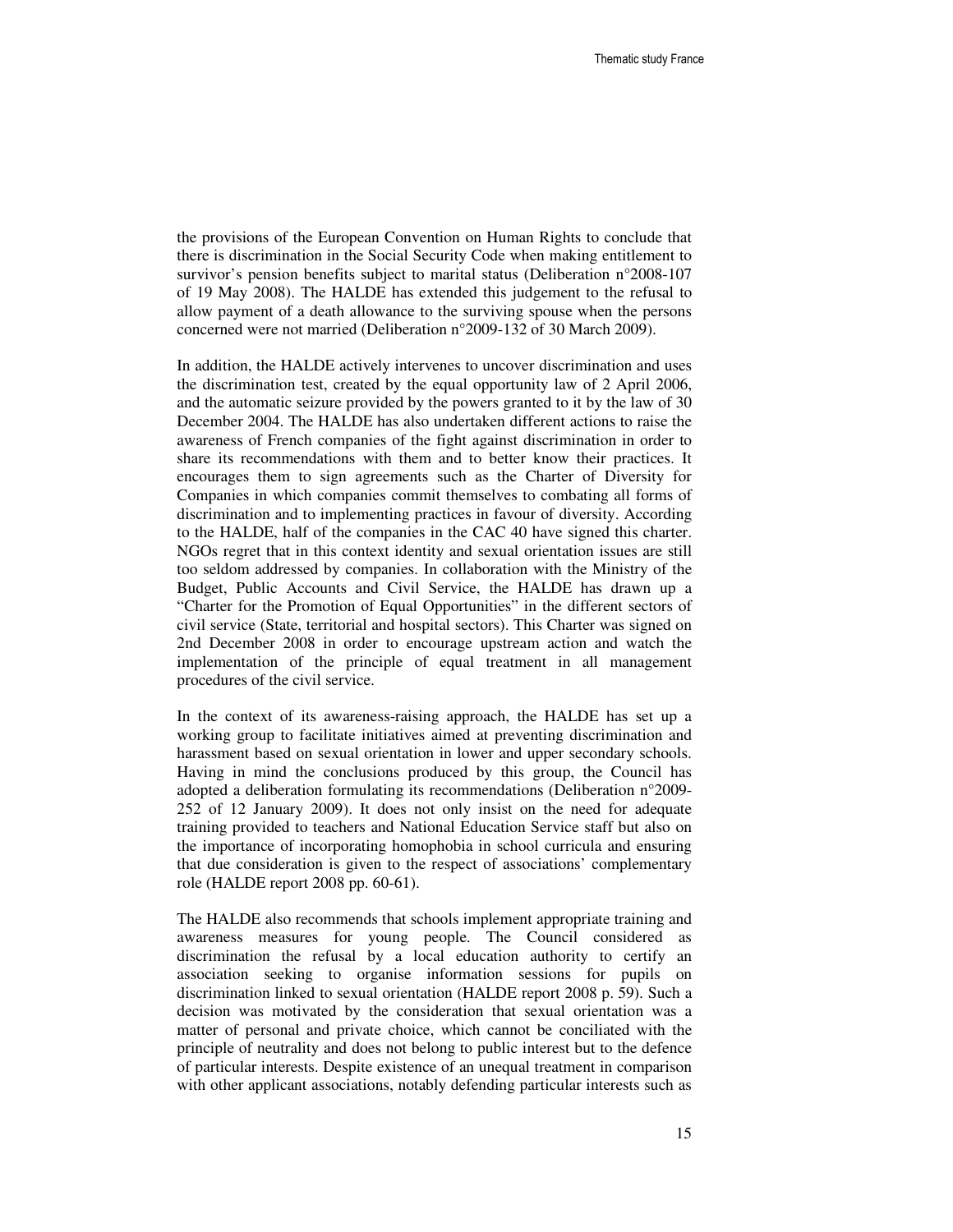the provisions of the European Convention on Human Rights to conclude that there is discrimination in the Social Security Code when making entitlement to survivor's pension benefits subject to marital status (Deliberation n°2008-107 of 19 May 2008). The HALDE has extended this judgement to the refusal to allow payment of a death allowance to the surviving spouse when the persons concerned were not married (Deliberation n°2009-132 of 30 March 2009).

In addition, the HALDE actively intervenes to uncover discrimination and uses the discrimination test, created by the equal opportunity law of 2 April 2006, and the automatic seizure provided by the powers granted to it by the law of 30 December 2004. The HALDE has also undertaken different actions to raise the awareness of French companies of the fight against discrimination in order to share its recommendations with them and to better know their practices. It encourages them to sign agreements such as the Charter of Diversity for Companies in which companies commit themselves to combating all forms of discrimination and to implementing practices in favour of diversity. According to the HALDE, half of the companies in the CAC 40 have signed this charter. NGOs regret that in this context identity and sexual orientation issues are still too seldom addressed by companies. In collaboration with the Ministry of the Budget, Public Accounts and Civil Service, the HALDE has drawn up a "Charter for the Promotion of Equal Opportunities" in the different sectors of civil service (State, territorial and hospital sectors). This Charter was signed on 2nd December 2008 in order to encourage upstream action and watch the implementation of the principle of equal treatment in all management procedures of the civil service.

In the context of its awareness-raising approach, the HALDE has set up a working group to facilitate initiatives aimed at preventing discrimination and harassment based on sexual orientation in lower and upper secondary schools. Having in mind the conclusions produced by this group, the Council has adopted a deliberation formulating its recommendations (Deliberation n°2009-252 of 12 January 2009). It does not only insist on the need for adequate training provided to teachers and National Education Service staff but also on the importance of incorporating homophobia in school curricula and ensuring that due consideration is given to the respect of associations' complementary role (HALDE report 2008 pp. 60-61).

The HALDE also recommends that schools implement appropriate training and awareness measures for young people. The Council considered as discrimination the refusal by a local education authority to certify an association seeking to organise information sessions for pupils on discrimination linked to sexual orientation (HALDE report 2008 p. 59). Such a decision was motivated by the consideration that sexual orientation was a matter of personal and private choice, which cannot be conciliated with the principle of neutrality and does not belong to public interest but to the defence of particular interests. Despite existence of an unequal treatment in comparison with other applicant associations, notably defending particular interests such as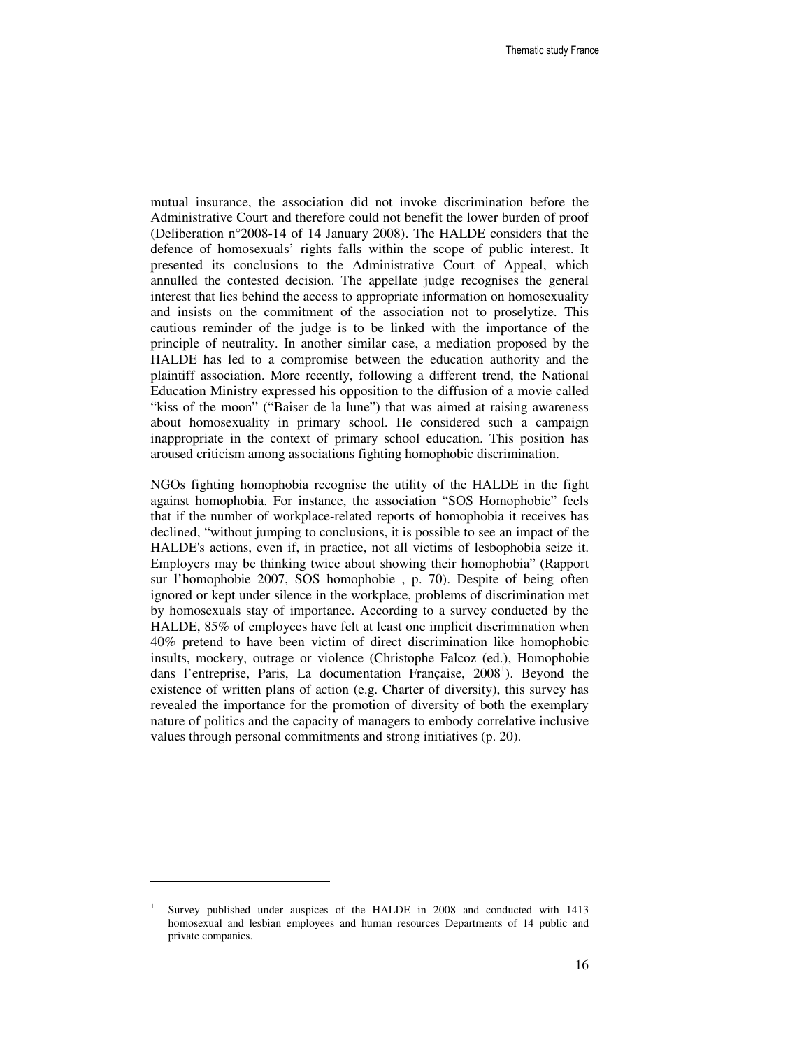mutual insurance, the association did not invoke discrimination before the Administrative Court and therefore could not benefit the lower burden of proof (Deliberation n°2008-14 of 14 January 2008). The HALDE considers that the defence of homosexuals' rights falls within the scope of public interest. It presented its conclusions to the Administrative Court of Appeal, which annulled the contested decision. The appellate judge recognises the general interest that lies behind the access to appropriate information on homosexuality and insists on the commitment of the association not to proselytize. This cautious reminder of the judge is to be linked with the importance of the principle of neutrality. In another similar case, a mediation proposed by the HALDE has led to a compromise between the education authority and the plaintiff association. More recently, following a different trend, the National Education Ministry expressed his opposition to the diffusion of a movie called "kiss of the moon" ("Baiser de la lune") that was aimed at raising awareness about homosexuality in primary school. He considered such a campaign inappropriate in the context of primary school education. This position has aroused criticism among associations fighting homophobic discrimination.

NGOs fighting homophobia recognise the utility of the HALDE in the fight against homophobia. For instance, the association "SOS Homophobie" feels that if the number of workplace-related reports of homophobia it receives has declined, "without jumping to conclusions, it is possible to see an impact of the HALDE's actions, even if, in practice, not all victims of lesbophobia seize it. Employers may be thinking twice about showing their homophobia" (Rapport sur l'homophobie 2007, SOS homophobie , p. 70). Despite of being often ignored or kept under silence in the workplace, problems of discrimination met by homosexuals stay of importance. According to a survey conducted by the HALDE, 85% of employees have felt at least one implicit discrimination when 40% pretend to have been victim of direct discrimination like homophobic insults, mockery, outrage or violence (Christophe Falcoz (ed.), Homophobie dans l'entreprise, Paris, La documentation Française, 2008[1]). Beyond the existence of written plans of action (e.g. Charter of diversity), this survey has revealed the importance for the promotion of diversity of both the exemplary nature of politics and the capacity of managers to embody correlative inclusive values through personal commitments and strong initiatives (p. 20).

[1] Survey published under auspices of the HALDE in 2008 and conducted with 1413 homosexual and lesbian employees and human resources Departments of 14 public and private companies.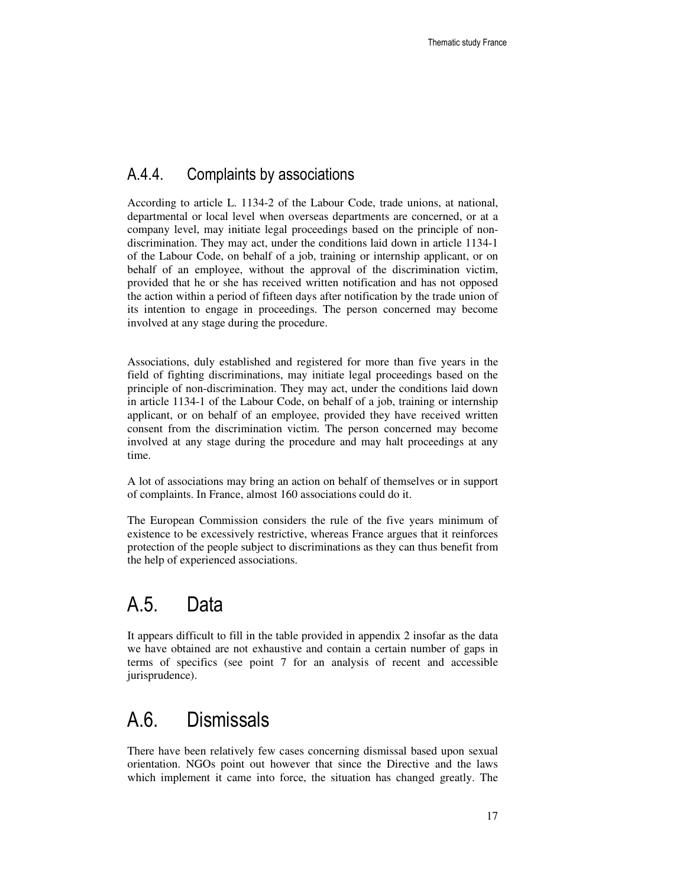### A.4.4. Complaints by associations

According to article L. 1134-2 of the Labour Code, trade unions, at national, departmental or local level when overseas departments are concerned, or at a company level, may initiate legal proceedings based on the principle of non-discrimination. They may act, under the conditions laid down in article 1134-1 of the Labour Code, on behalf of a job, training or internship applicant, or on behalf of an employee, without the approval of the discrimination victim, provided that he or she has received written notification and has not opposed the action within a period of fifteen days after notification by the trade union of its intention to engage in proceedings. The person concerned may become involved at any stage during the procedure.

Associations, duly established and registered for more than five years in the field of fighting discriminations, may initiate legal proceedings based on the principle of non-discrimination. They may act, under the conditions laid down in article 1134-1 of the Labour Code, on behalf of a job, training or internship applicant, or on behalf of an employee, provided they have received written consent from the discrimination victim. The person concerned may become involved at any stage during the procedure and may halt proceedings at any time.

A lot of associations may bring an action on behalf of themselves or in support of complaints. In France, almost 160 associations could do it.

The European Commission considers the rule of the five years minimum of existence to be excessively restrictive, whereas France argues that it reinforces protection of the people subject to discriminations as they can thus benefit from the help of experienced associations.

## A.5. Data

It appears difficult to fill in the table provided in appendix 2 insofar as the data we have obtained are not exhaustive and contain a certain number of gaps in terms of specifics (see point 7 for an analysis of recent and accessible jurisprudence).

## A.6. Dismissals

There have been relatively few cases concerning dismissal based upon sexual orientation. NGOs point out however that since the Directive and the laws which implement it came into force, the situation has changed greatly. The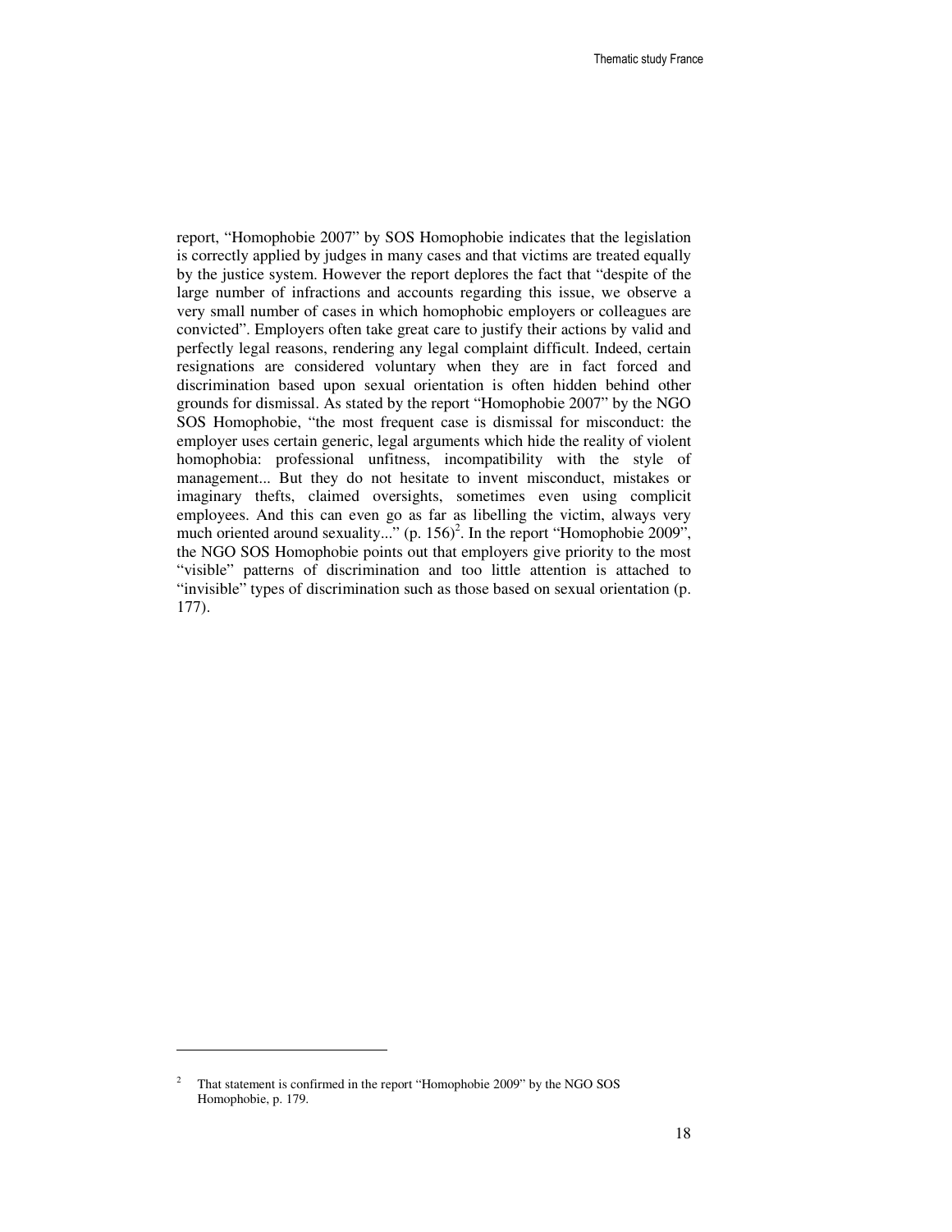report, "Homophobie 2007" by SOS Homophobie indicates that the legislation is correctly applied by judges in many cases and that victims are treated equally by the justice system. However the report deplores the fact that "despite of the large number of infractions and accounts regarding this issue, we observe a very small number of cases in which homophobic employers or colleagues are convicted". Employers often take great care to justify their actions by valid and perfectly legal reasons, rendering any legal complaint difficult. Indeed, certain resignations are considered voluntary when they are in fact forced and discrimination based upon sexual orientation is often hidden behind other grounds for dismissal. As stated by the report "Homophobie 2007" by the NGO SOS Homophobie, "the most frequent case is dismissal for misconduct: the employer uses certain generic, legal arguments which hide the reality of violent homophobia: professional unfitness, incompatibility with the style of management... But they do not hesitate to invent misconduct, mistakes or imaginary thefts, claimed oversights, sometimes even using complicit employees. And this can even go as far as libelling the victim, always very much oriented around sexuality..." (p. 156)[2]. In the report "Homophobie 2009", the NGO SOS Homophobie points out that employers give priority to the most "visible" patterns of discrimination and too little attention is attached to "invisible" types of discrimination such as those based on sexual orientation (p. 177).

[2] That statement is confirmed in the report "Homophobie 2009" by the NGO SOS Homophobie, p. 179.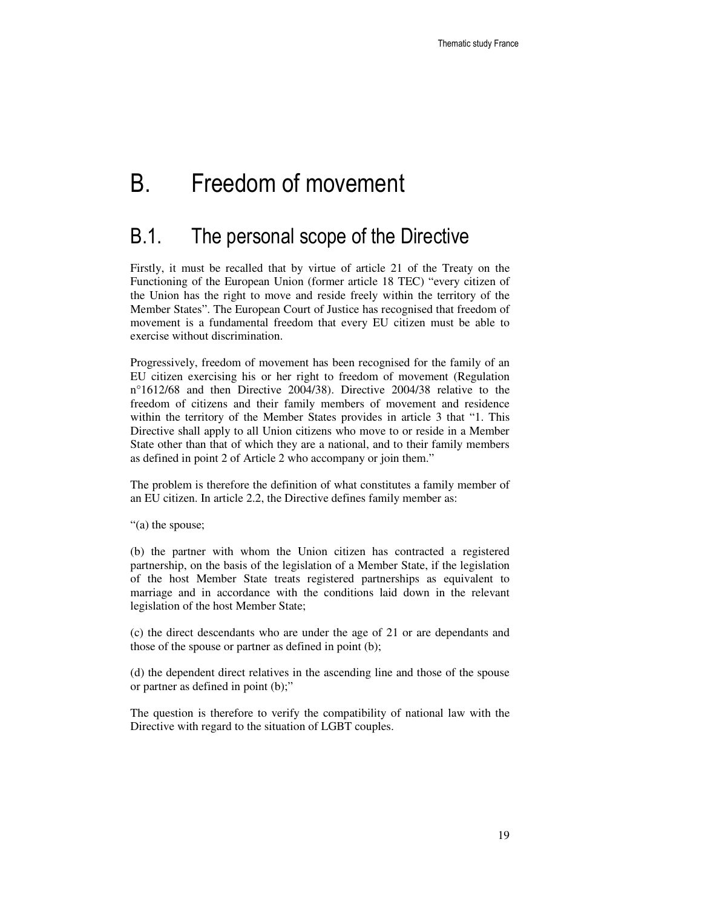# B. Freedom of movement

## B.1. The personal scope of the Directive

Firstly, it must be recalled that by virtue of article 21 of the Treaty on the Functioning of the European Union (former article 18 TEC) "every citizen of the Union has the right to move and reside freely within the territory of the Member States". The European Court of Justice has recognised that freedom of movement is a fundamental freedom that every EU citizen must be able to exercise without discrimination.

Progressively, freedom of movement has been recognised for the family of an EU citizen exercising his or her right to freedom of movement (Regulation n°1612/68 and then Directive 2004/38). Directive 2004/38 relative to the freedom of citizens and their family members of movement and residence within the territory of the Member States provides in article 3 that "1. This Directive shall apply to all Union citizens who move to or reside in a Member State other than that of which they are a national, and to their family members as defined in point 2 of Article 2 who accompany or join them."

The problem is therefore the definition of what constitutes a family member of an EU citizen. In article 2.2, the Directive defines family member as:

"(a) the spouse;

(b) the partner with whom the Union citizen has contracted a registered partnership, on the basis of the legislation of a Member State, if the legislation of the host Member State treats registered partnerships as equivalent to marriage and in accordance with the conditions laid down in the relevant legislation of the host Member State;

(c) the direct descendants who are under the age of 21 or are dependants and those of the spouse or partner as defined in point (b);

(d) the dependent direct relatives in the ascending line and those of the spouse or partner as defined in point (b);"

The question is therefore to verify the compatibility of national law with the Directive with regard to the situation of LGBT couples.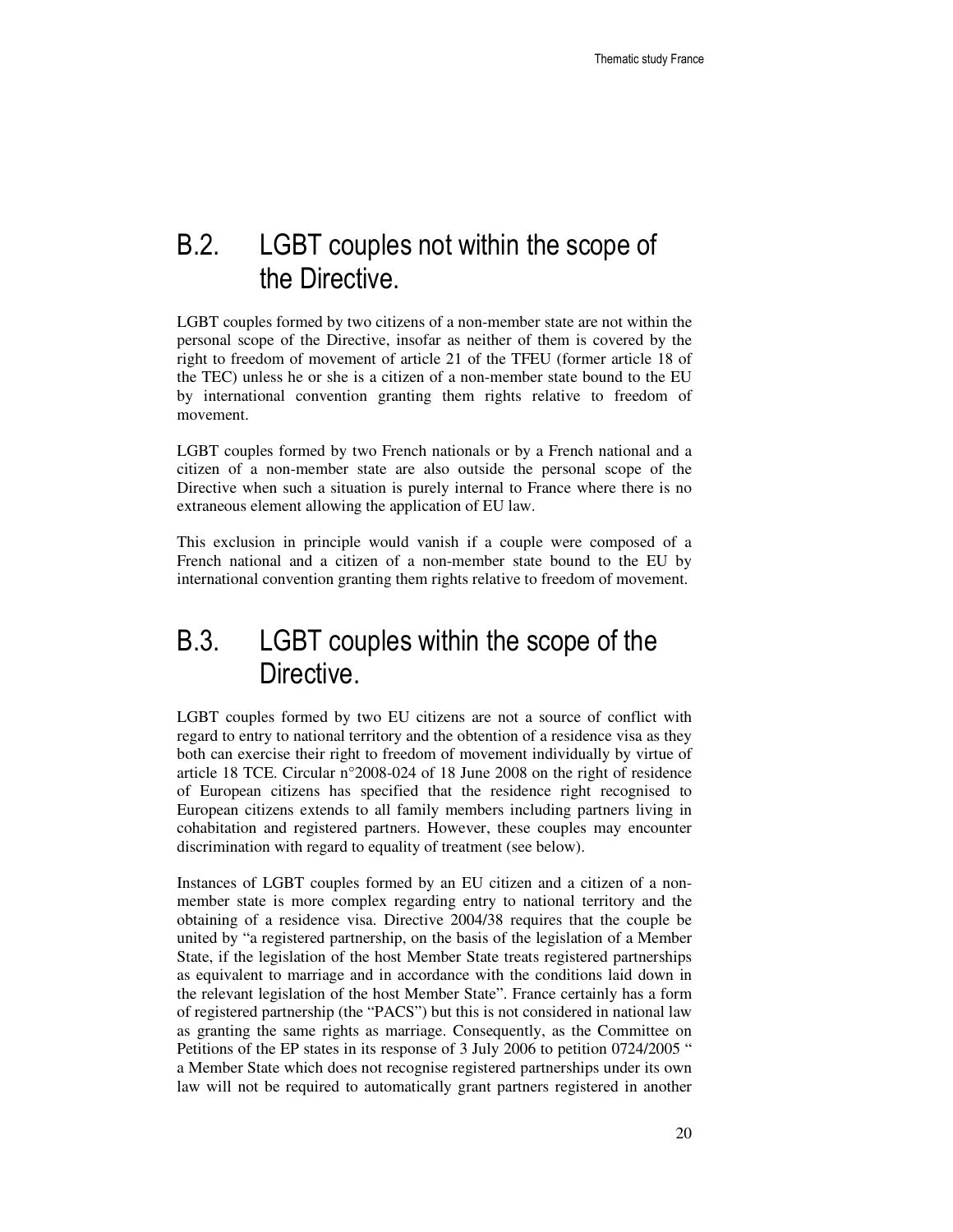## B.2. LGBT couples not within the scope of the Directive.

LGBT couples formed by two citizens of a non-member state are not within the personal scope of the Directive, insofar as neither of them is covered by the right to freedom of movement of article 21 of the TFEU (former article 18 of the TEC) unless he or she is a citizen of a non-member state bound to the EU by international convention granting them rights relative to freedom of movement.

LGBT couples formed by two French nationals or by a French national and a citizen of a non-member state are also outside the personal scope of the Directive when such a situation is purely internal to France where there is no extraneous element allowing the application of EU law.

This exclusion in principle would vanish if a couple were composed of a French national and a citizen of a non-member state bound to the EU by international convention granting them rights relative to freedom of movement.

## B.3. LGBT couples within the scope of the Directive.

LGBT couples formed by two EU citizens are not a source of conflict with regard to entry to national territory and the obtention of a residence visa as they both can exercise their right to freedom of movement individually by virtue of article 18 TCE. Circular n°2008-024 of 18 June 2008 on the right of residence of European citizens has specified that the residence right recognised to European citizens extends to all family members including partners living in cohabitation and registered partners. However, these couples may encounter discrimination with regard to equality of treatment (see below).

Instances of LGBT couples formed by an EU citizen and a citizen of a non-member state is more complex regarding entry to national territory and the obtaining of a residence visa. Directive 2004/38 requires that the couple be united by "a registered partnership, on the basis of the legislation of a Member State, if the legislation of the host Member State treats registered partnerships as equivalent to marriage and in accordance with the conditions laid down in the relevant legislation of the host Member State". France certainly has a form of registered partnership (the "PACS") but this is not considered in national law as granting the same rights as marriage. Consequently, as the Committee on Petitions of the EP states in its response of 3 July 2006 to petition 0724/2005 " a Member State which does not recognise registered partnerships under its own law will not be required to automatically grant partners registered in another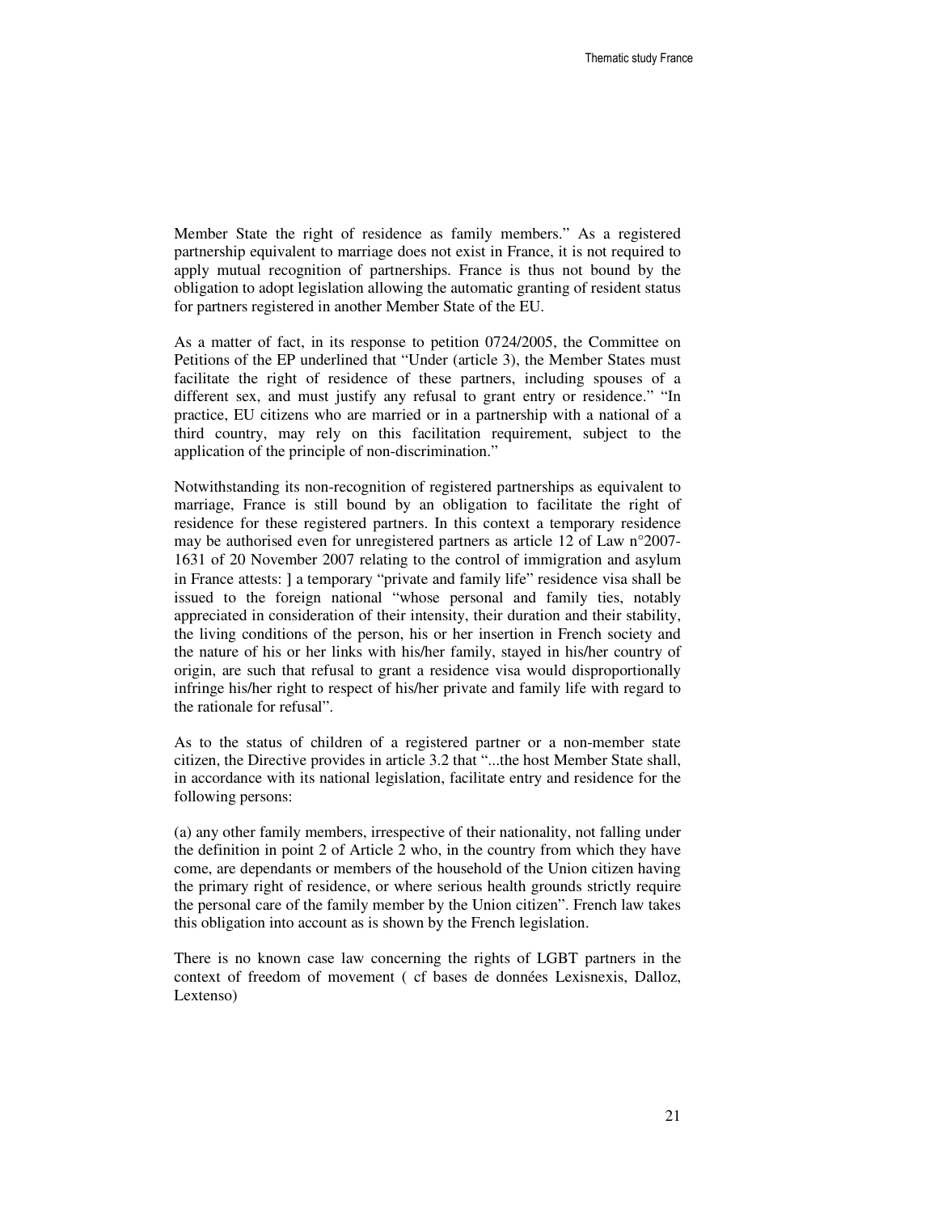Member State the right of residence as family members." As a registered partnership equivalent to marriage does not exist in France, it is not required to apply mutual recognition of partnerships. France is thus not bound by the obligation to adopt legislation allowing the automatic granting of resident status for partners registered in another Member State of the EU.

As a matter of fact, in its response to petition 0724/2005, the Committee on Petitions of the EP underlined that "Under (article 3), the Member States must facilitate the right of residence of these partners, including spouses of a different sex, and must justify any refusal to grant entry or residence." "In practice, EU citizens who are married or in a partnership with a national of a third country, may rely on this facilitation requirement, subject to the application of the principle of non-discrimination."

Notwithstanding its non-recognition of registered partnerships as equivalent to marriage, France is still bound by an obligation to facilitate the right of residence for these registered partners. In this context a temporary residence may be authorised even for unregistered partners as article 12 of Law n°2007-1631 of 20 November 2007 relating to the control of immigration and asylum in France attests: ] a temporary "private and family life" residence visa shall be issued to the foreign national "whose personal and family ties, notably appreciated in consideration of their intensity, their duration and their stability, the living conditions of the person, his or her insertion in French society and the nature of his or her links with his/her family, stayed in his/her country of origin, are such that refusal to grant a residence visa would disproportionally infringe his/her right to respect of his/her private and family life with regard to the rationale for refusal".

As to the status of children of a registered partner or a non-member state citizen, the Directive provides in article 3.2 that "...the host Member State shall, in accordance with its national legislation, facilitate entry and residence for the following persons:

(a) any other family members, irrespective of their nationality, not falling under the definition in point 2 of Article 2 who, in the country from which they have come, are dependants or members of the household of the Union citizen having the primary right of residence, or where serious health grounds strictly require the personal care of the family member by the Union citizen". French law takes this obligation into account as is shown by the French legislation.

There is no known case law concerning the rights of LGBT partners in the context of freedom of movement ( cf bases de données Lexisnexis, Dalloz, Lextenso)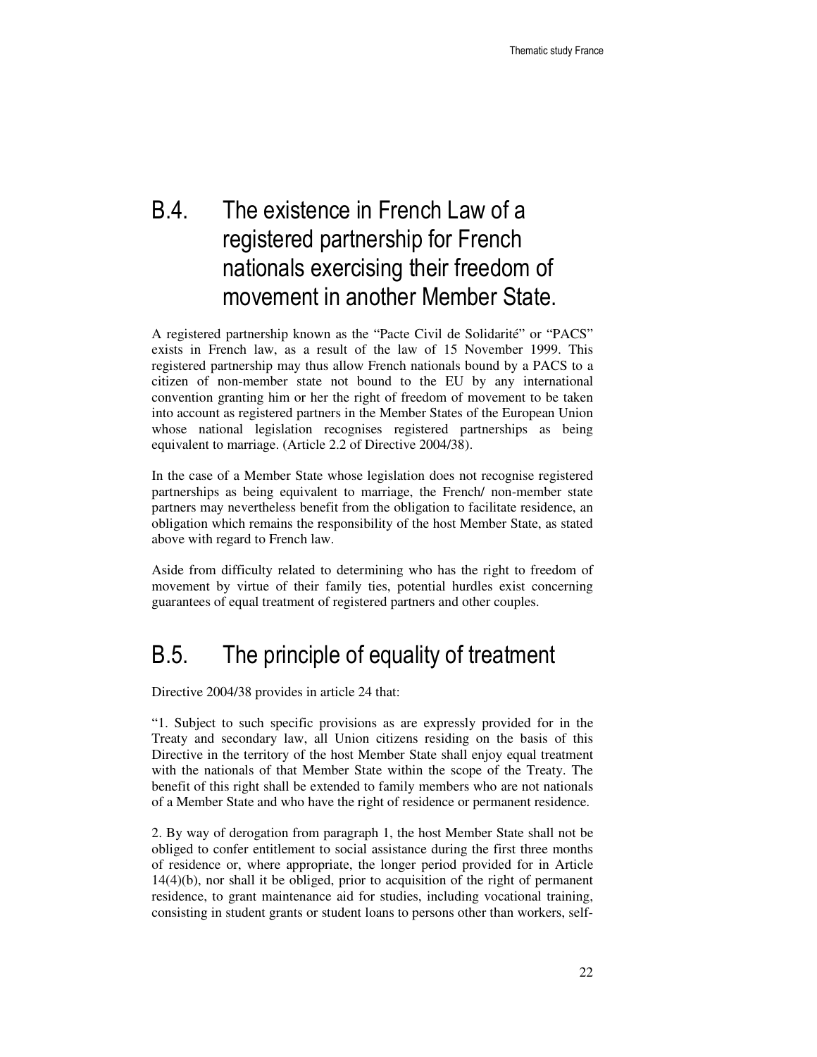## B.4. The existence in French Law of a registered partnership for French nationals exercising their freedom of movement in another Member State.

A registered partnership known as the "Pacte Civil de Solidarité" or "PACS" exists in French law, as a result of the law of 15 November 1999. This registered partnership may thus allow French nationals bound by a PACS to a citizen of non-member state not bound to the EU by any international convention granting him or her the right of freedom of movement to be taken into account as registered partners in the Member States of the European Union whose national legislation recognises registered partnerships as being equivalent to marriage. (Article 2.2 of Directive 2004/38).

In the case of a Member State whose legislation does not recognise registered partnerships as being equivalent to marriage, the French/ non-member state partners may nevertheless benefit from the obligation to facilitate residence, an obligation which remains the responsibility of the host Member State, as stated above with regard to French law.

Aside from difficulty related to determining who has the right to freedom of movement by virtue of their family ties, potential hurdles exist concerning guarantees of equal treatment of registered partners and other couples.

## B.5. The principle of equality of treatment

Directive 2004/38 provides in article 24 that:

"1. Subject to such specific provisions as are expressly provided for in the Treaty and secondary law, all Union citizens residing on the basis of this Directive in the territory of the host Member State shall enjoy equal treatment with the nationals of that Member State within the scope of the Treaty. The benefit of this right shall be extended to family members who are not nationals of a Member State and who have the right of residence or permanent residence.

2. By way of derogation from paragraph 1, the host Member State shall not be obliged to confer entitlement to social assistance during the first three months of residence or, where appropriate, the longer period provided for in Article 14(4)(b), nor shall it be obliged, prior to acquisition of the right of permanent residence, to grant maintenance aid for studies, including vocational training, consisting in student grants or student loans to persons other than workers, self-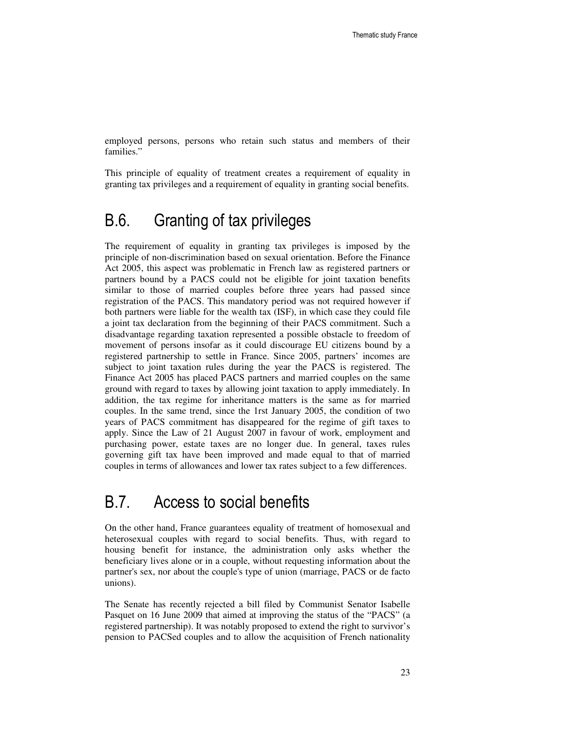employed persons, persons who retain such status and members of their families."

This principle of equality of treatment creates a requirement of equality in granting tax privileges and a requirement of equality in granting social benefits.

## B.6. Granting of tax privileges

The requirement of equality in granting tax privileges is imposed by the principle of non-discrimination based on sexual orientation. Before the Finance Act 2005, this aspect was problematic in French law as registered partners or partners bound by a PACS could not be eligible for joint taxation benefits similar to those of married couples before three years had passed since registration of the PACS. This mandatory period was not required however if both partners were liable for the wealth tax (ISF), in which case they could file a joint tax declaration from the beginning of their PACS commitment. Such a disadvantage regarding taxation represented a possible obstacle to freedom of movement of persons insofar as it could discourage EU citizens bound by a registered partnership to settle in France. Since 2005, partners' incomes are subject to joint taxation rules during the year the PACS is registered. The Finance Act 2005 has placed PACS partners and married couples on the same ground with regard to taxes by allowing joint taxation to apply immediately. In addition, the tax regime for inheritance matters is the same as for married couples. In the same trend, since the 1rst January 2005, the condition of two years of PACS commitment has disappeared for the regime of gift taxes to apply. Since the Law of 21 August 2007 in favour of work, employment and purchasing power, estate taxes are no longer due. In general, taxes rules governing gift tax have been improved and made equal to that of married couples in terms of allowances and lower tax rates subject to a few differences.

## B.7. Access to social benefits

On the other hand, France guarantees equality of treatment of homosexual and heterosexual couples with regard to social benefits. Thus, with regard to housing benefit for instance, the administration only asks whether the beneficiary lives alone or in a couple, without requesting information about the partner's sex, nor about the couple's type of union (marriage, PACS or de facto unions).

The Senate has recently rejected a bill filed by Communist Senator Isabelle Pasquet on 16 June 2009 that aimed at improving the status of the "PACS" (a registered partnership). It was notably proposed to extend the right to survivor's pension to PACSed couples and to allow the acquisition of French nationality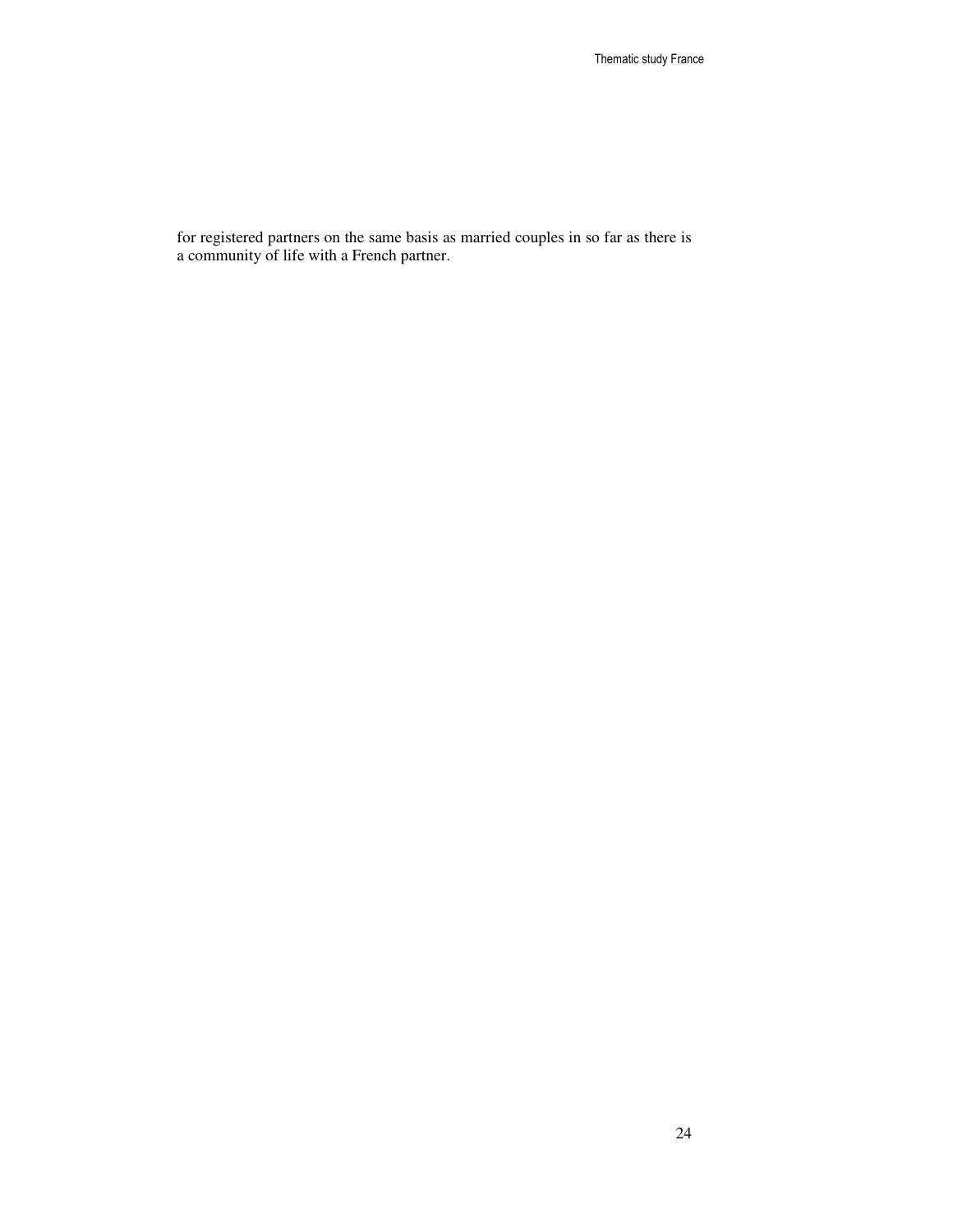for registered partners on the same basis as married couples in so far as there is a community of life with a French partner.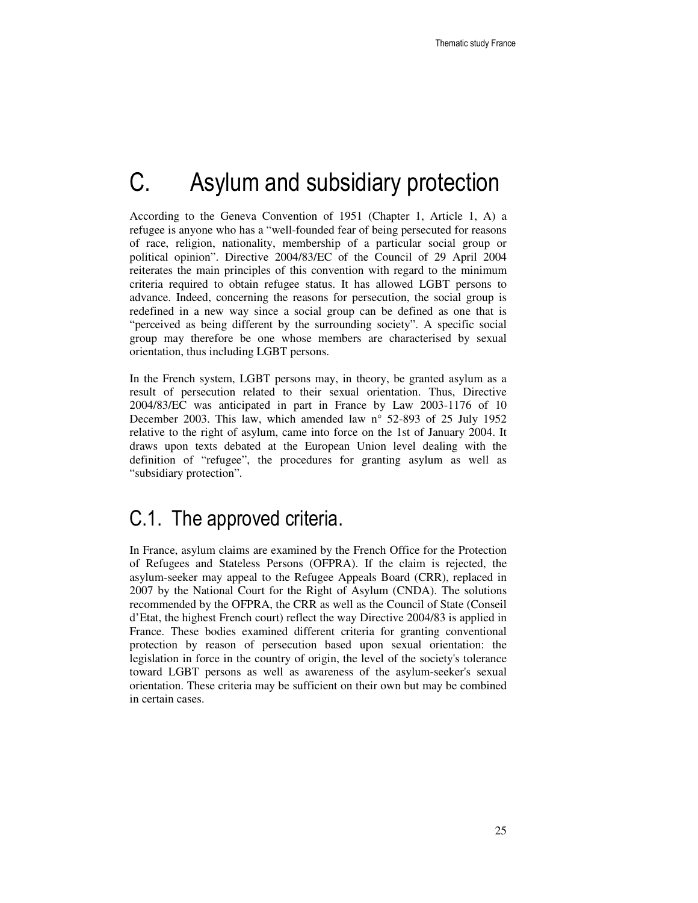# C. Asylum and subsidiary protection

According to the Geneva Convention of 1951 (Chapter 1, Article 1, A) a refugee is anyone who has a "well-founded fear of being persecuted for reasons of race, religion, nationality, membership of a particular social group or political opinion". Directive 2004/83/EC of the Council of 29 April 2004 reiterates the main principles of this convention with regard to the minimum criteria required to obtain refugee status. It has allowed LGBT persons to advance. Indeed, concerning the reasons for persecution, the social group is redefined in a new way since a social group can be defined as one that is "perceived as being different by the surrounding society". A specific social group may therefore be one whose members are characterised by sexual orientation, thus including LGBT persons.

In the French system, LGBT persons may, in theory, be granted asylum as a result of persecution related to their sexual orientation. Thus, Directive 2004/83/EC was anticipated in part in France by Law 2003-1176 of 10 December 2003. This law, which amended law n° 52-893 of 25 July 1952 relative to the right of asylum, came into force on the 1st of January 2004. It draws upon texts debated at the European Union level dealing with the definition of "refugee", the procedures for granting asylum as well as "subsidiary protection".

## C.1. The approved criteria.

In France, asylum claims are examined by the French Office for the Protection of Refugees and Stateless Persons (OFPRA). If the claim is rejected, the asylum-seeker may appeal to the Refugee Appeals Board (CRR), replaced in 2007 by the National Court for the Right of Asylum (CNDA). The solutions recommended by the OFPRA, the CRR as well as the Council of State (Conseil d'Etat, the highest French court) reflect the way Directive 2004/83 is applied in France. These bodies examined different criteria for granting conventional protection by reason of persecution based upon sexual orientation: the legislation in force in the country of origin, the level of the society's tolerance toward LGBT persons as well as awareness of the asylum-seeker's sexual orientation. These criteria may be sufficient on their own but may be combined in certain cases.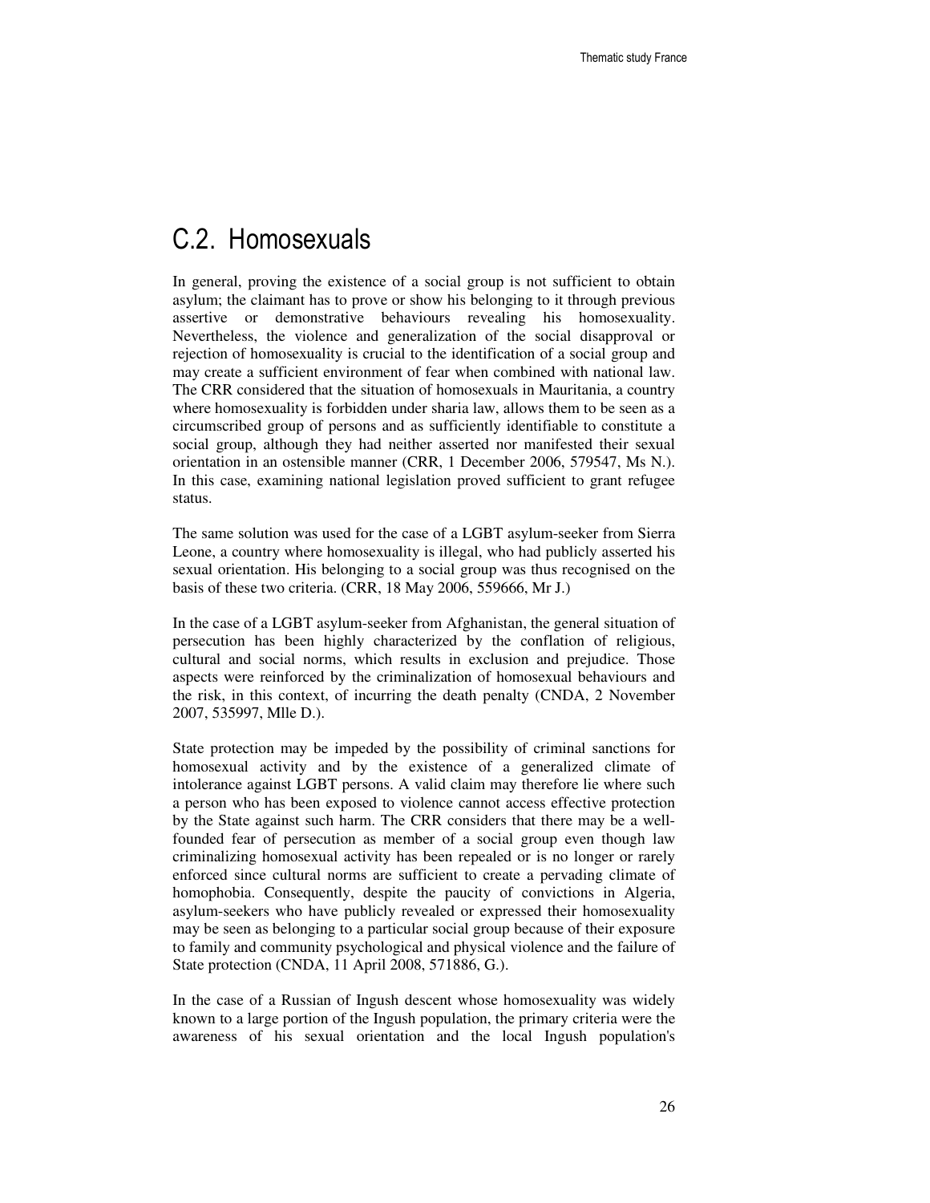## C.2. Homosexuals

In general, proving the existence of a social group is not sufficient to obtain asylum; the claimant has to prove or show his belonging to it through previous assertive or demonstrative behaviours revealing his homosexuality. Nevertheless, the violence and generalization of the social disapproval or rejection of homosexuality is crucial to the identification of a social group and may create a sufficient environment of fear when combined with national law. The CRR considered that the situation of homosexuals in Mauritania, a country where homosexuality is forbidden under sharia law, allows them to be seen as a circumscribed group of persons and as sufficiently identifiable to constitute a social group, although they had neither asserted nor manifested their sexual orientation in an ostensible manner (CRR, 1 December 2006, 579547, Ms N.). In this case, examining national legislation proved sufficient to grant refugee status.

The same solution was used for the case of a LGBT asylum-seeker from Sierra Leone, a country where homosexuality is illegal, who had publicly asserted his sexual orientation. His belonging to a social group was thus recognised on the basis of these two criteria. (CRR, 18 May 2006, 559666, Mr J.)

In the case of a LGBT asylum-seeker from Afghanistan, the general situation of persecution has been highly characterized by the conflation of religious, cultural and social norms, which results in exclusion and prejudice. Those aspects were reinforced by the criminalization of homosexual behaviours and the risk, in this context, of incurring the death penalty (CNDA, 2 November 2007, 535997, Mlle D.).

State protection may be impeded by the possibility of criminal sanctions for homosexual activity and by the existence of a generalized climate of intolerance against LGBT persons. A valid claim may therefore lie where such a person who has been exposed to violence cannot access effective protection by the State against such harm. The CRR considers that there may be a well-founded fear of persecution as member of a social group even though law criminalizing homosexual activity has been repealed or is no longer or rarely enforced since cultural norms are sufficient to create a pervading climate of homophobia. Consequently, despite the paucity of convictions in Algeria, asylum-seekers who have publicly revealed or expressed their homosexuality may be seen as belonging to a particular social group because of their exposure to family and community psychological and physical violence and the failure of State protection (CNDA, 11 April 2008, 571886, G.).

In the case of a Russian of Ingush descent whose homosexuality was widely known to a large portion of the Ingush population, the primary criteria were the awareness of his sexual orientation and the local Ingush population's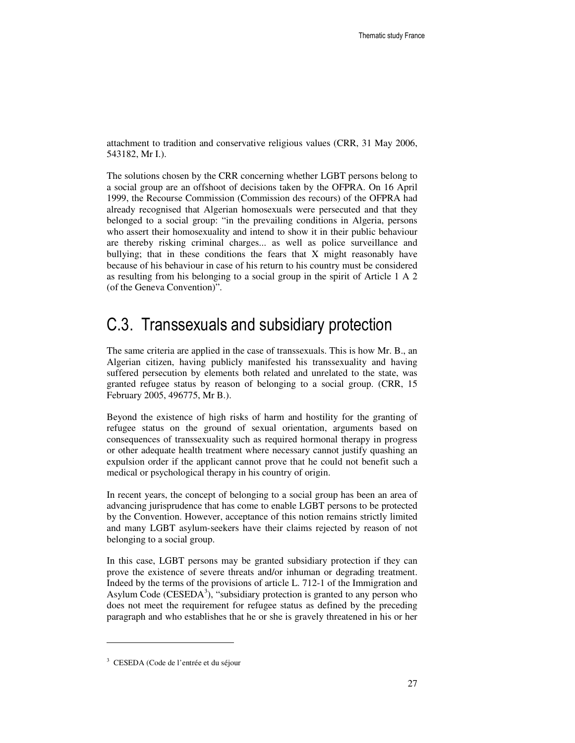attachment to tradition and conservative religious values (CRR, 31 May 2006, 543182, Mr I.).

The solutions chosen by the CRR concerning whether LGBT persons belong to a social group are an offshoot of decisions taken by the OFPRA. On 16 April 1999, the Recourse Commission (Commission des recours) of the OFPRA had already recognised that Algerian homosexuals were persecuted and that they belonged to a social group: "in the prevailing conditions in Algeria, persons who assert their homosexuality and intend to show it in their public behaviour are thereby risking criminal charges... as well as police surveillance and bullying; that in these conditions the fears that X might reasonably have because of his behaviour in case of his return to his country must be considered as resulting from his belonging to a social group in the spirit of Article 1 A 2 (of the Geneva Convention)".

## C.3. Transsexuals and subsidiary protection

The same criteria are applied in the case of transsexuals. This is how Mr. B., an Algerian citizen, having publicly manifested his transsexuality and having suffered persecution by elements both related and unrelated to the state, was granted refugee status by reason of belonging to a social group. (CRR, 15 February 2005, 496775, Mr B.).

Beyond the existence of high risks of harm and hostility for the granting of refugee status on the ground of sexual orientation, arguments based on consequences of transsexuality such as required hormonal therapy in progress or other adequate health treatment where necessary cannot justify quashing an expulsion order if the applicant cannot prove that he could not benefit such a medical or psychological therapy in his country of origin.

In recent years, the concept of belonging to a social group has been an area of advancing jurisprudence that has come to enable LGBT persons to be protected by the Convention. However, acceptance of this notion remains strictly limited and many LGBT asylum-seekers have their claims rejected by reason of not belonging to a social group.

In this case, LGBT persons may be granted subsidiary protection if they can prove the existence of severe threats and/or inhuman or degrading treatment. Indeed by the terms of the provisions of article L. 712-1 of the Immigration and Asylum Code (CESEDA[3]), "subsidiary protection is granted to any person who does not meet the requirement for refugee status as defined by the preceding paragraph and who establishes that he or she is gravely threatened in his or her

---

[3] CESEDA (Code de l'entrée et du séjour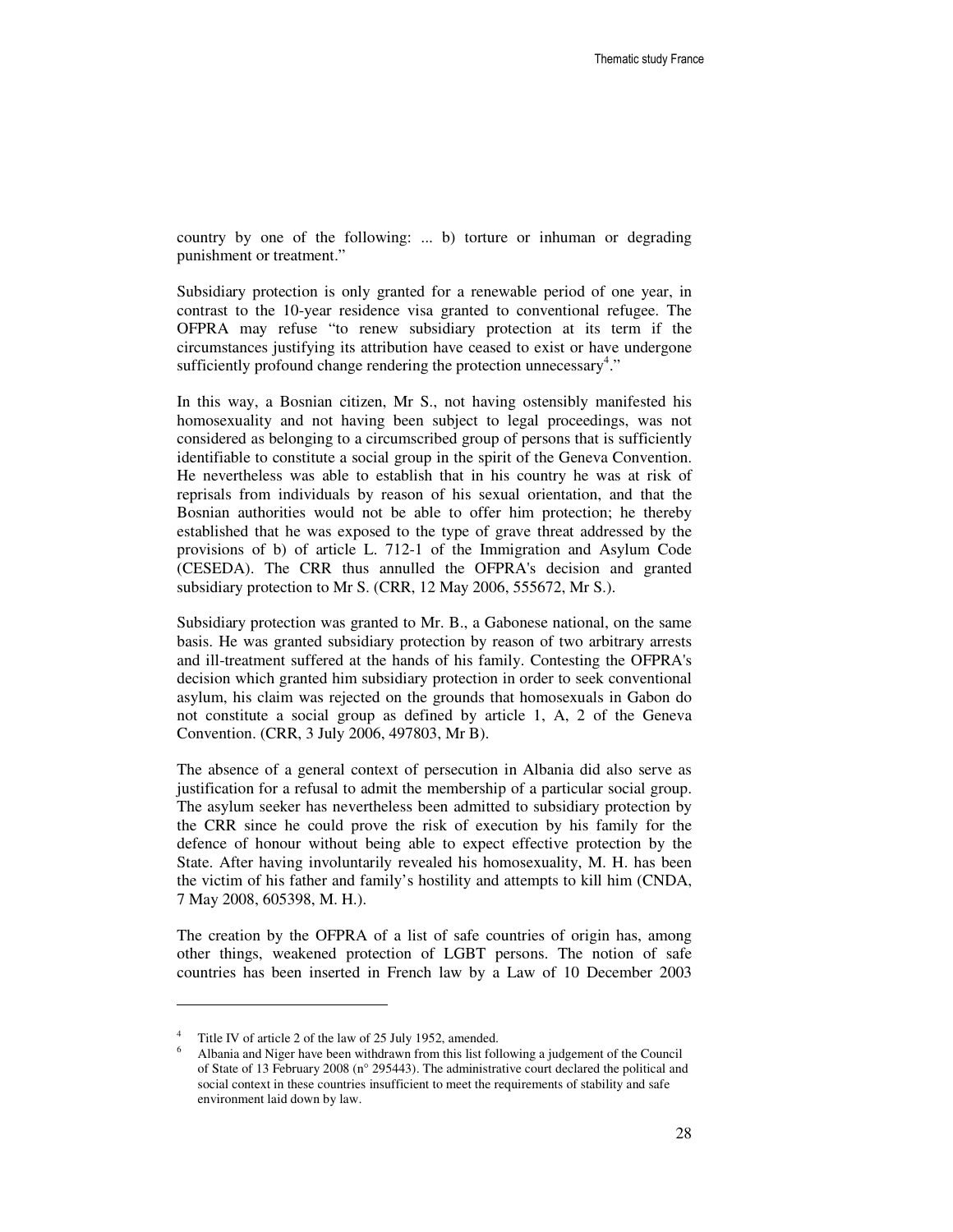country by one of the following: ... b) torture or inhuman or degrading punishment or treatment."

Subsidiary protection is only granted for a renewable period of one year, in contrast to the 10-year residence visa granted to conventional refugee. The OFPRA may refuse "to renew subsidiary protection at its term if the circumstances justifying its attribution have ceased to exist or have undergone sufficiently profound change rendering the protection unnecessary[4]."

In this way, a Bosnian citizen, Mr S., not having ostensibly manifested his homosexuality and not having been subject to legal proceedings, was not considered as belonging to a circumscribed group of persons that is sufficiently identifiable to constitute a social group in the spirit of the Geneva Convention. He nevertheless was able to establish that in his country he was at risk of reprisals from individuals by reason of his sexual orientation, and that the Bosnian authorities would not be able to offer him protection; he thereby established that he was exposed to the type of grave threat addressed by the provisions of b) of article L. 712-1 of the Immigration and Asylum Code (CESEDA). The CRR thus annulled the OFPRA's decision and granted subsidiary protection to Mr S. (CRR, 12 May 2006, 555672, Mr S.).

Subsidiary protection was granted to Mr. B., a Gabonese national, on the same basis. He was granted subsidiary protection by reason of two arbitrary arrests and ill-treatment suffered at the hands of his family. Contesting the OFPRA's decision which granted him subsidiary protection in order to seek conventional asylum, his claim was rejected on the grounds that homosexuals in Gabon do not constitute a social group as defined by article 1, A, 2 of the Geneva Convention. (CRR, 3 July 2006, 497803, Mr B).

The absence of a general context of persecution in Albania did also serve as justification for a refusal to admit the membership of a particular social group. The asylum seeker has nevertheless been admitted to subsidiary protection by the CRR since he could prove the risk of execution by his family for the defence of honour without being able to expect effective protection by the State. After having involuntarily revealed his homosexuality, M. H. has been the victim of his father and family's hostility and attempts to kill him (CNDA, 7 May 2008, 605398, M. H.).

The creation by the OFPRA of a list of safe countries of origin has, among other things, weakened protection of LGBT persons. The notion of safe countries has been inserted in French law by a Law of 10 December 2003

---

[4] Title IV of article 2 of the law of 25 July 1952, amended.

[6] Albania and Niger have been withdrawn from this list following a judgement of the Council of State of 13 February 2008 (n° 295443). The administrative court declared the political and social context in these countries insufficient to meet the requirements of stability and safe environment laid down by law.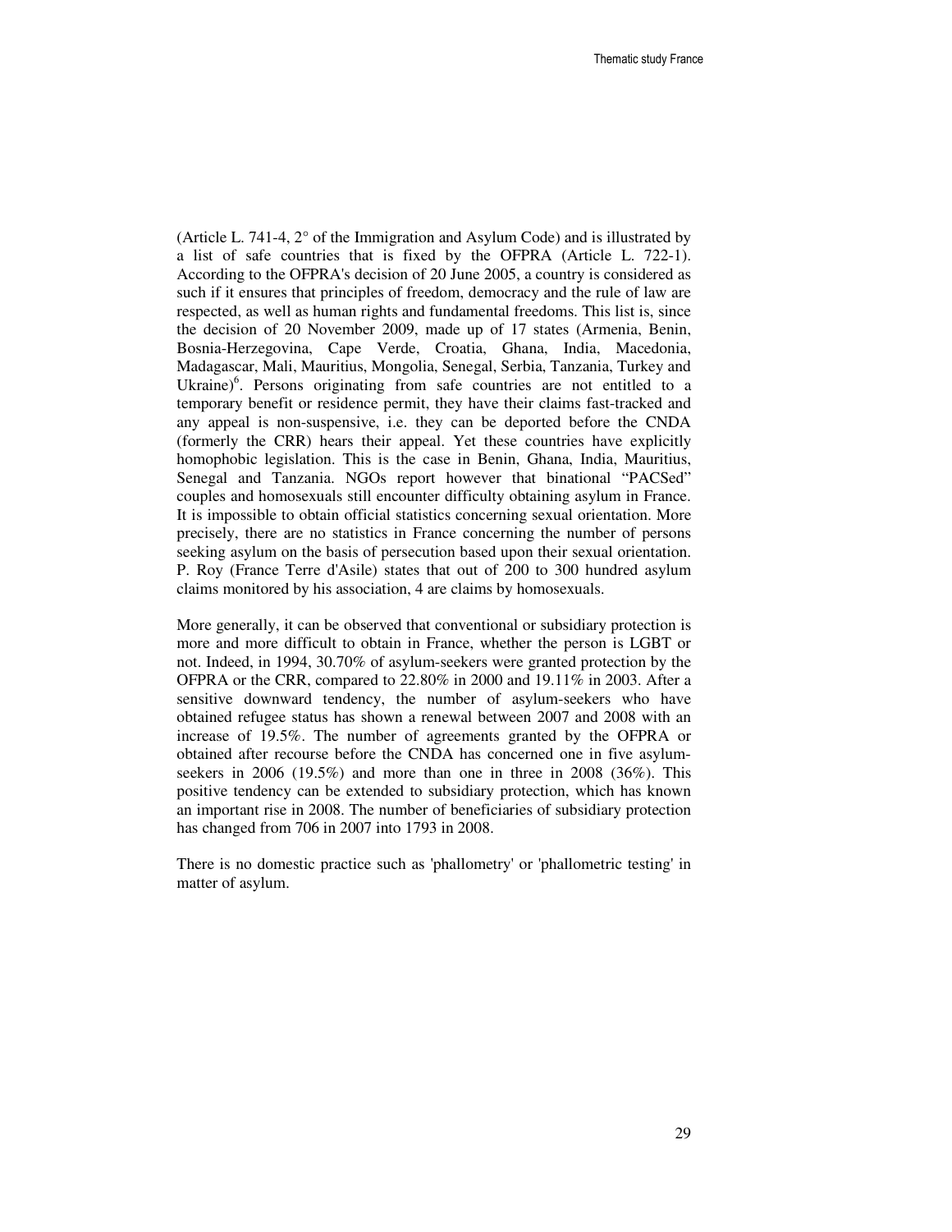(Article L. 741-4, 2° of the Immigration and Asylum Code) and is illustrated by a list of safe countries that is fixed by the OFPRA (Article L. 722-1). According to the OFPRA's decision of 20 June 2005, a country is considered as such if it ensures that principles of freedom, democracy and the rule of law are respected, as well as human rights and fundamental freedoms. This list is, since the decision of 20 November 2009, made up of 17 states (Armenia, Benin, Bosnia-Herzegovina, Cape Verde, Croatia, Ghana, India, Macedonia, Madagascar, Mali, Mauritius, Mongolia, Senegal, Serbia, Tanzania, Turkey and Ukraine)[6]. Persons originating from safe countries are not entitled to a temporary benefit or residence permit, they have their claims fast-tracked and any appeal is non-suspensive, i.e. they can be deported before the CNDA (formerly the CRR) hears their appeal. Yet these countries have explicitly homophobic legislation. This is the case in Benin, Ghana, India, Mauritius, Senegal and Tanzania. NGOs report however that binational "PACSed" couples and homosexuals still encounter difficulty obtaining asylum in France. It is impossible to obtain official statistics concerning sexual orientation. More precisely, there are no statistics in France concerning the number of persons seeking asylum on the basis of persecution based upon their sexual orientation. P. Roy (France Terre d'Asile) states that out of 200 to 300 hundred asylum claims monitored by his association, 4 are claims by homosexuals.

More generally, it can be observed that conventional or subsidiary protection is more and more difficult to obtain in France, whether the person is LGBT or not. Indeed, in 1994, 30.70% of asylum-seekers were granted protection by the OFPRA or the CRR, compared to 22.80% in 2000 and 19.11% in 2003. After a sensitive downward tendency, the number of asylum-seekers who have obtained refugee status has shown a renewal between 2007 and 2008 with an increase of 19.5%. The number of agreements granted by the OFPRA or obtained after recourse before the CNDA has concerned one in five asylum-seekers in 2006 (19.5%) and more than one in three in 2008 (36%). This positive tendency can be extended to subsidiary protection, which has known an important rise in 2008. The number of beneficiaries of subsidiary protection has changed from 706 in 2007 into 1793 in 2008.

There is no domestic practice such as 'phallometry' or 'phallometric testing' in matter of asylum.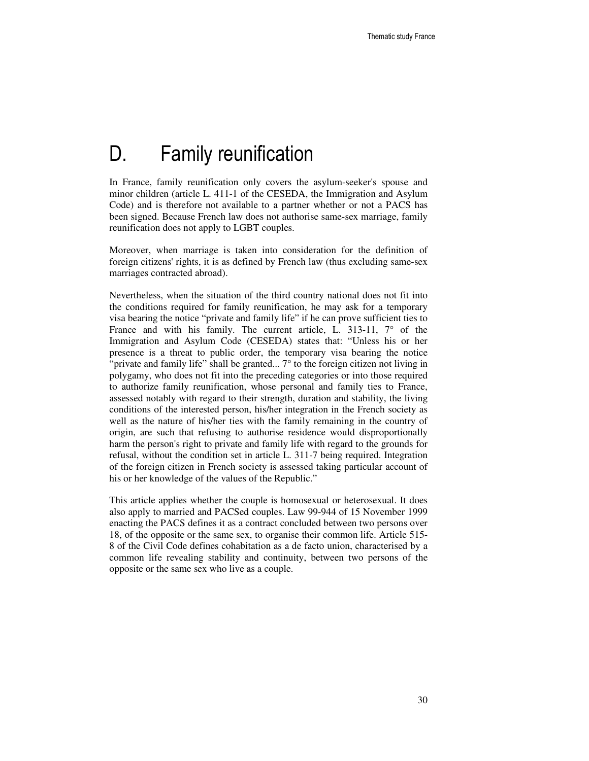# D. Family reunification

In France, family reunification only covers the asylum-seeker's spouse and minor children (article L. 411-1 of the CESEDA, the Immigration and Asylum Code) and is therefore not available to a partner whether or not a PACS has been signed. Because French law does not authorise same-sex marriage, family reunification does not apply to LGBT couples.

Moreover, when marriage is taken into consideration for the definition of foreign citizens' rights, it is as defined by French law (thus excluding same-sex marriages contracted abroad).

Nevertheless, when the situation of the third country national does not fit into the conditions required for family reunification, he may ask for a temporary visa bearing the notice "private and family life" if he can prove sufficient ties to France and with his family. The current article, L. 313-11, 7° of the Immigration and Asylum Code (CESEDA) states that: "Unless his or her presence is a threat to public order, the temporary visa bearing the notice "private and family life" shall be granted... 7° to the foreign citizen not living in polygamy, who does not fit into the preceding categories or into those required to authorize family reunification, whose personal and family ties to France, assessed notably with regard to their strength, duration and stability, the living conditions of the interested person, his/her integration in the French society as well as the nature of his/her ties with the family remaining in the country of origin, are such that refusing to authorise residence would disproportionally harm the person's right to private and family life with regard to the grounds for refusal, without the condition set in article L. 311-7 being required. Integration of the foreign citizen in French society is assessed taking particular account of his or her knowledge of the values of the Republic."

This article applies whether the couple is homosexual or heterosexual. It does also apply to married and PACSed couples. Law 99-944 of 15 November 1999 enacting the PACS defines it as a contract concluded between two persons over 18, of the opposite or the same sex, to organise their common life. Article 515-8 of the Civil Code defines cohabitation as a de facto union, characterised by a common life revealing stability and continuity, between two persons of the opposite or the same sex who live as a couple.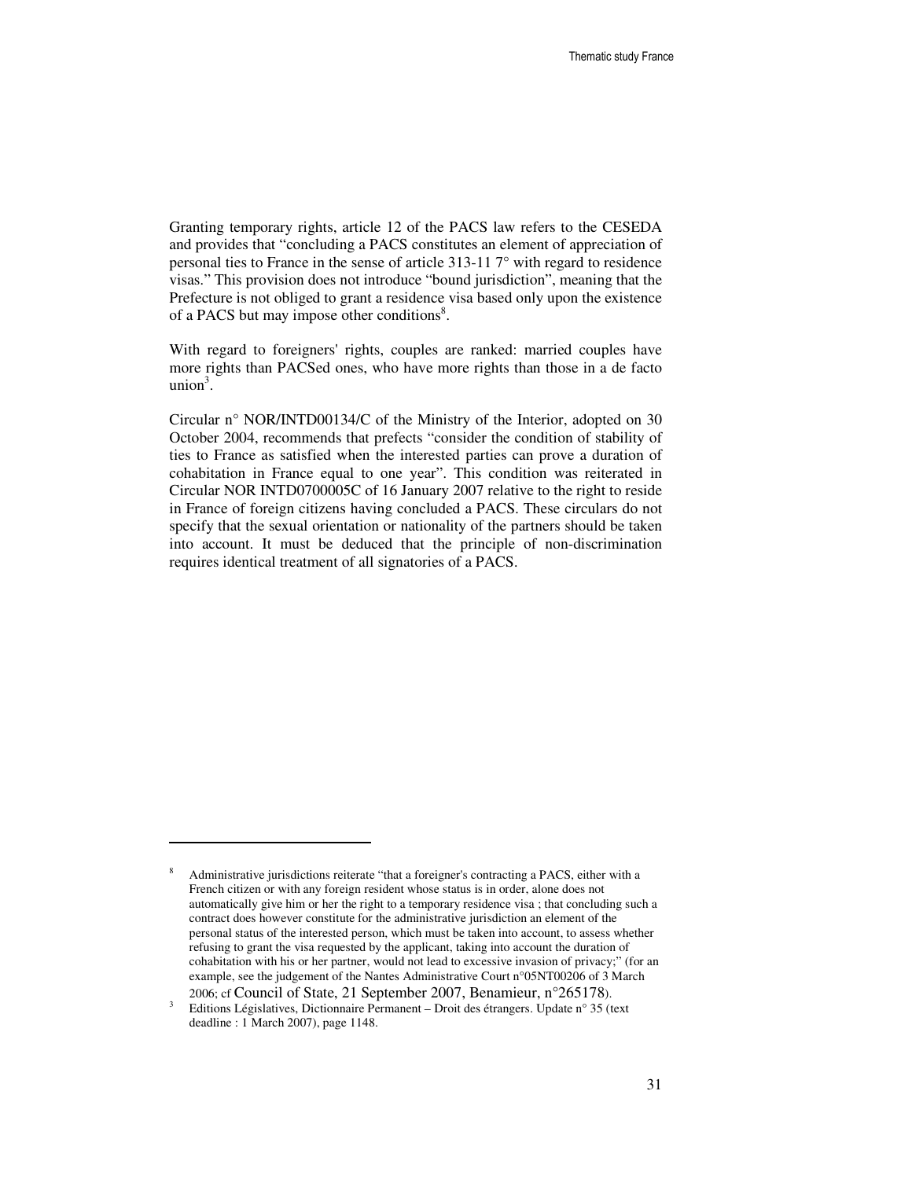Granting temporary rights, article 12 of the PACS law refers to the CESEDA and provides that "concluding a PACS constitutes an element of appreciation of personal ties to France in the sense of article 313-11 7° with regard to residence visas." This provision does not introduce "bound jurisdiction", meaning that the Prefecture is not obliged to grant a residence visa based only upon the existence of a PACS but may impose other conditions[8].

With regard to foreigners' rights, couples are ranked: married couples have more rights than PACSed ones, who have more rights than those in a de facto union[3].

Circular n° NOR/INTD00134/C of the Ministry of the Interior, adopted on 30 October 2004, recommends that prefects "consider the condition of stability of ties to France as satisfied when the interested parties can prove a duration of cohabitation in France equal to one year". This condition was reiterated in Circular NOR INTD0700005C of 16 January 2007 relative to the right to reside in France of foreign citizens having concluded a PACS. These circulars do not specify that the sexual orientation or nationality of the partners should be taken into account. It must be deduced that the principle of non-discrimination requires identical treatment of all signatories of a PACS.

---

[8] Administrative jurisdictions reiterate "that a foreigner's contracting a PACS, either with a French citizen or with any foreign resident whose status is in order, alone does not automatically give him or her the right to a temporary residence visa ; that concluding such a contract does however constitute for the administrative jurisdiction an element of the personal status of the interested person, which must be taken into account, to assess whether refusing to grant the visa requested by the applicant, taking into account the duration of cohabitation with his or her partner, would not lead to excessive invasion of privacy;" (for an example, see the judgement of the Nantes Administrative Court n°05NT00206 of 3 March 2006; cf Council of State, 21 September 2007, Benamieur, n°265178).

[3] Editions Législatives, Dictionnaire Permanent – Droit des étrangers. Update n° 35 (text deadline : 1 March 2007), page 1148.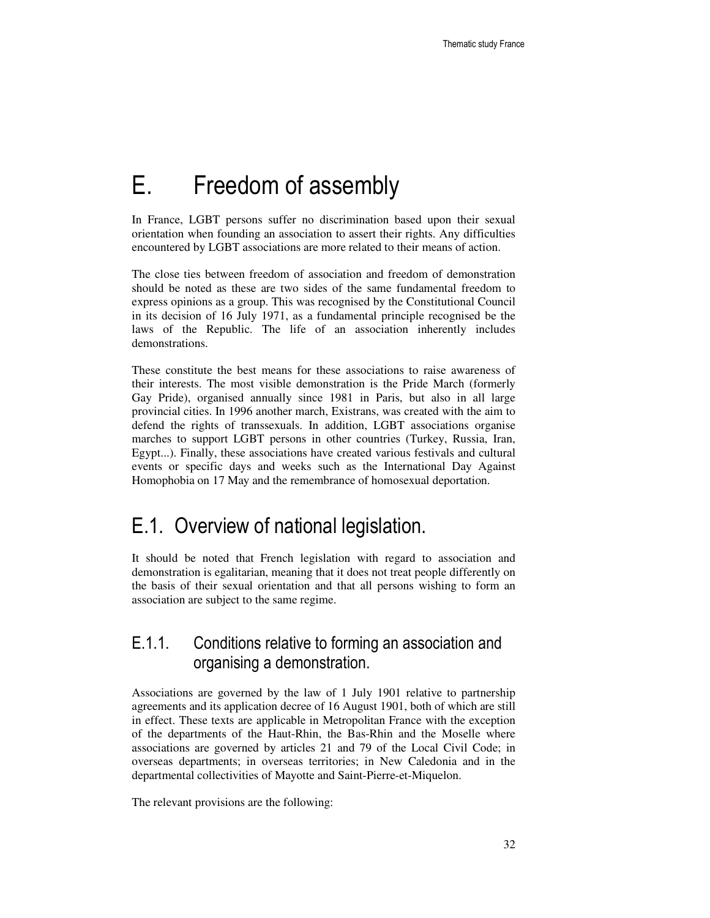# E. Freedom of assembly

In France, LGBT persons suffer no discrimination based upon their sexual orientation when founding an association to assert their rights. Any difficulties encountered by LGBT associations are more related to their means of action.

The close ties between freedom of association and freedom of demonstration should be noted as these are two sides of the same fundamental freedom to express opinions as a group. This was recognised by the Constitutional Council in its decision of 16 July 1971, as a fundamental principle recognised be the laws of the Republic. The life of an association inherently includes demonstrations.

These constitute the best means for these associations to raise awareness of their interests. The most visible demonstration is the Pride March (formerly Gay Pride), organised annually since 1981 in Paris, but also in all large provincial cities. In 1996 another march, Existrans, was created with the aim to defend the rights of transsexuals. In addition, LGBT associations organise marches to support LGBT persons in other countries (Turkey, Russia, Iran, Egypt...). Finally, these associations have created various festivals and cultural events or specific days and weeks such as the International Day Against Homophobia on 17 May and the remembrance of homosexual deportation.

## E.1. Overview of national legislation.

It should be noted that French legislation with regard to association and demonstration is egalitarian, meaning that it does not treat people differently on the basis of their sexual orientation and that all persons wishing to form an association are subject to the same regime.

### E.1.1. Conditions relative to forming an association and organising a demonstration.

Associations are governed by the law of 1 July 1901 relative to partnership agreements and its application decree of 16 August 1901, both of which are still in effect. These texts are applicable in Metropolitan France with the exception of the departments of the Haut-Rhin, the Bas-Rhin and the Moselle where associations are governed by articles 21 and 79 of the Local Civil Code; in overseas departments; in overseas territories; in New Caledonia and in the departmental collectivities of Mayotte and Saint-Pierre-et-Miquelon.

The relevant provisions are the following: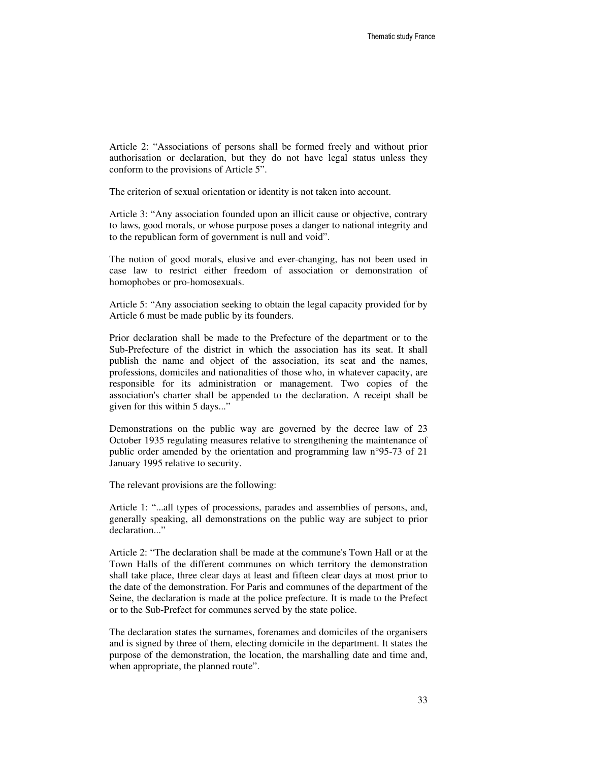Article 2: "Associations of persons shall be formed freely and without prior authorisation or declaration, but they do not have legal status unless they conform to the provisions of Article 5".

The criterion of sexual orientation or identity is not taken into account.

Article 3: "Any association founded upon an illicit cause or objective, contrary to laws, good morals, or whose purpose poses a danger to national integrity and to the republican form of government is null and void".

The notion of good morals, elusive and ever-changing, has not been used in case law to restrict either freedom of association or demonstration of homophobes or pro-homosexuals.

Article 5: "Any association seeking to obtain the legal capacity provided for by Article 6 must be made public by its founders.

Prior declaration shall be made to the Prefecture of the department or to the Sub-Prefecture of the district in which the association has its seat. It shall publish the name and object of the association, its seat and the names, professions, domiciles and nationalities of those who, in whatever capacity, are responsible for its administration or management. Two copies of the association's charter shall be appended to the declaration. A receipt shall be given for this within 5 days..."

Demonstrations on the public way are governed by the decree law of 23 October 1935 regulating measures relative to strengthening the maintenance of public order amended by the orientation and programming law n°95-73 of 21 January 1995 relative to security.

The relevant provisions are the following:

Article 1: "...all types of processions, parades and assemblies of persons, and, generally speaking, all demonstrations on the public way are subject to prior declaration..."

Article 2: "The declaration shall be made at the commune's Town Hall or at the Town Halls of the different communes on which territory the demonstration shall take place, three clear days at least and fifteen clear days at most prior to the date of the demonstration. For Paris and communes of the department of the Seine, the declaration is made at the police prefecture. It is made to the Prefect or to the Sub-Prefect for communes served by the state police.

The declaration states the surnames, forenames and domiciles of the organisers and is signed by three of them, electing domicile in the department. It states the purpose of the demonstration, the location, the marshalling date and time and, when appropriate, the planned route".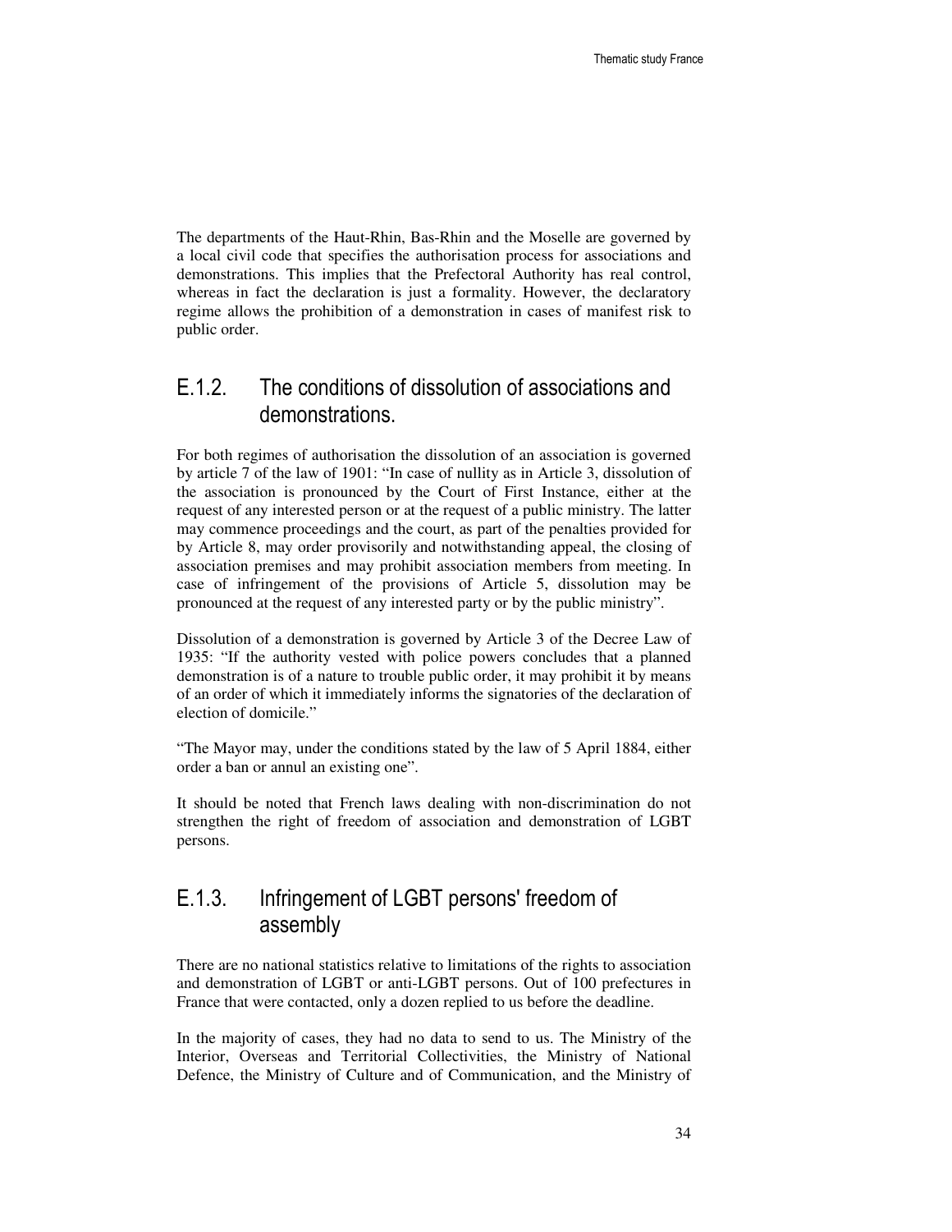The departments of the Haut-Rhin, Bas-Rhin and the Moselle are governed by a local civil code that specifies the authorisation process for associations and demonstrations. This implies that the Prefectoral Authority has real control, whereas in fact the declaration is just a formality. However, the declaratory regime allows the prohibition of a demonstration in cases of manifest risk to public order.

## E.1.2. The conditions of dissolution of associations and demonstrations.

For both regimes of authorisation the dissolution of an association is governed by article 7 of the law of 1901: "In case of nullity as in Article 3, dissolution of the association is pronounced by the Court of First Instance, either at the request of any interested person or at the request of a public ministry. The latter may commence proceedings and the court, as part of the penalties provided for by Article 8, may order provisorily and notwithstanding appeal, the closing of association premises and may prohibit association members from meeting. In case of infringement of the provisions of Article 5, dissolution may be pronounced at the request of any interested party or by the public ministry".

Dissolution of a demonstration is governed by Article 3 of the Decree Law of 1935: "If the authority vested with police powers concludes that a planned demonstration is of a nature to trouble public order, it may prohibit it by means of an order of which it immediately informs the signatories of the declaration of election of domicile."

"The Mayor may, under the conditions stated by the law of 5 April 1884, either order a ban or annul an existing one".

It should be noted that French laws dealing with non-discrimination do not strengthen the right of freedom of association and demonstration of LGBT persons.

## E.1.3. Infringement of LGBT persons' freedom of assembly

There are no national statistics relative to limitations of the rights to association and demonstration of LGBT or anti-LGBT persons. Out of 100 prefectures in France that were contacted, only a dozen replied to us before the deadline.

In the majority of cases, they had no data to send to us. The Ministry of the Interior, Overseas and Territorial Collectivities, the Ministry of National Defence, the Ministry of Culture and of Communication, and the Ministry of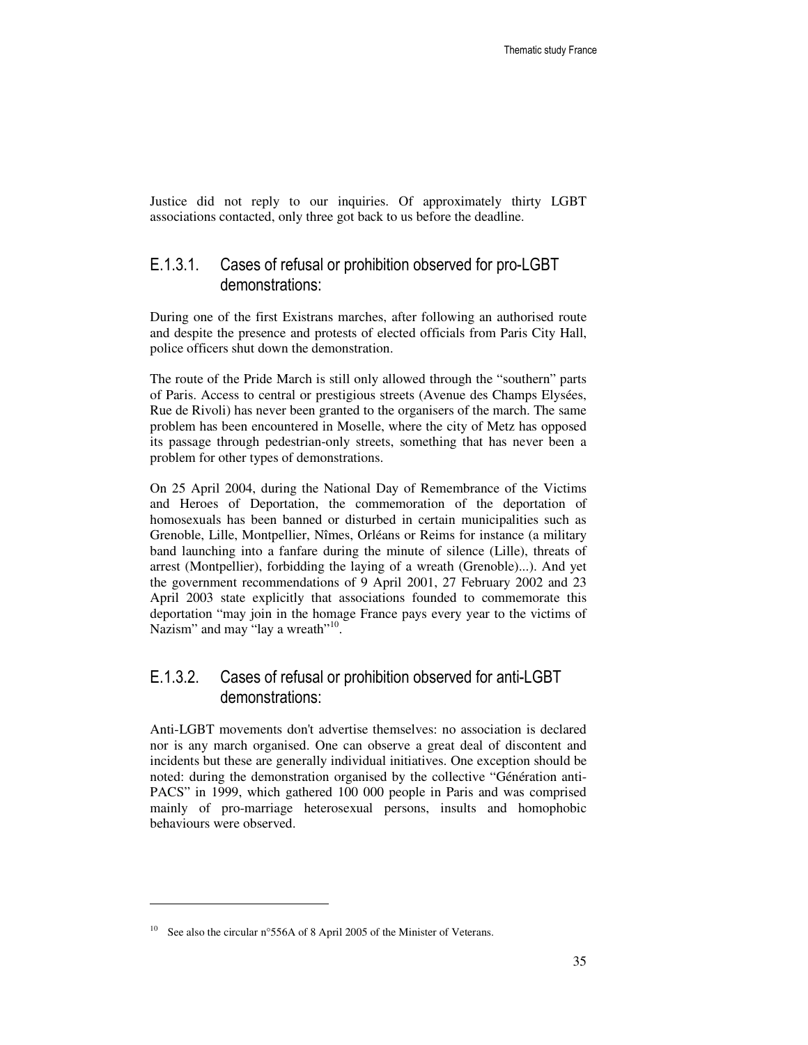Justice did not reply to our inquiries. Of approximately thirty LGBT associations contacted, only three got back to us before the deadline.

### E.1.3.1. Cases of refusal or prohibition observed for pro-LGBT demonstrations:

During one of the first Existrans marches, after following an authorised route and despite the presence and protests of elected officials from Paris City Hall, police officers shut down the demonstration.

The route of the Pride March is still only allowed through the "southern" parts of Paris. Access to central or prestigious streets (Avenue des Champs Elysées, Rue de Rivoli) has never been granted to the organisers of the march. The same problem has been encountered in Moselle, where the city of Metz has opposed its passage through pedestrian-only streets, something that has never been a problem for other types of demonstrations.

On 25 April 2004, during the National Day of Remembrance of the Victims and Heroes of Deportation, the commemoration of the deportation of homosexuals has been banned or disturbed in certain municipalities such as Grenoble, Lille, Montpellier, Nîmes, Orléans or Reims for instance (a military band launching into a fanfare during the minute of silence (Lille), threats of arrest (Montpellier), forbidding the laying of a wreath (Grenoble)...). And yet the government recommendations of 9 April 2001, 27 February 2002 and 23 April 2003 state explicitly that associations founded to commemorate this deportation "may join in the homage France pays every year to the victims of Nazism" and may "lay a wreath"[10].

### E.1.3.2. Cases of refusal or prohibition observed for anti-LGBT demonstrations:

Anti-LGBT movements don't advertise themselves: no association is declared nor is any march organised. One can observe a great deal of discontent and incidents but these are generally individual initiatives. One exception should be noted: during the demonstration organised by the collective "Génération anti-PACS" in 1999, which gathered 100 000 people in Paris and was comprised mainly of pro-marriage heterosexual persons, insults and homophobic behaviours were observed.

---

[10] See also the circular n°556A of 8 April 2005 of the Minister of Veterans.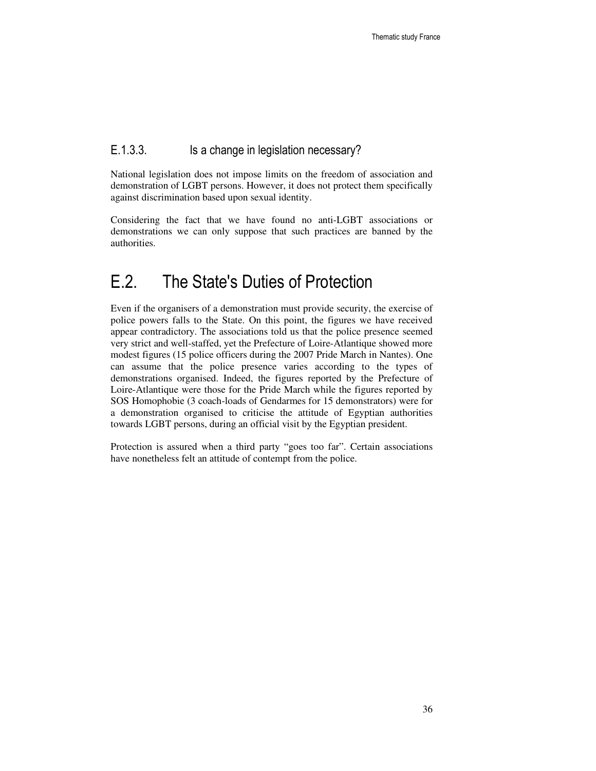### E.1.3.3. Is a change in legislation necessary?

National legislation does not impose limits on the freedom of association and demonstration of LGBT persons. However, it does not protect them specifically against discrimination based upon sexual identity.

Considering the fact that we have found no anti-LGBT associations or demonstrations we can only suppose that such practices are banned by the authorities.

## E.2. The State's Duties of Protection

Even if the organisers of a demonstration must provide security, the exercise of police powers falls to the State. On this point, the figures we have received appear contradictory. The associations told us that the police presence seemed very strict and well-staffed, yet the Prefecture of Loire-Atlantique showed more modest figures (15 police officers during the 2007 Pride March in Nantes). One can assume that the police presence varies according to the types of demonstrations organised. Indeed, the figures reported by the Prefecture of Loire-Atlantique were those for the Pride March while the figures reported by SOS Homophobie (3 coach-loads of Gendarmes for 15 demonstrators) were for a demonstration organised to criticise the attitude of Egyptian authorities towards LGBT persons, during an official visit by the Egyptian president.

Protection is assured when a third party "goes too far". Certain associations have nonetheless felt an attitude of contempt from the police.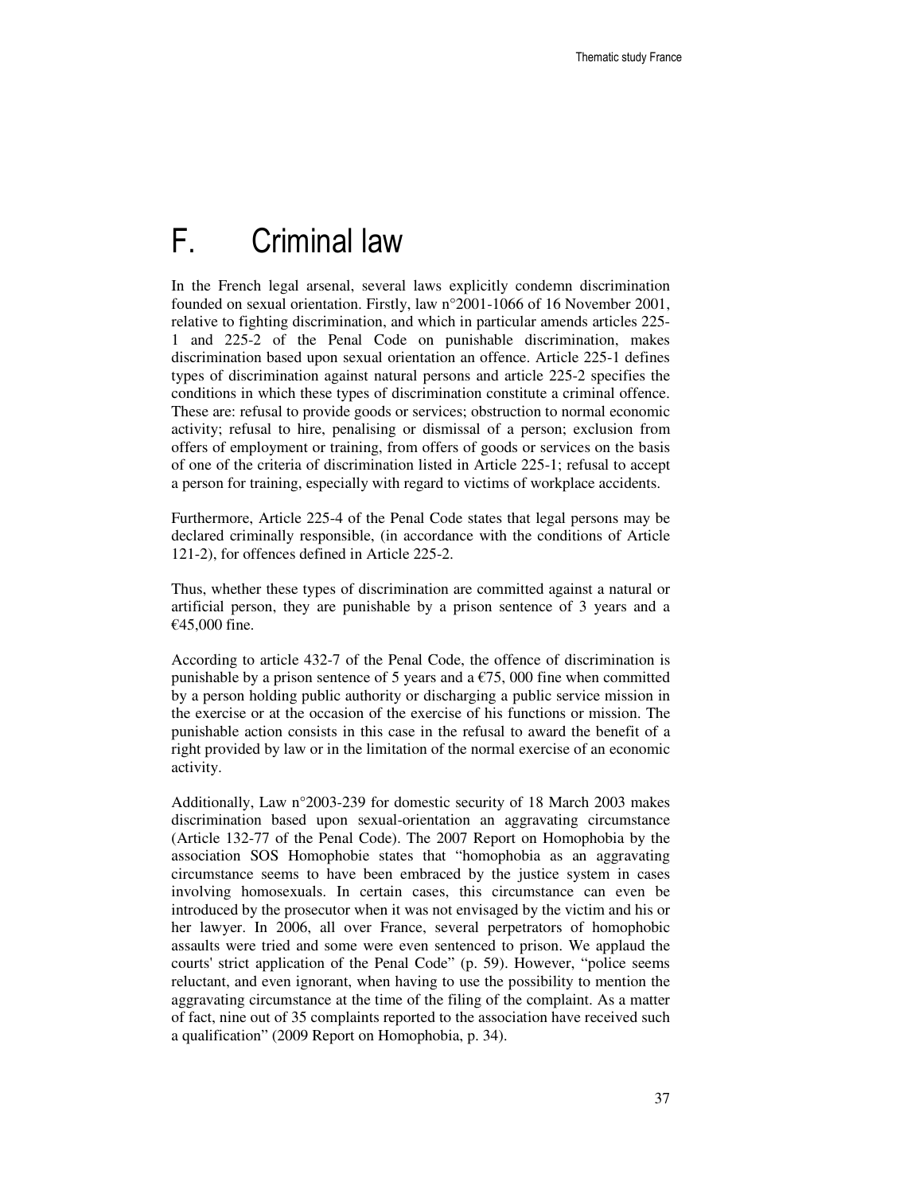# F. Criminal law

In the French legal arsenal, several laws explicitly condemn discrimination founded on sexual orientation. Firstly, law n°2001-1066 of 16 November 2001, relative to fighting discrimination, and which in particular amends articles 225-1 and 225-2 of the Penal Code on punishable discrimination, makes discrimination based upon sexual orientation an offence. Article 225-1 defines types of discrimination against natural persons and article 225-2 specifies the conditions in which these types of discrimination constitute a criminal offence. These are: refusal to provide goods or services; obstruction to normal economic activity; refusal to hire, penalising or dismissal of a person; exclusion from offers of employment or training, from offers of goods or services on the basis of one of the criteria of discrimination listed in Article 225-1; refusal to accept a person for training, especially with regard to victims of workplace accidents.

Furthermore, Article 225-4 of the Penal Code states that legal persons may be declared criminally responsible, (in accordance with the conditions of Article 121-2), for offences defined in Article 225-2.

Thus, whether these types of discrimination are committed against a natural or artificial person, they are punishable by a prison sentence of 3 years and a €45,000 fine.

According to article 432-7 of the Penal Code, the offence of discrimination is punishable by a prison sentence of 5 years and a €75, 000 fine when committed by a person holding public authority or discharging a public service mission in the exercise or at the occasion of the exercise of his functions or mission. The punishable action consists in this case in the refusal to award the benefit of a right provided by law or in the limitation of the normal exercise of an economic activity.

Additionally, Law n°2003-239 for domestic security of 18 March 2003 makes discrimination based upon sexual-orientation an aggravating circumstance (Article 132-77 of the Penal Code). The 2007 Report on Homophobia by the association SOS Homophobie states that "homophobia as an aggravating circumstance seems to have been embraced by the justice system in cases involving homosexuals. In certain cases, this circumstance can even be introduced by the prosecutor when it was not envisaged by the victim and his or her lawyer. In 2006, all over France, several perpetrators of homophobic assaults were tried and some were even sentenced to prison. We applaud the courts' strict application of the Penal Code" (p. 59). However, "police seems reluctant, and even ignorant, when having to use the possibility to mention the aggravating circumstance at the time of the filing of the complaint. As a matter of fact, nine out of 35 complaints reported to the association have received such a qualification" (2009 Report on Homophobia, p. 34).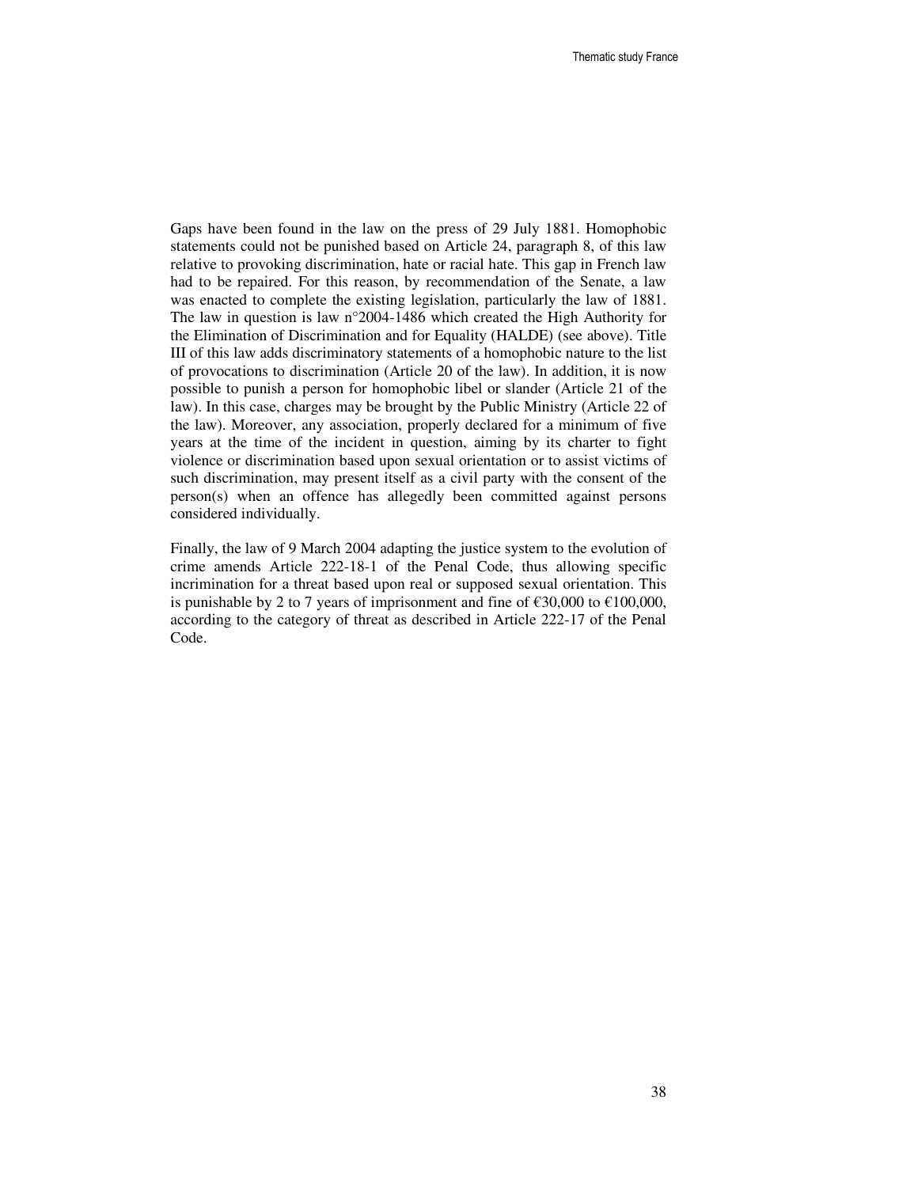Gaps have been found in the law on the press of 29 July 1881. Homophobic statements could not be punished based on Article 24, paragraph 8, of this law relative to provoking discrimination, hate or racial hate. This gap in French law had to be repaired. For this reason, by recommendation of the Senate, a law was enacted to complete the existing legislation, particularly the law of 1881. The law in question is law n°2004-1486 which created the High Authority for the Elimination of Discrimination and for Equality (HALDE) (see above). Title III of this law adds discriminatory statements of a homophobic nature to the list of provocations to discrimination (Article 20 of the law). In addition, it is now possible to punish a person for homophobic libel or slander (Article 21 of the law). In this case, charges may be brought by the Public Ministry (Article 22 of the law). Moreover, any association, properly declared for a minimum of five years at the time of the incident in question, aiming by its charter to fight violence or discrimination based upon sexual orientation or to assist victims of such discrimination, may present itself as a civil party with the consent of the person(s) when an offence has allegedly been committed against persons considered individually.

Finally, the law of 9 March 2004 adapting the justice system to the evolution of crime amends Article 222-18-1 of the Penal Code, thus allowing specific incrimination for a threat based upon real or supposed sexual orientation. This is punishable by 2 to 7 years of imprisonment and fine of €30,000 to €100,000, according to the category of threat as described in Article 222-17 of the Penal Code.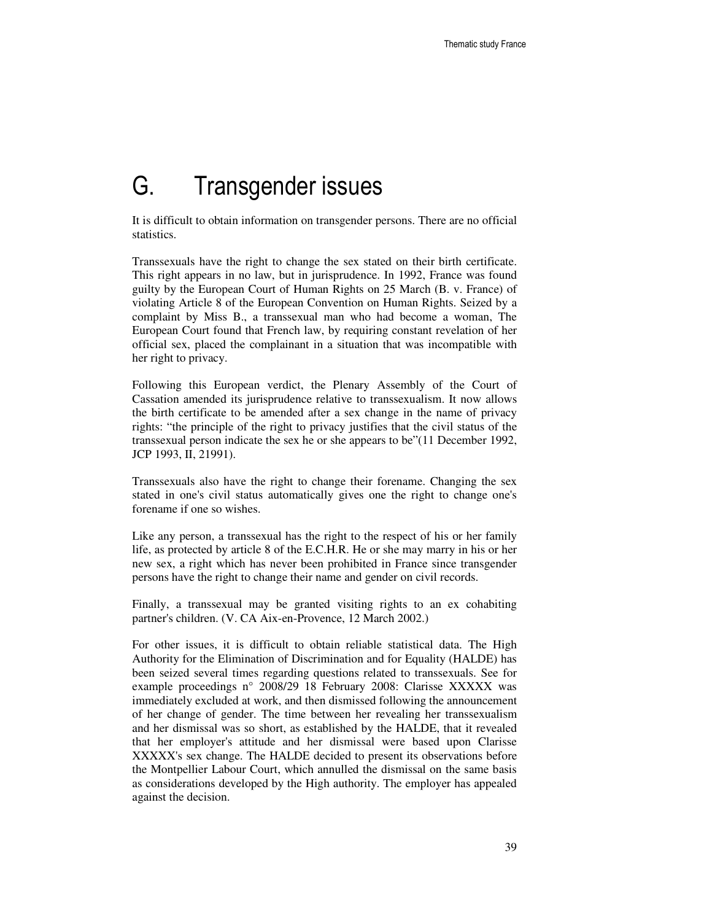# G. Transgender issues

It is difficult to obtain information on transgender persons. There are no official statistics.

Transsexuals have the right to change the sex stated on their birth certificate. This right appears in no law, but in jurisprudence. In 1992, France was found guilty by the European Court of Human Rights on 25 March (B. v. France) of violating Article 8 of the European Convention on Human Rights. Seized by a complaint by Miss B., a transsexual man who had become a woman, The European Court found that French law, by requiring constant revelation of her official sex, placed the complainant in a situation that was incompatible with her right to privacy.

Following this European verdict, the Plenary Assembly of the Court of Cassation amended its jurisprudence relative to transsexualism. It now allows the birth certificate to be amended after a sex change in the name of privacy rights: "the principle of the right to privacy justifies that the civil status of the transsexual person indicate the sex he or she appears to be"(11 December 1992, JCP 1993, II, 21991).

Transsexuals also have the right to change their forename. Changing the sex stated in one's civil status automatically gives one the right to change one's forename if one so wishes.

Like any person, a transsexual has the right to the respect of his or her family life, as protected by article 8 of the E.C.H.R. He or she may marry in his or her new sex, a right which has never been prohibited in France since transgender persons have the right to change their name and gender on civil records.

Finally, a transsexual may be granted visiting rights to an ex cohabiting partner's children. (V. CA Aix-en-Provence, 12 March 2002.)

For other issues, it is difficult to obtain reliable statistical data. The High Authority for the Elimination of Discrimination and for Equality (HALDE) has been seized several times regarding questions related to transsexuals. See for example proceedings n° 2008/29 18 February 2008: Clarisse XXXXX was immediately excluded at work, and then dismissed following the announcement of her change of gender. The time between her revealing her transsexualism and her dismissal was so short, as established by the HALDE, that it revealed that her employer's attitude and her dismissal were based upon Clarisse XXXXX's sex change. The HALDE decided to present its observations before the Montpellier Labour Court, which annulled the dismissal on the same basis as considerations developed by the High authority. The employer has appealed against the decision.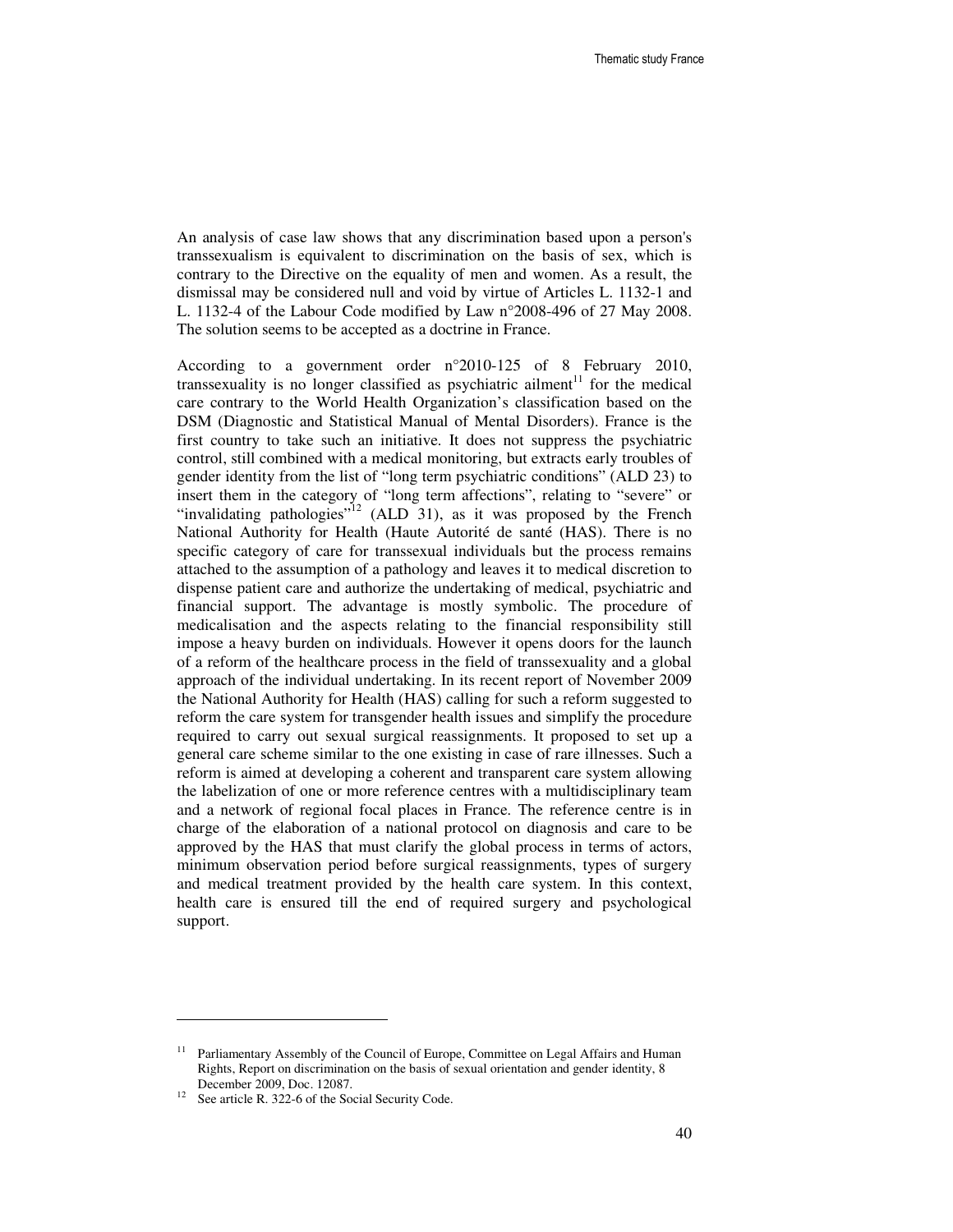An analysis of case law shows that any discrimination based upon a person's transsexualism is equivalent to discrimination on the basis of sex, which is contrary to the Directive on the equality of men and women. As a result, the dismissal may be considered null and void by virtue of Articles L. 1132-1 and L. 1132-4 of the Labour Code modified by Law n°2008-496 of 27 May 2008. The solution seems to be accepted as a doctrine in France.

According to a government order n°2010-125 of 8 February 2010, transsexuality is no longer classified as psychiatric ailment[11] for the medical care contrary to the World Health Organization's classification based on the DSM (Diagnostic and Statistical Manual of Mental Disorders). France is the first country to take such an initiative. It does not suppress the psychiatric control, still combined with a medical monitoring, but extracts early troubles of gender identity from the list of "long term psychiatric conditions" (ALD 23) to insert them in the category of "long term affections", relating to "severe" or "invalidating pathologies"[12] (ALD 31), as it was proposed by the French National Authority for Health (Haute Autorité de santé (HAS). There is no specific category of care for transsexual individuals but the process remains attached to the assumption of a pathology and leaves it to medical discretion to dispense patient care and authorize the undertaking of medical, psychiatric and financial support. The advantage is mostly symbolic. The procedure of medicalisation and the aspects relating to the financial responsibility still impose a heavy burden on individuals. However it opens doors for the launch of a reform of the healthcare process in the field of transsexuality and a global approach of the individual undertaking. In its recent report of November 2009 the National Authority for Health (HAS) calling for such a reform suggested to reform the care system for transgender health issues and simplify the procedure required to carry out sexual surgical reassignments. It proposed to set up a general care scheme similar to the one existing in case of rare illnesses. Such a reform is aimed at developing a coherent and transparent care system allowing the labelization of one or more reference centres with a multidisciplinary team and a network of regional focal places in France. The reference centre is in charge of the elaboration of a national protocol on diagnosis and care to be approved by the HAS that must clarify the global process in terms of actors, minimum observation period before surgical reassignments, types of surgery and medical treatment provided by the health care system. In this context, health care is ensured till the end of required surgery and psychological support.

---

[11] Parliamentary Assembly of the Council of Europe, Committee on Legal Affairs and Human Rights, Report on discrimination on the basis of sexual orientation and gender identity, 8 December 2009, Doc. 12087.

[12] See article R. 322-6 of the Social Security Code.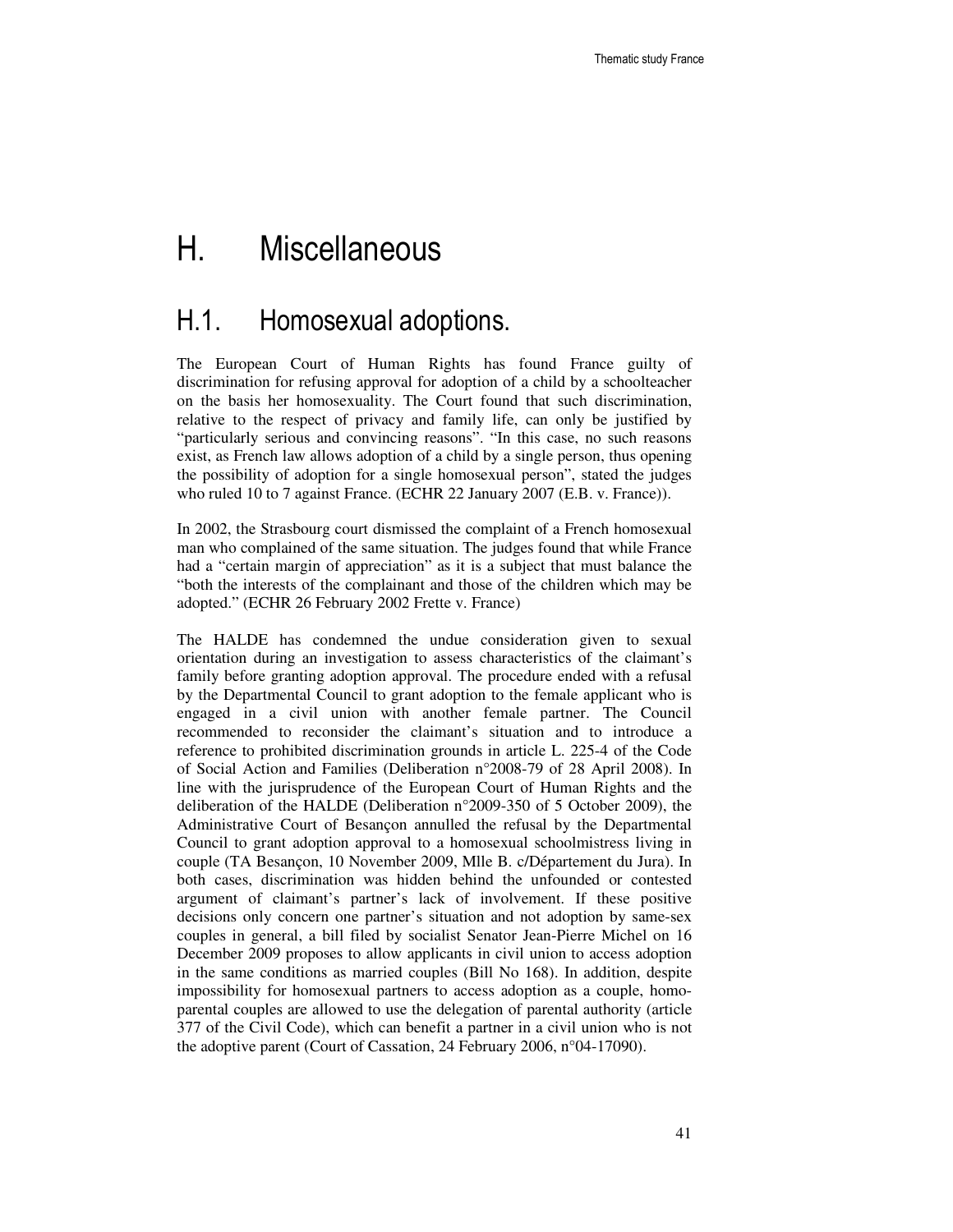# H. Miscellaneous

## H.1. Homosexual adoptions.

The European Court of Human Rights has found France guilty of discrimination for refusing approval for adoption of a child by a schoolteacher on the basis her homosexuality. The Court found that such discrimination, relative to the respect of privacy and family life, can only be justified by "particularly serious and convincing reasons". "In this case, no such reasons exist, as French law allows adoption of a child by a single person, thus opening the possibility of adoption for a single homosexual person", stated the judges who ruled 10 to 7 against France. (ECHR 22 January 2007 (E.B. v. France)).

In 2002, the Strasbourg court dismissed the complaint of a French homosexual man who complained of the same situation. The judges found that while France had a "certain margin of appreciation" as it is a subject that must balance the "both the interests of the complainant and those of the children which may be adopted." (ECHR 26 February 2002 Frette v. France)

The HALDE has condemned the undue consideration given to sexual orientation during an investigation to assess characteristics of the claimant's family before granting adoption approval. The procedure ended with a refusal by the Departmental Council to grant adoption to the female applicant who is engaged in a civil union with another female partner. The Council recommended to reconsider the claimant's situation and to introduce a reference to prohibited discrimination grounds in article L. 225-4 of the Code of Social Action and Families (Deliberation n°2008-79 of 28 April 2008). In line with the jurisprudence of the European Court of Human Rights and the deliberation of the HALDE (Deliberation n°2009-350 of 5 October 2009), the Administrative Court of Besançon annulled the refusal by the Departmental Council to grant adoption approval to a homosexual schoolmistress living in couple (TA Besançon, 10 November 2009, Mlle B. c/Département du Jura). In both cases, discrimination was hidden behind the unfounded or contested argument of claimant's partner's lack of involvement. If these positive decisions only concern one partner's situation and not adoption by same-sex couples in general, a bill filed by socialist Senator Jean-Pierre Michel on 16 December 2009 proposes to allow applicants in civil union to access adoption in the same conditions as married couples (Bill No 168). In addition, despite impossibility for homosexual partners to access adoption as a couple, homo-parental couples are allowed to use the delegation of parental authority (article 377 of the Civil Code), which can benefit a partner in a civil union who is not the adoptive parent (Court of Cassation, 24 February 2006, n°04-17090).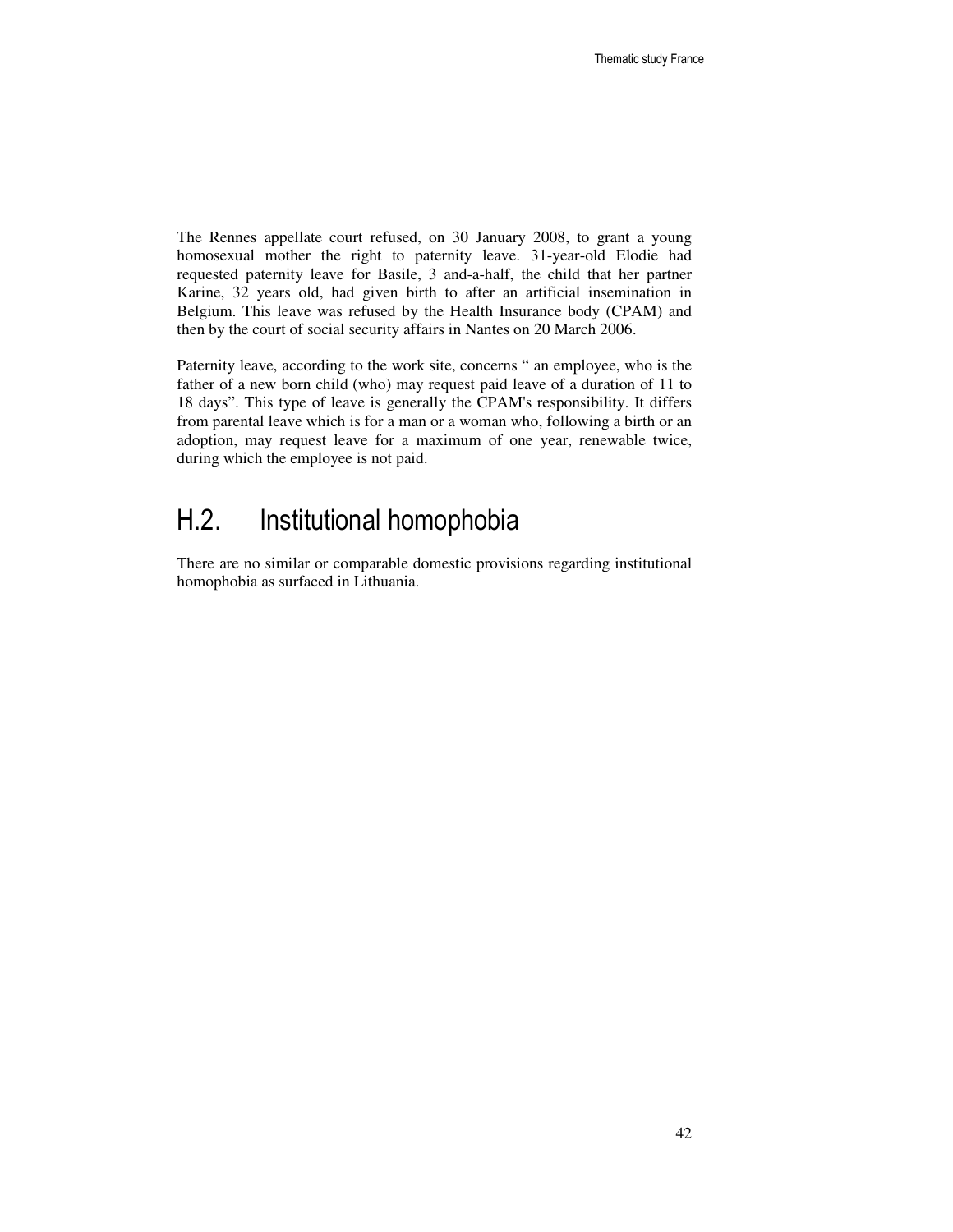The Rennes appellate court refused, on 30 January 2008, to grant a young homosexual mother the right to paternity leave. 31-year-old Elodie had requested paternity leave for Basile, 3 and-a-half, the child that her partner Karine, 32 years old, had given birth to after an artificial insemination in Belgium. This leave was refused by the Health Insurance body (CPAM) and then by the court of social security affairs in Nantes on 20 March 2006.

Paternity leave, according to the work site, concerns " an employee, who is the father of a new born child (who) may request paid leave of a duration of 11 to 18 days". This type of leave is generally the CPAM's responsibility. It differs from parental leave which is for a man or a woman who, following a birth or an adoption, may request leave for a maximum of one year, renewable twice, during which the employee is not paid.

## H.2. Institutional homophobia

There are no similar or comparable domestic provisions regarding institutional homophobia as surfaced in Lithuania.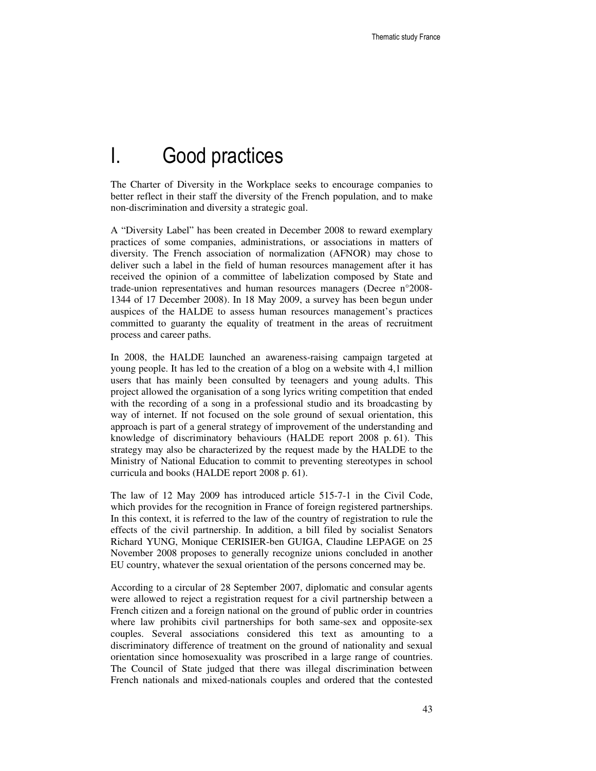# I. Good practices

The Charter of Diversity in the Workplace seeks to encourage companies to better reflect in their staff the diversity of the French population, and to make non-discrimination and diversity a strategic goal.

A "Diversity Label" has been created in December 2008 to reward exemplary practices of some companies, administrations, or associations in matters of diversity. The French association of normalization (AFNOR) may chose to deliver such a label in the field of human resources management after it has received the opinion of a committee of labelization composed by State and trade-union representatives and human resources managers (Decree n°2008-1344 of 17 December 2008). In 18 May 2009, a survey has been begun under auspices of the HALDE to assess human resources management's practices committed to guaranty the equality of treatment in the areas of recruitment process and career paths.

In 2008, the HALDE launched an awareness-raising campaign targeted at young people. It has led to the creation of a blog on a website with 4,1 million users that has mainly been consulted by teenagers and young adults. This project allowed the organisation of a song lyrics writing competition that ended with the recording of a song in a professional studio and its broadcasting by way of internet. If not focused on the sole ground of sexual orientation, this approach is part of a general strategy of improvement of the understanding and knowledge of discriminatory behaviours (HALDE report 2008 p. 61). This strategy may also be characterized by the request made by the HALDE to the Ministry of National Education to commit to preventing stereotypes in school curricula and books (HALDE report 2008 p. 61).

The law of 12 May 2009 has introduced article 515-7-1 in the Civil Code, which provides for the recognition in France of foreign registered partnerships. In this context, it is referred to the law of the country of registration to rule the effects of the civil partnership. In addition, a bill filed by socialist Senators Richard YUNG, Monique CERISIER-ben GUIGA, Claudine LEPAGE on 25 November 2008 proposes to generally recognize unions concluded in another EU country, whatever the sexual orientation of the persons concerned may be.

According to a circular of 28 September 2007, diplomatic and consular agents were allowed to reject a registration request for a civil partnership between a French citizen and a foreign national on the ground of public order in countries where law prohibits civil partnerships for both same-sex and opposite-sex couples. Several associations considered this text as amounting to a discriminatory difference of treatment on the ground of nationality and sexual orientation since homosexuality was proscribed in a large range of countries. The Council of State judged that there was illegal discrimination between French nationals and mixed-nationals couples and ordered that the contested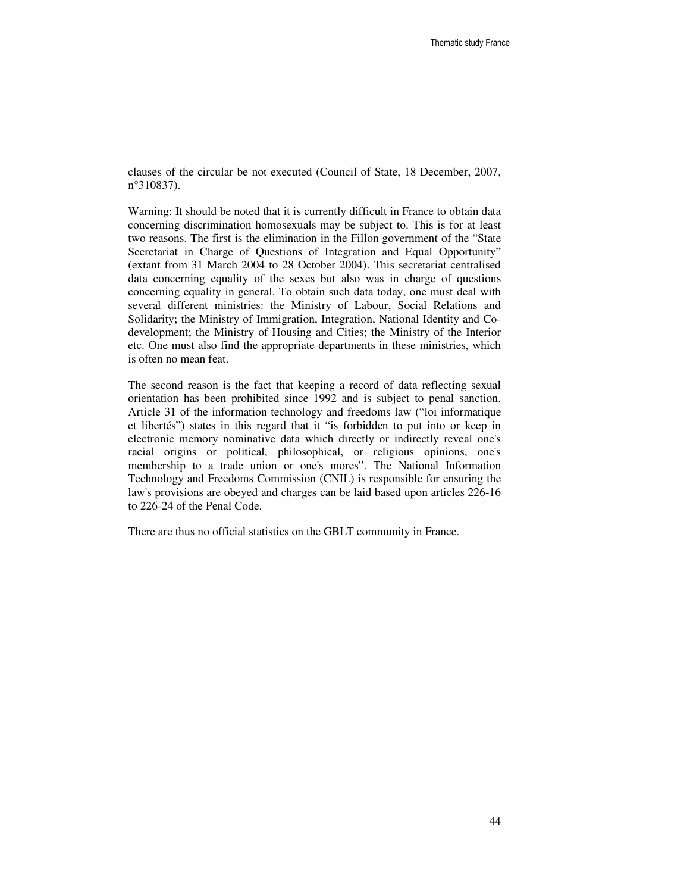clauses of the circular be not executed (Council of State, 18 December, 2007, n°310837).

Warning: It should be noted that it is currently difficult in France to obtain data concerning discrimination homosexuals may be subject to. This is for at least two reasons. The first is the elimination in the Fillon government of the "State Secretariat in Charge of Questions of Integration and Equal Opportunity" (extant from 31 March 2004 to 28 October 2004). This secretariat centralised data concerning equality of the sexes but also was in charge of questions concerning equality in general. To obtain such data today, one must deal with several different ministries: the Ministry of Labour, Social Relations and Solidarity; the Ministry of Immigration, Integration, National Identity and Co-development; the Ministry of Housing and Cities; the Ministry of the Interior etc. One must also find the appropriate departments in these ministries, which is often no mean feat.

The second reason is the fact that keeping a record of data reflecting sexual orientation has been prohibited since 1992 and is subject to penal sanction. Article 31 of the information technology and freedoms law ("loi informatique et libertés") states in this regard that it "is forbidden to put into or keep in electronic memory nominative data which directly or indirectly reveal one's racial origins or political, philosophical, or religious opinions, one's membership to a trade union or one's mores". The National Information Technology and Freedoms Commission (CNIL) is responsible for ensuring the law's provisions are obeyed and charges can be laid based upon articles 226-16 to 226-24 of the Penal Code.

There are thus no official statistics on the GBLT community in France.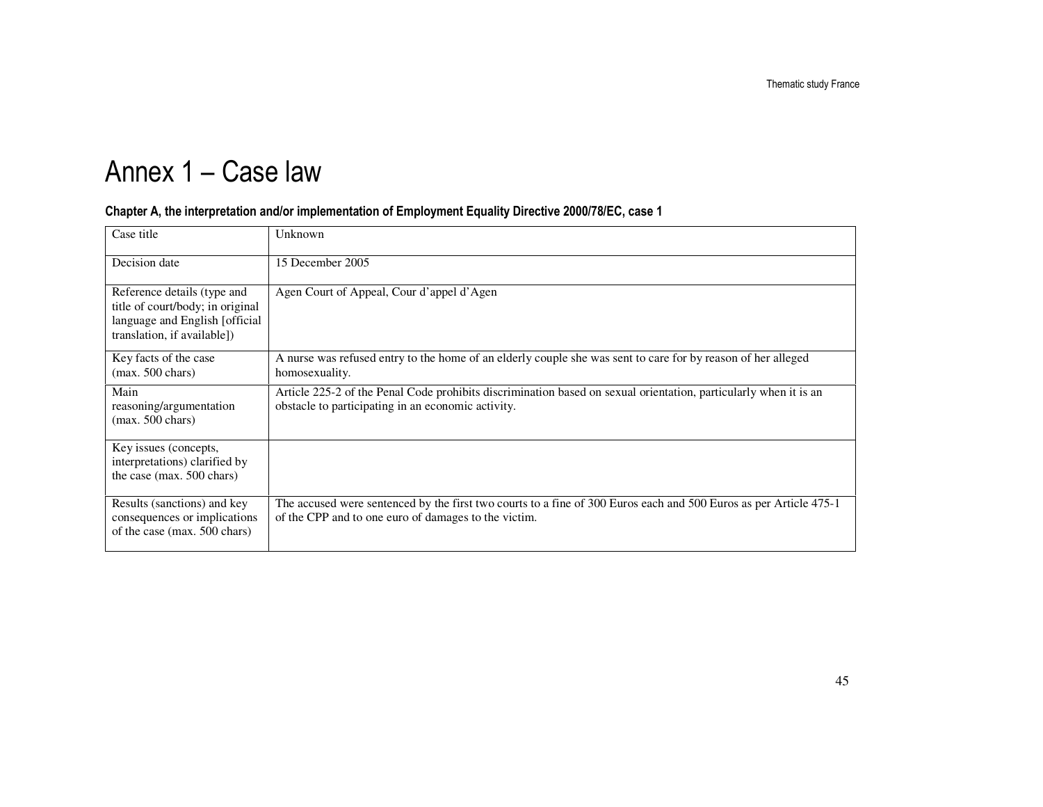# Annex 1 – Case law

**Chapter A, the interpretation and/or implementation of Employment Equality Directive 2000/78/EC, case 1**

| Case title | Unknown |
|---|---|
| Decision date | 15 December 2005 |
| Reference details (type and title of court/body; in original language and English [official translation, if available]) | Agen Court of Appeal, Cour d'appel d'Agen |
| Key facts of the case (max. 500 chars) | A nurse was refused entry to the home of an elderly couple she was sent to care for by reason of her alleged homosexuality. |
| Main reasoning/argumentation (max. 500 chars) | Article 225-2 of the Penal Code prohibits discrimination based on sexual orientation, particularly when it is an obstacle to participating in an economic activity. |
| Key issues (concepts, interpretations) clarified by the case (max. 500 chars) | |
| Results (sanctions) and key consequences or implications of the case (max. 500 chars) | The accused were sentenced by the first two courts to a fine of 300 Euros each and 500 Euros as per Article 475-1 of the CPP and to one euro of damages to the victim. |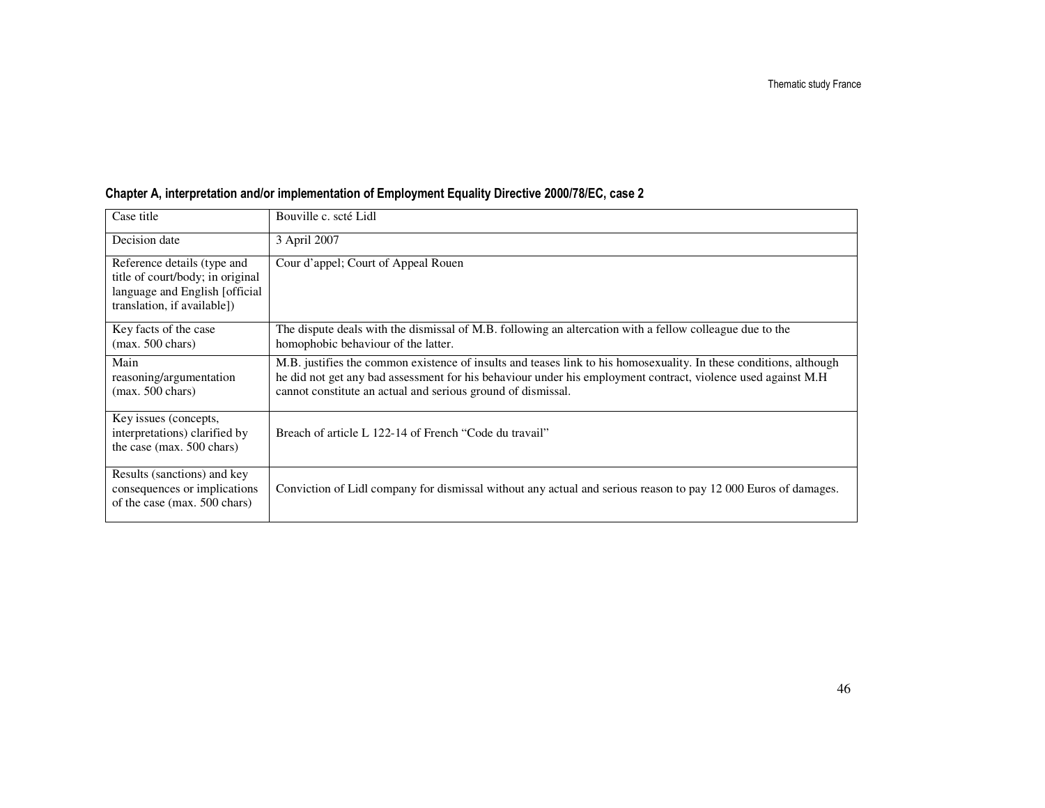### Chapter A, interpretation and/or implementation of Employment Equality Directive 2000/78/EC, case 2

| Case title | Bouville c. scté Lidl |
|---|---|
| Decision date | 3 April 2007 |
| Reference details (type and title of court/body; in original language and English [official translation, if available]) | Cour d'appel; Court of Appeal Rouen |
| Key facts of the case (max. 500 chars) | The dispute deals with the dismissal of M.B. following an altercation with a fellow colleague due to the homophobic behaviour of the latter. |
| Main reasoning/argumentation (max. 500 chars) | M.B. justifies the common existence of insults and teases link to his homosexuality. In these conditions, although he did not get any bad assessment for his behaviour under his employment contract, violence used against M.H cannot constitute an actual and serious ground of dismissal. |
| Key issues (concepts, interpretations) clarified by the case (max. 500 chars) | Breach of article L 122-14 of French "Code du travail" |
| Results (sanctions) and key consequences or implications of the case (max. 500 chars) | Conviction of Lidl company for dismissal without any actual and serious reason to pay 12 000 Euros of damages. |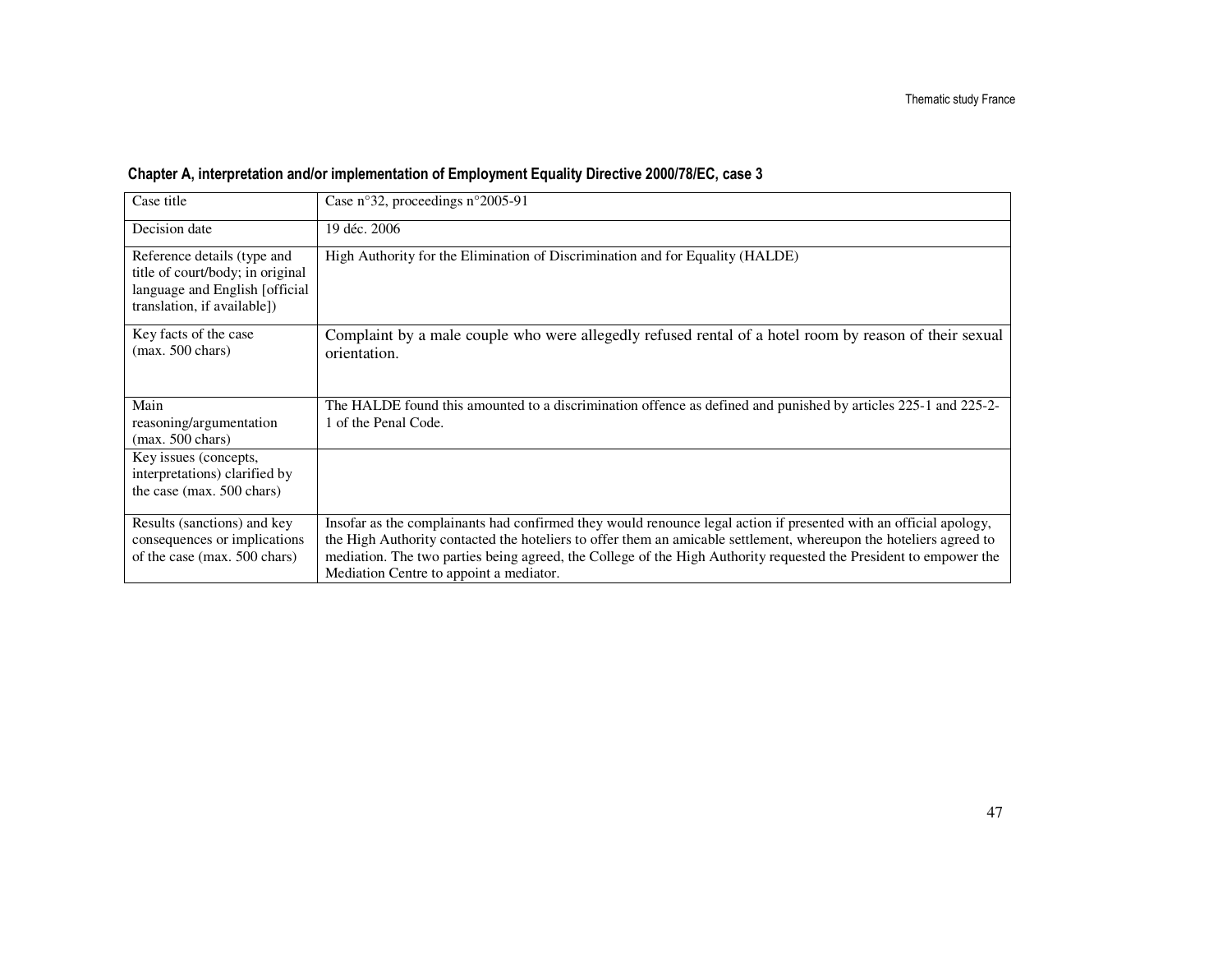#### Chapter A, interpretation and/or implementation of Employment Equality Directive 2000/78/EC, case 3

| Case title | Case n°32, proceedings n°2005-91 |
|---|---|
| Decision date | 19 déc. 2006 |
| Reference details (type and title of court/body; in original language and English [official translation, if available]) | High Authority for the Elimination of Discrimination and for Equality (HALDE) |
| Key facts of the case (max. 500 chars) | Complaint by a male couple who were allegedly refused rental of a hotel room by reason of their sexual orientation. |
| Main reasoning/argumentation (max. 500 chars) | The HALDE found this amounted to a discrimination offence as defined and punished by articles 225-1 and 225-2-1 of the Penal Code. |
| Key issues (concepts, interpretations) clarified by the case (max. 500 chars) | |
| Results (sanctions) and key consequences or implications of the case (max. 500 chars) | Insofar as the complainants had confirmed they would renounce legal action if presented with an official apology, the High Authority contacted the hoteliers to offer them an amicable settlement, whereupon the hoteliers agreed to mediation. The two parties being agreed, the College of the High Authority requested the President to empower the Mediation Centre to appoint a mediator. |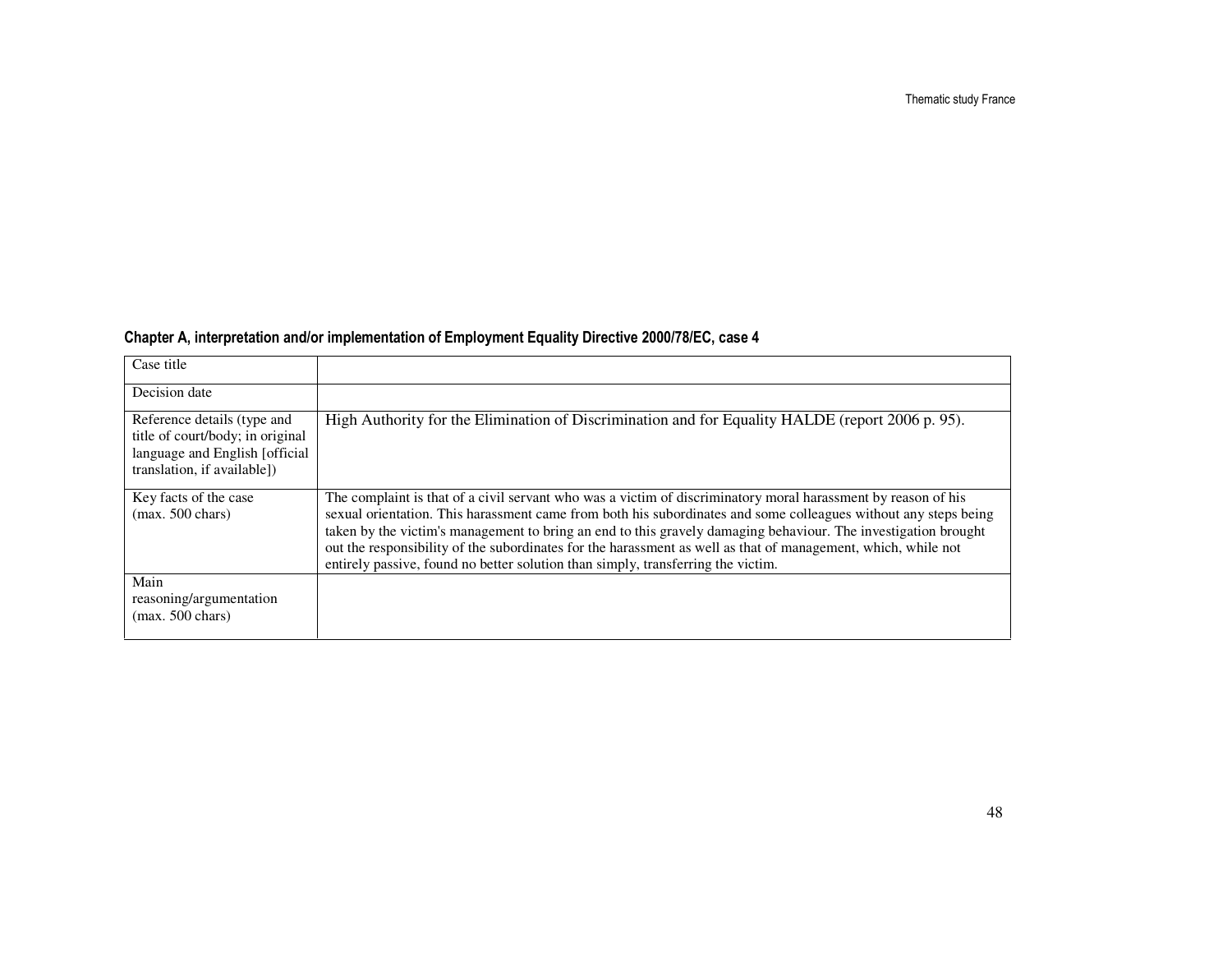**Chapter A, interpretation and/or implementation of Employment Equality Directive 2000/78/EC, case 4**

| | |
|---|---|
| Case title | |
| Decision date | |
| Reference details (type and title of court/body; in original language and English [official translation, if available]) | High Authority for the Elimination of Discrimination and for Equality HALDE (report 2006 p. 95). |
| Key facts of the case (max. 500 chars) | The complaint is that of a civil servant who was a victim of discriminatory moral harassment by reason of his sexual orientation. This harassment came from both his subordinates and some colleagues without any steps being taken by the victim's management to bring an end to this gravely damaging behaviour. The investigation brought out the responsibility of the subordinates for the harassment as well as that of management, which, while not entirely passive, found no better solution than simply, transferring the victim. |
| Main reasoning/argumentation (max. 500 chars) | |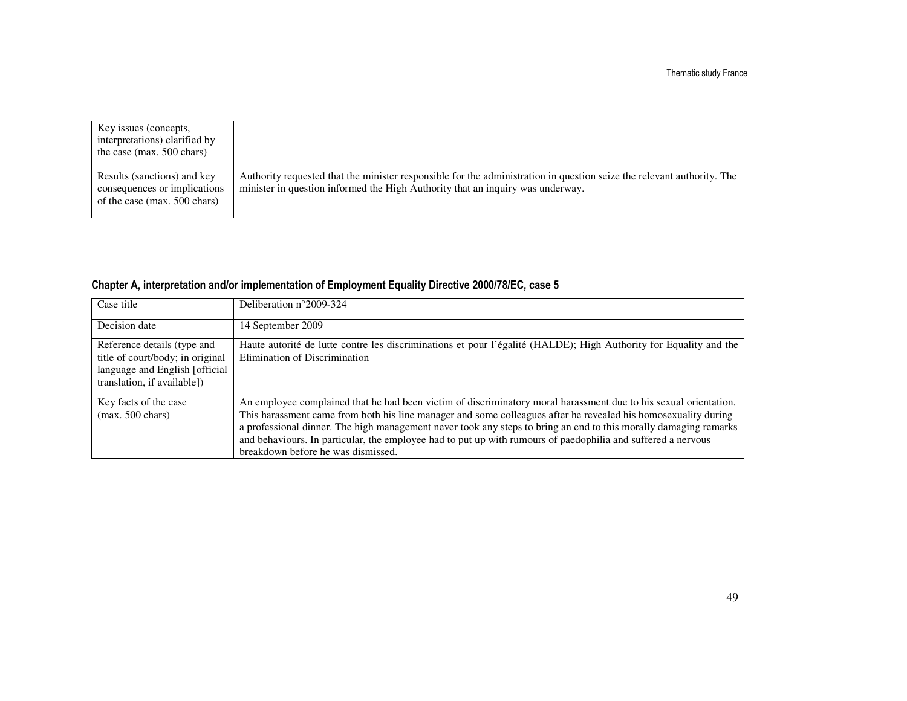| | |
|---|---|
| Key issues (concepts, interpretations) clarified by the case (max. 500 chars) | |
| Results (sanctions) and key consequences or implications of the case (max. 500 chars) | Authority requested that the minister responsible for the administration in question seize the relevant authority. The minister in question informed the High Authority that an inquiry was underway. |

**Chapter A, interpretation and/or implementation of Employment Equality Directive 2000/78/EC, case 5**

| | |
|---|---|
| Case title | Deliberation n°2009-324 |
| Decision date | 14 September 2009 |
| Reference details (type and title of court/body; in original language and English [official translation, if available]) | Haute autorité de lutte contre les discriminations et pour l'égalité (HALDE); High Authority for Equality and the Elimination of Discrimination |
| Key facts of the case (max. 500 chars) | An employee complained that he had been victim of discriminatory moral harassment due to his sexual orientation. This harassment came from both his line manager and some colleagues after he revealed his homosexuality during a professional dinner. The high management never took any steps to bring an end to this morally damaging remarks and behaviours. In particular, the employee had to put up with rumours of paedophilia and suffered a nervous breakdown before he was dismissed. |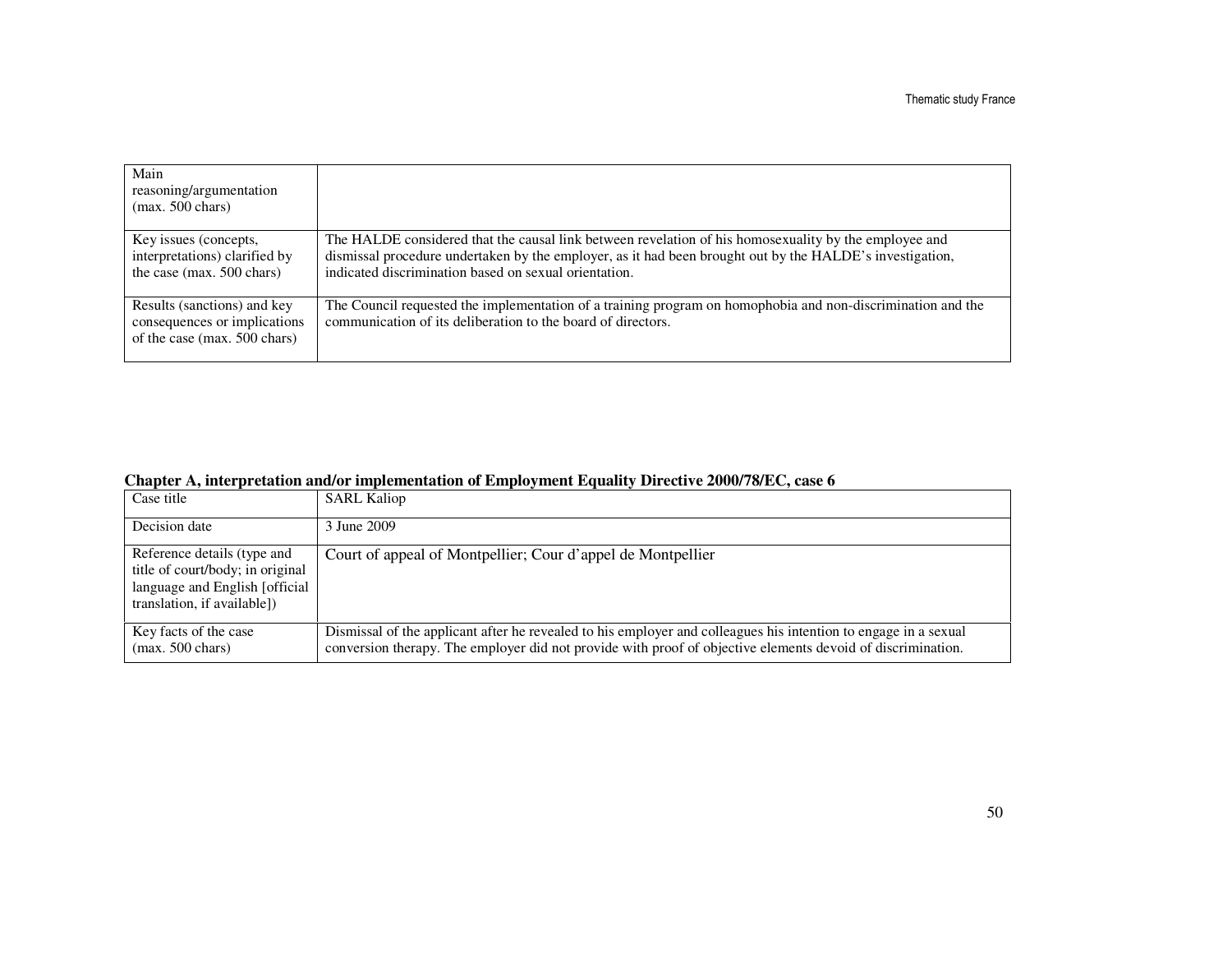| | |
|---|---|
| Main reasoning/argumentation (max. 500 chars) | |
| Key issues (concepts, interpretations) clarified by the case (max. 500 chars) | The HALDE considered that the causal link between revelation of his homosexuality by the employee and dismissal procedure undertaken by the employer, as it had been brought out by the HALDE's investigation, indicated discrimination based on sexual orientation. |
| Results (sanctions) and key consequences or implications of the case (max. 500 chars) | The Council requested the implementation of a training program on homophobia and non-discrimination and the communication of its deliberation to the board of directors. |

**Chapter A, interpretation and/or implementation of Employment Equality Directive 2000/78/EC, case 6**

| | |
|---|---|
| Case title | SARL Kaliop |
| Decision date | 3 June 2009 |
| Reference details (type and title of court/body; in original language and English [official translation, if available]) | Court of appeal of Montpellier; Cour d'appel de Montpellier |
| Key facts of the case (max. 500 chars) | Dismissal of the applicant after he revealed to his employer and colleagues his intention to engage in a sexual conversion therapy. The employer did not provide with proof of objective elements devoid of discrimination. |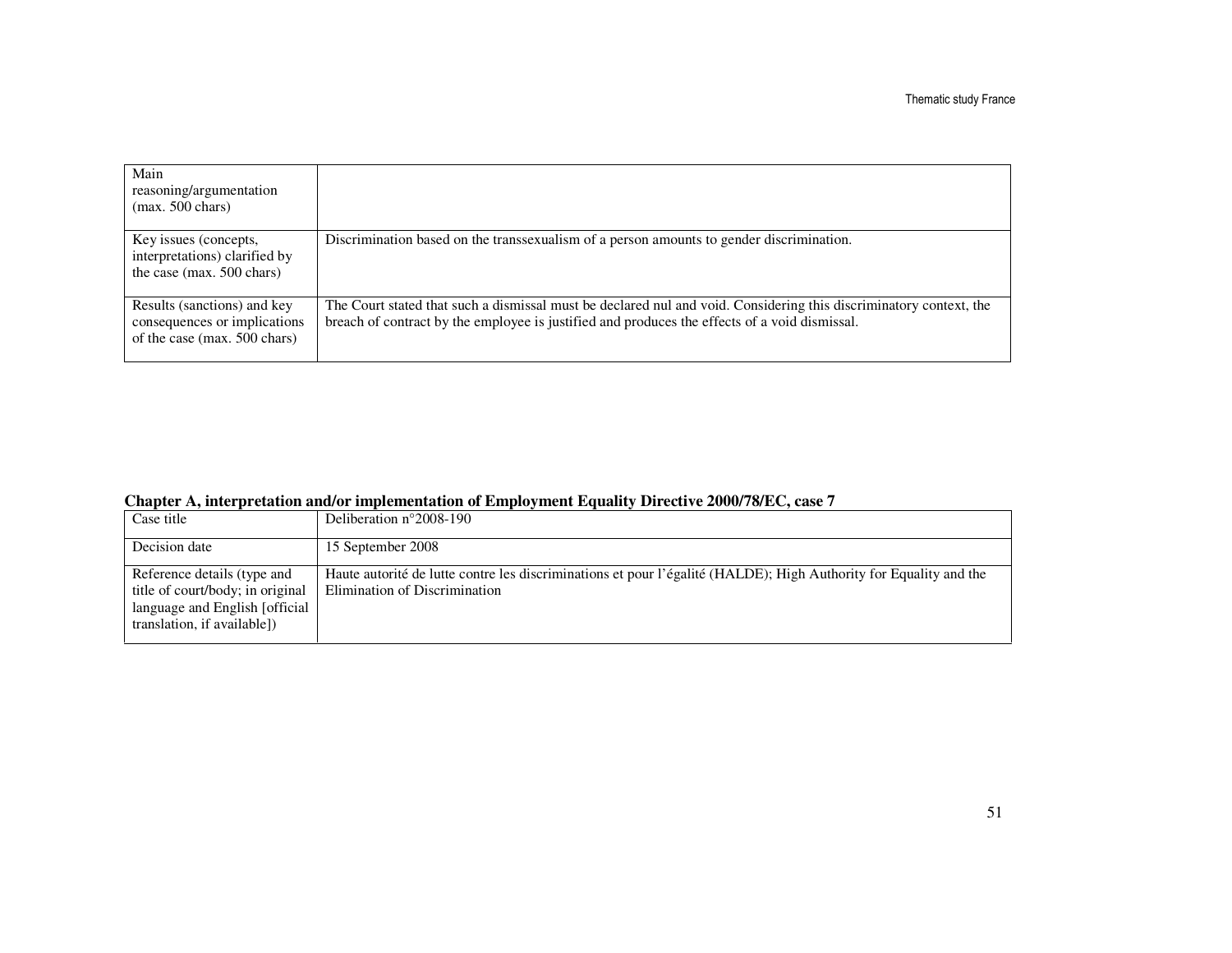| | |
|---|---|
| Main reasoning/argumentation (max. 500 chars) | |
| Key issues (concepts, interpretations) clarified by the case (max. 500 chars) | Discrimination based on the transsexualism of a person amounts to gender discrimination. |
| Results (sanctions) and key consequences or implications of the case (max. 500 chars) | The Court stated that such a dismissal must be declared nul and void. Considering this discriminatory context, the breach of contract by the employee is justified and produces the effects of a void dismissal. |

**Chapter A, interpretation and/or implementation of Employment Equality Directive 2000/78/EC, case 7**

| | |
|---|---|
| Case title | Deliberation n°2008-190 |
| Decision date | 15 September 2008 |
| Reference details (type and title of court/body; in original language and English [official translation, if available]) | Haute autorité de lutte contre les discriminations et pour l'égalité (HALDE); High Authority for Equality and the Elimination of Discrimination |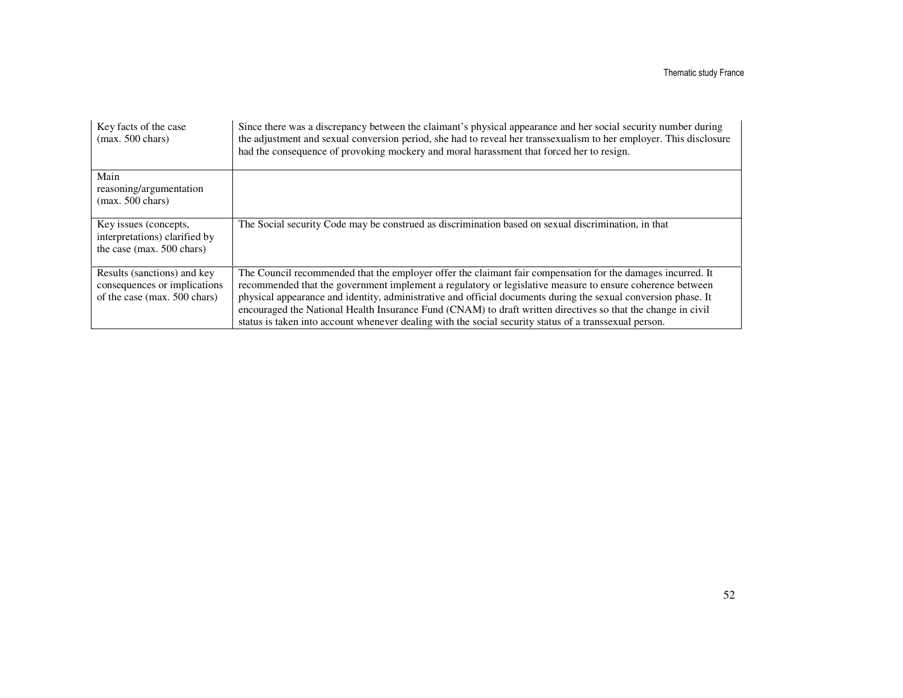| Key facts of the case (max. 500 chars) | Since there was a discrepancy between the claimant's physical appearance and her social security number during the adjustment and sexual conversion period, she had to reveal her transsexualism to her employer. This disclosure had the consequence of provoking mockery and moral harassment that forced her to resign. |
|---|---|
| Main reasoning/argumentation (max. 500 chars) | |
| Key issues (concepts, interpretations) clarified by the case (max. 500 chars) | The Social security Code may be construed as discrimination based on sexual discrimination, in that |
| Results (sanctions) and key consequences or implications of the case (max. 500 chars) | The Council recommended that the employer offer the claimant fair compensation for the damages incurred. It recommended that the government implement a regulatory or legislative measure to ensure coherence between physical appearance and identity, administrative and official documents during the sexual conversion phase. It encouraged the National Health Insurance Fund (CNAM) to draft written directives so that the change in civil status is taken into account whenever dealing with the social security status of a transsexual person. |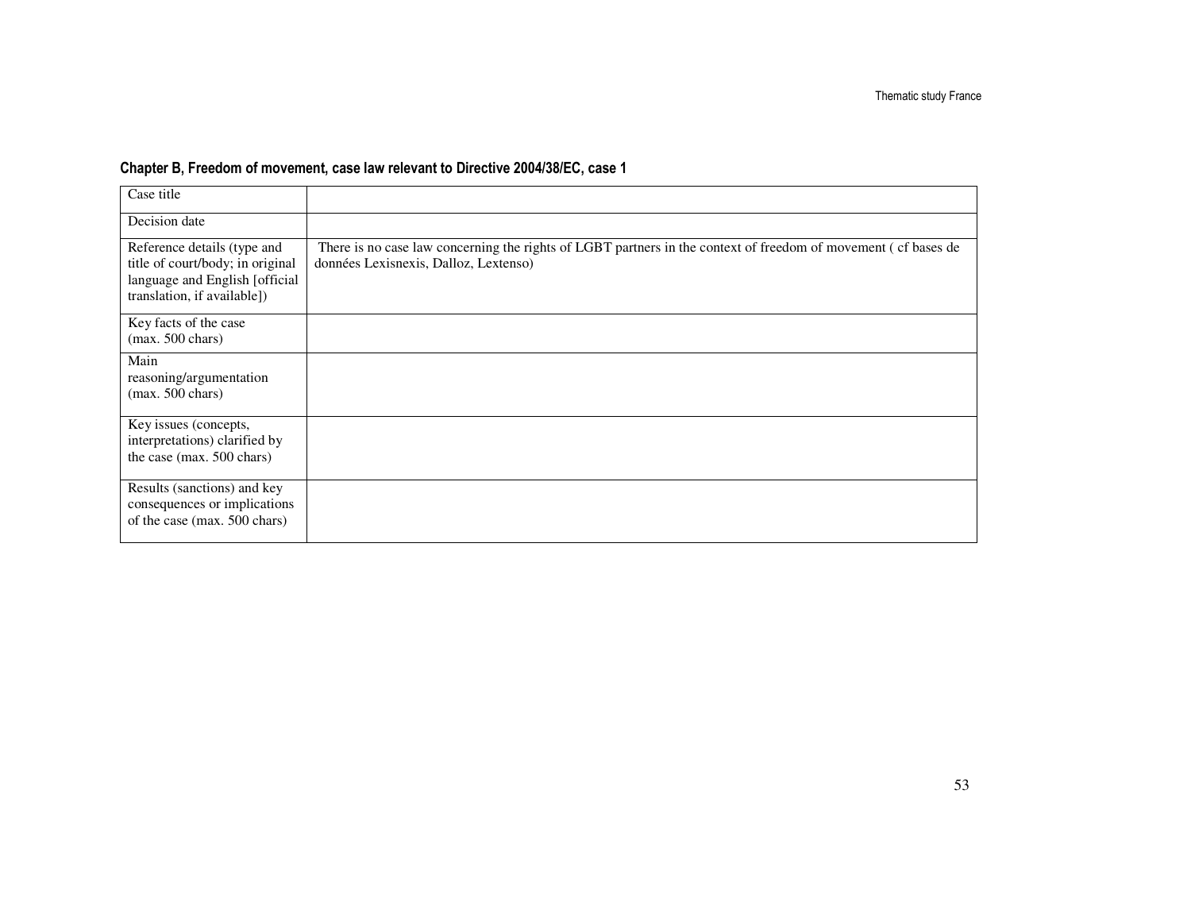**Chapter B, Freedom of movement, case law relevant to Directive 2004/38/EC, case 1**

| Case title | |
|---|---|
| Decision date | |
| Reference details (type and title of court/body; in original language and English [official translation, if available]) | There is no case law concerning the rights of LGBT partners in the context of freedom of movement ( cf bases de données Lexisnexis, Dalloz, Lextenso) |
| Key facts of the case (max. 500 chars) | |
| Main reasoning/argumentation (max. 500 chars) | |
| Key issues (concepts, interpretations) clarified by the case (max. 500 chars) | |
| Results (sanctions) and key consequences or implications of the case (max. 500 chars) | |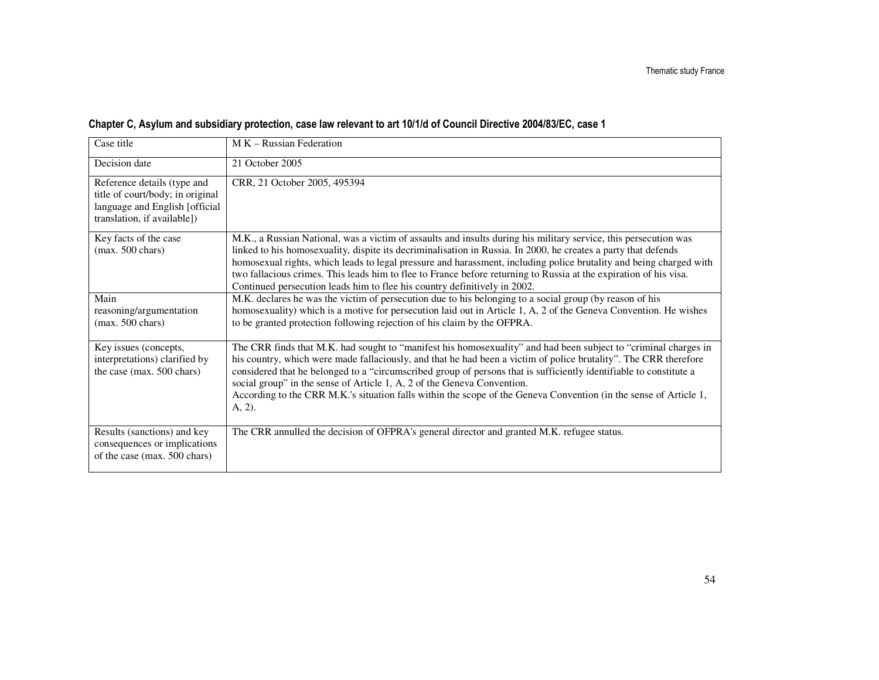**Chapter C, Asylum and subsidiary protection, case law relevant to art 10/1/d of Council Directive 2004/83/EC, case 1**

| Case title | M K – Russian Federation |
|---|---|
| Decision date | 21 October 2005 |
| Reference details (type and title of court/body; in original language and English [official translation, if available]) | CRR, 21 October 2005, 495394 |
| Key facts of the case (max. 500 chars) | M.K., a Russian National, was a victim of assaults and insults during his military service, this persecution was linked to his homosexuality, dispite its decriminalisation in Russia. In 2000, he creates a party that defends homosexual rights, which leads to legal pressure and harassment, including police brutality and being charged with two fallacious crimes. This leads him to flee to France before returning to Russia at the expiration of his visa. Continued persecution leads him to flee his country definitively in 2002. |
| Main reasoning/argumentation (max. 500 chars) | M.K. declares he was the victim of persecution due to his belonging to a social group (by reason of his homosexuality) which is a motive for persecution laid out in Article 1, A, 2 of the Geneva Convention. He wishes to be granted protection following rejection of his claim by the OFPRA. |
| Key issues (concepts, interpretations) clarified by the case (max. 500 chars) | The CRR finds that M.K. had sought to "manifest his homosexuality" and had been subject to "criminal charges in his country, which were made fallaciously, and that he had been a victim of police brutality". The CRR therefore considered that he belonged to a "circumscribed group of persons that is sufficiently identifiable to constitute a social group" in the sense of Article 1, A, 2 of the Geneva Convention.<br>According to the CRR M.K.'s situation falls within the scope of the Geneva Convention (in the sense of Article 1, A, 2). |
| Results (sanctions) and key consequences or implications of the case (max. 500 chars) | The CRR annulled the decision of OFPRA's general director and granted M.K. refugee status. |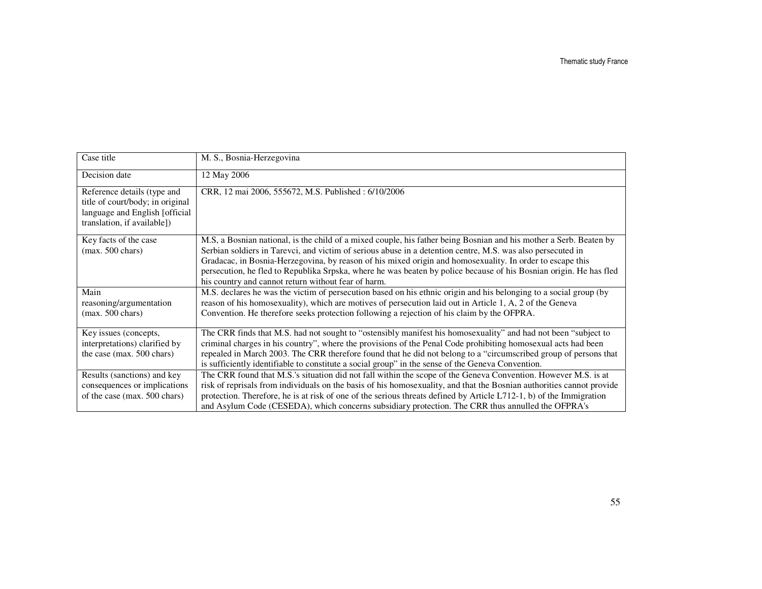| Case title | M. S., Bosnia-Herzegovina |
|---|---|
| Decision date | 12 May 2006 |
| Reference details (type and title of court/body; in original language and English [official translation, if available]) | CRR, 12 mai 2006, 555672, M.S. Published : 6/10/2006 |
| Key facts of the case (max. 500 chars) | M.S, a Bosnian national, is the child of a mixed couple, his father being Bosnian and his mother a Serb. Beaten by Serbian soldiers in Tarevci, and victim of serious abuse in a detention centre, M.S. was also persecuted in Gradacac, in Bosnia-Herzegovina, by reason of his mixed origin and homosexuality. In order to escape this persecution, he fled to Republika Srpska, where he was beaten by police because of his Bosnian origin. He has fled his country and cannot return without fear of harm. |
| Main reasoning/argumentation (max. 500 chars) | M.S. declares he was the victim of persecution based on his ethnic origin and his belonging to a social group (by reason of his homosexuality), which are motives of persecution laid out in Article 1, A, 2 of the Geneva Convention. He therefore seeks protection following a rejection of his claim by the OFPRA. |
| Key issues (concepts, interpretations) clarified by the case (max. 500 chars) | The CRR finds that M.S. had not sought to “ostensibly manifest his homosexuality” and had not been “subject to criminal charges in his country”, where the provisions of the Penal Code prohibiting homosexual acts had been repealed in March 2003. The CRR therefore found that he did not belong to a “circumscribed group of persons that is sufficiently identifiable to constitute a social group” in the sense of the Geneva Convention. |
| Results (sanctions) and key consequences or implications of the case (max. 500 chars) | The CRR found that M.S.'s situation did not fall within the scope of the Geneva Convention. However M.S. is at risk of reprisals from individuals on the basis of his homosexuality, and that the Bosnian authorities cannot provide protection. Therefore, he is at risk of one of the serious threats defined by Article L712-1, b) of the Immigration and Asylum Code (CESEDA), which concerns subsidiary protection. The CRR thus annulled the OFPRA's |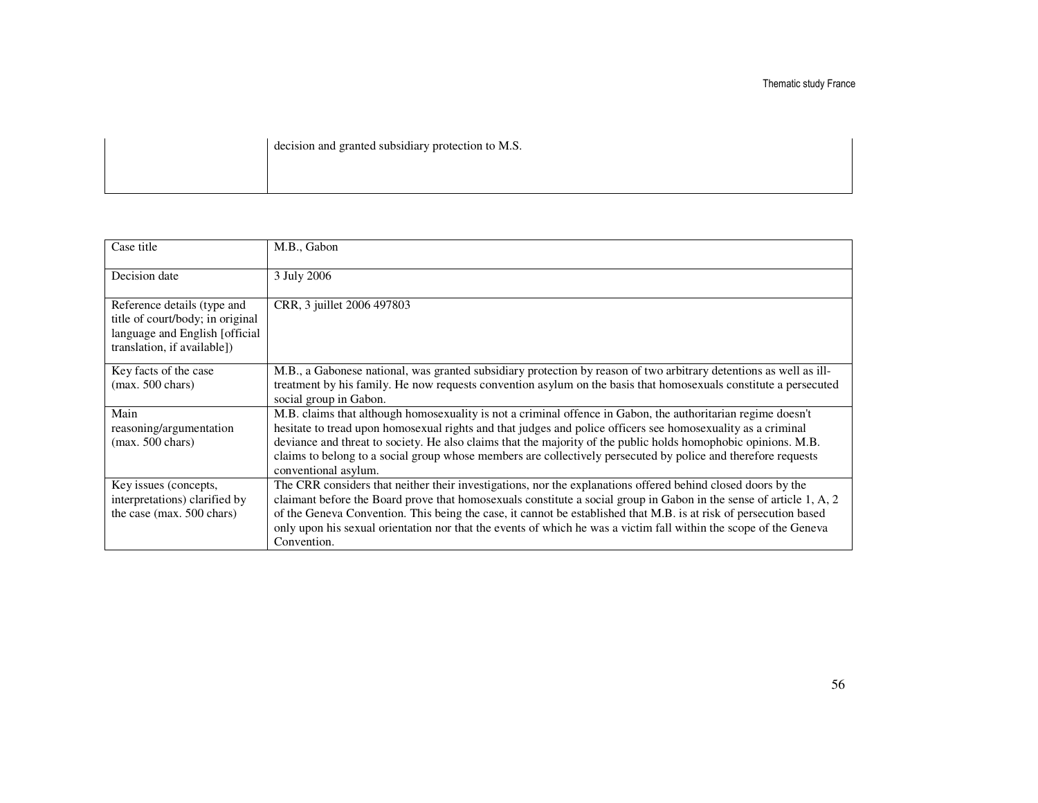| | |
|---|---|
| | decision and granted subsidiary protection to M.S. |

| Case title | M.B., Gabon |
|---|---|
| Decision date | 3 July 2006 |
| Reference details (type and title of court/body; in original language and English [official translation, if available]) | CRR, 3 juillet 2006 497803 |
| Key facts of the case (max. 500 chars) | M.B., a Gabonese national, was granted subsidiary protection by reason of two arbitrary detentions as well as ill-treatment by his family. He now requests convention asylum on the basis that homosexuals constitute a persecuted social group in Gabon. |
| Main reasoning/argumentation (max. 500 chars) | M.B. claims that although homosexuality is not a criminal offence in Gabon, the authoritarian regime doesn't hesitate to tread upon homosexual rights and that judges and police officers see homosexuality as a criminal deviance and threat to society. He also claims that the majority of the public holds homophobic opinions. M.B. claims to belong to a social group whose members are collectively persecuted by police and therefore requests conventional asylum. |
| Key issues (concepts, interpretations) clarified by the case (max. 500 chars) | The CRR considers that neither their investigations, nor the explanations offered behind closed doors by the claimant before the Board prove that homosexuals constitute a social group in Gabon in the sense of article 1, A, 2 of the Geneva Convention. This being the case, it cannot be established that M.B. is at risk of persecution based only upon his sexual orientation nor that the events of which he was a victim fall within the scope of the Geneva Convention. |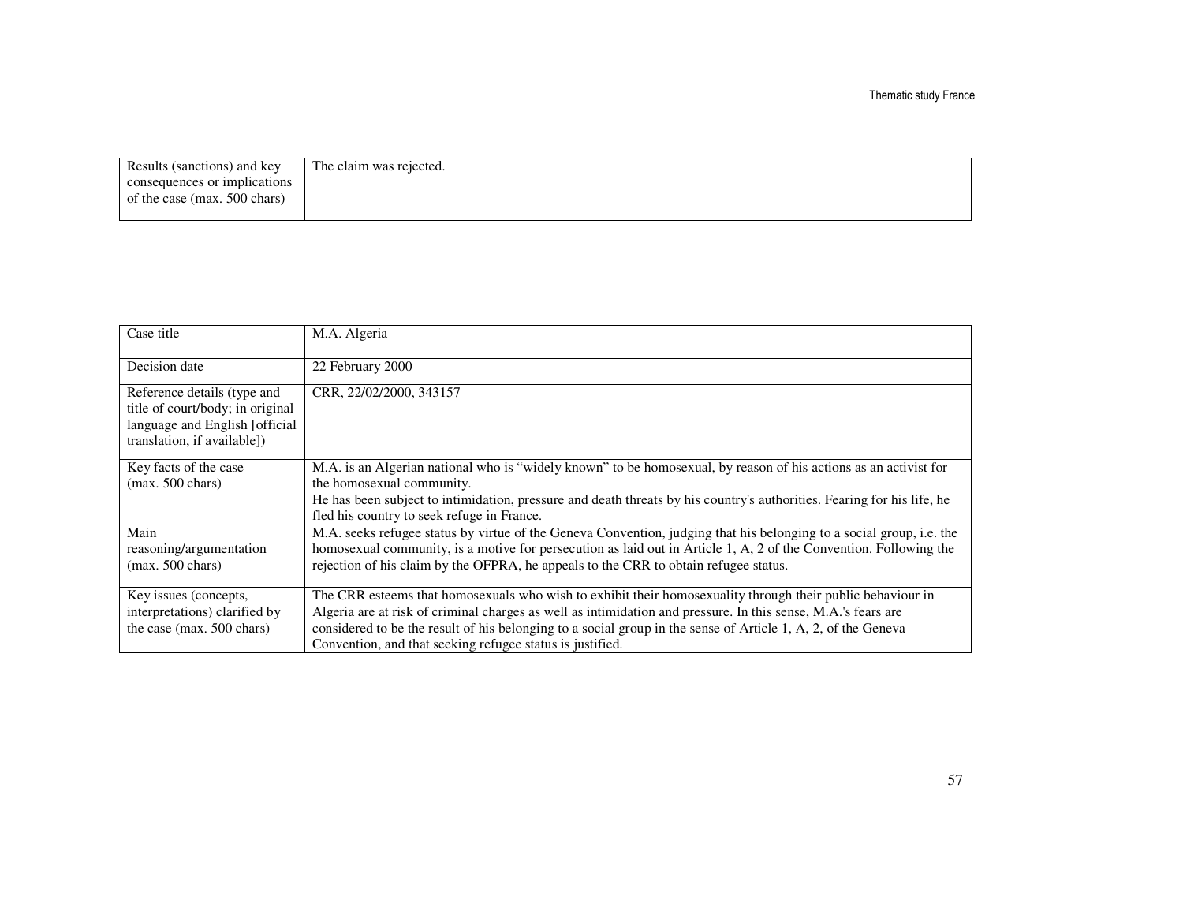| | |
|---|---|
| Results (sanctions) and key consequences or implications of the case (max. 500 chars) | The claim was rejected. |

| | |
|---|---|
| Case title | M.A. Algeria |
| Decision date | 22 February 2000 |
| Reference details (type and title of court/body; in original language and English [official translation, if available]) | CRR, 22/02/2000, 343157 |
| Key facts of the case (max. 500 chars) | M.A. is an Algerian national who is “widely known” to be homosexual, by reason of his actions as an activist for the homosexual community.<br>He has been subject to intimidation, pressure and death threats by his country's authorities. Fearing for his life, he fled his country to seek refuge in France. |
| Main reasoning/argumentation (max. 500 chars) | M.A. seeks refugee status by virtue of the Geneva Convention, judging that his belonging to a social group, i.e. the homosexual community, is a motive for persecution as laid out in Article 1, A, 2 of the Convention. Following the rejection of his claim by the OFPRA, he appeals to the CRR to obtain refugee status. |
| Key issues (concepts, interpretations) clarified by the case (max. 500 chars) | The CRR esteems that homosexuals who wish to exhibit their homosexuality through their public behaviour in Algeria are at risk of criminal charges as well as intimidation and pressure. In this sense, M.A.'s fears are considered to be the result of his belonging to a social group in the sense of Article 1, A, 2, of the Geneva Convention, and that seeking refugee status is justified. |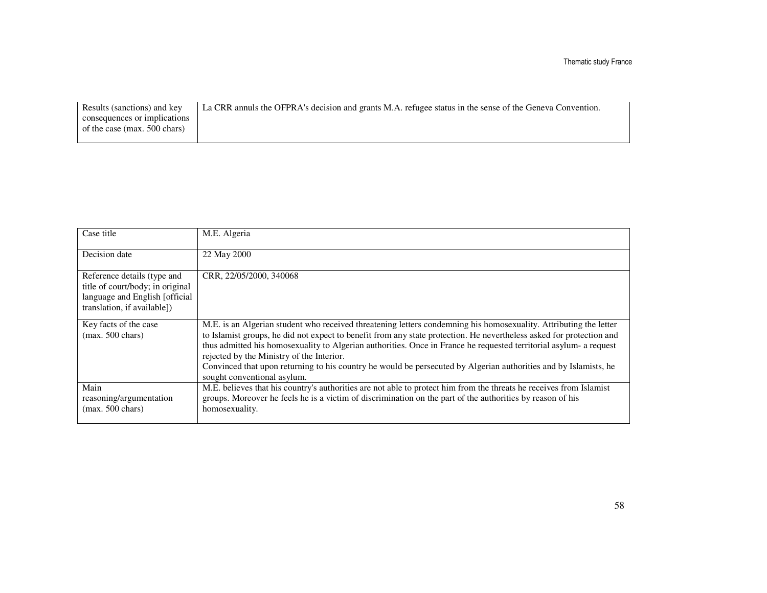| | |
|---|---|
| Results (sanctions) and key consequences or implications of the case (max. 500 chars) | La CRR annuls the OFPRA's decision and grants M.A. refugee status in the sense of the Geneva Convention. |

| Case title | M.E. Algeria |
|---|---|
| Decision date | 22 May 2000 |
| Reference details (type and title of court/body; in original language and English [official translation, if available]) | CRR, 22/05/2000, 340068 |
| Key facts of the case (max. 500 chars) | M.E. is an Algerian student who received threatening letters condemning his homosexuality. Attributing the letter to Islamist groups, he did not expect to benefit from any state protection. He nevertheless asked for protection and thus admitted his homosexuality to Algerian authorities. Once in France he requested territorial asylum- a request rejected by the Ministry of the Interior.<br>Convinced that upon returning to his country he would be persecuted by Algerian authorities and by Islamists, he sought conventional asylum. |
| Main reasoning/argumentation (max. 500 chars) | M.E. believes that his country's authorities are not able to protect him from the threats he receives from Islamist groups. Moreover he feels he is a victim of discrimination on the part of the authorities by reason of his homosexuality. |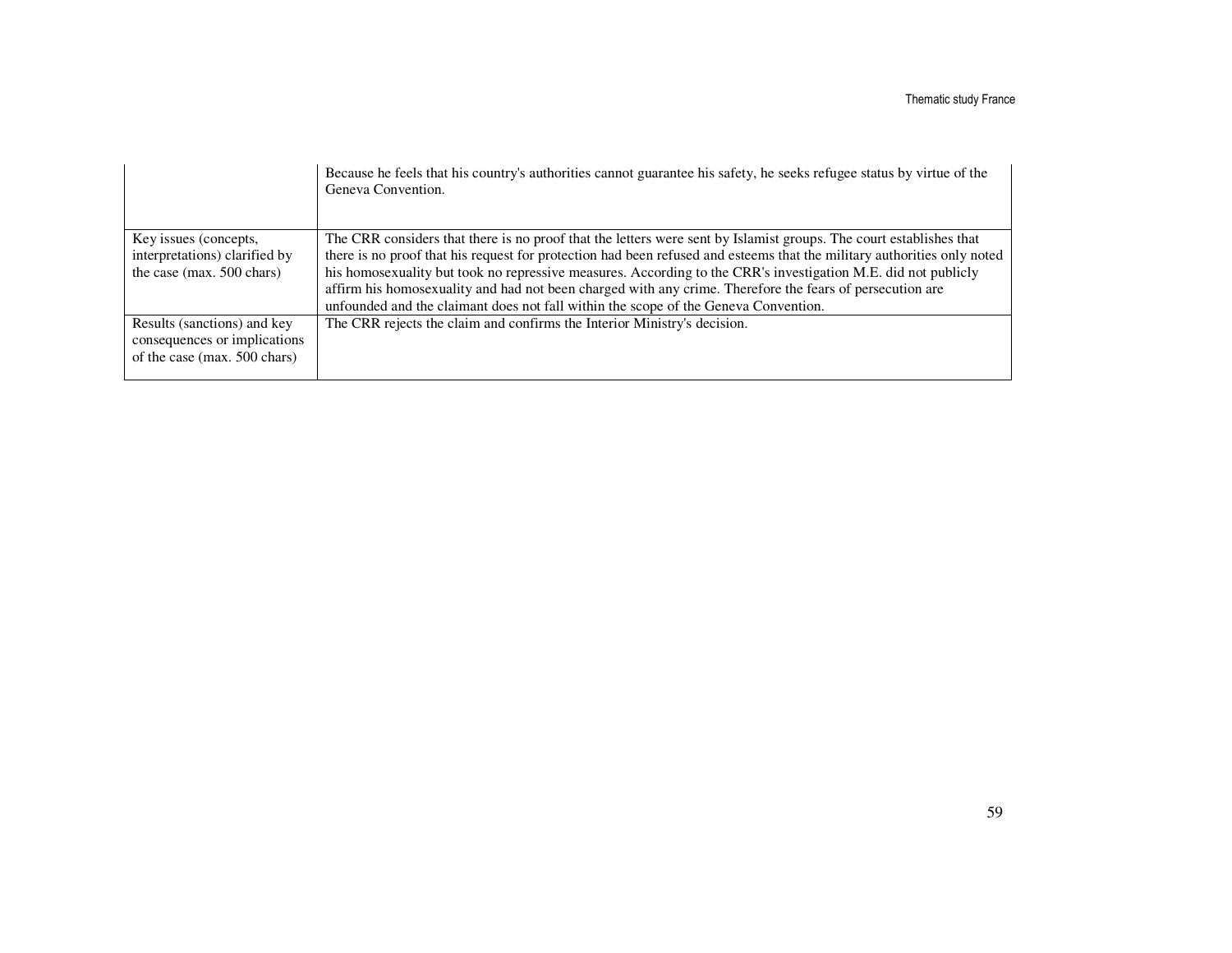| | |
|---|---|
| | Because he feels that his country's authorities cannot guarantee his safety, he seeks refugee status by virtue of the Geneva Convention. |
| Key issues (concepts, interpretations) clarified by the case (max. 500 chars) | The CRR considers that there is no proof that the letters were sent by Islamist groups. The court establishes that there is no proof that his request for protection had been refused and esteems that the military authorities only noted his homosexuality but took no repressive measures. According to the CRR's investigation M.E. did not publicly affirm his homosexuality and had not been charged with any crime. Therefore the fears of persecution are unfounded and the claimant does not fall within the scope of the Geneva Convention. |
| Results (sanctions) and key consequences or implications of the case (max. 500 chars) | The CRR rejects the claim and confirms the Interior Ministry's decision. |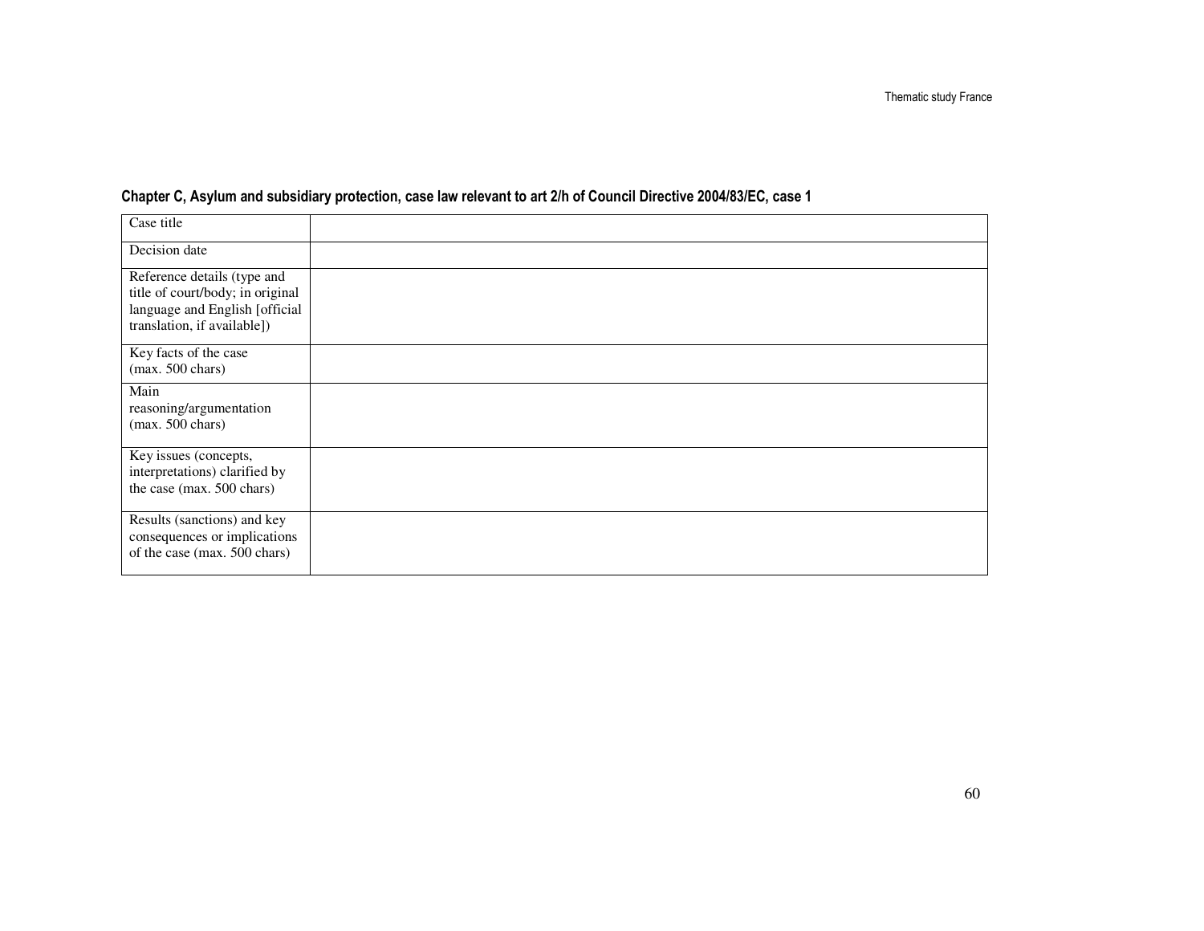**Chapter C, Asylum and subsidiary protection, case law relevant to art 2/h of Council Directive 2004/83/EC, case 1**

| | |
|---|---|
| Case title | |
| Decision date | |
| Reference details (type and title of court/body; in original language and English [official translation, if available]) | |
| Key facts of the case (max. 500 chars) | |
| Main reasoning/argumentation (max. 500 chars) | |
| Key issues (concepts, interpretations) clarified by the case (max. 500 chars) | |
| Results (sanctions) and key consequences or implications of the case (max. 500 chars) | |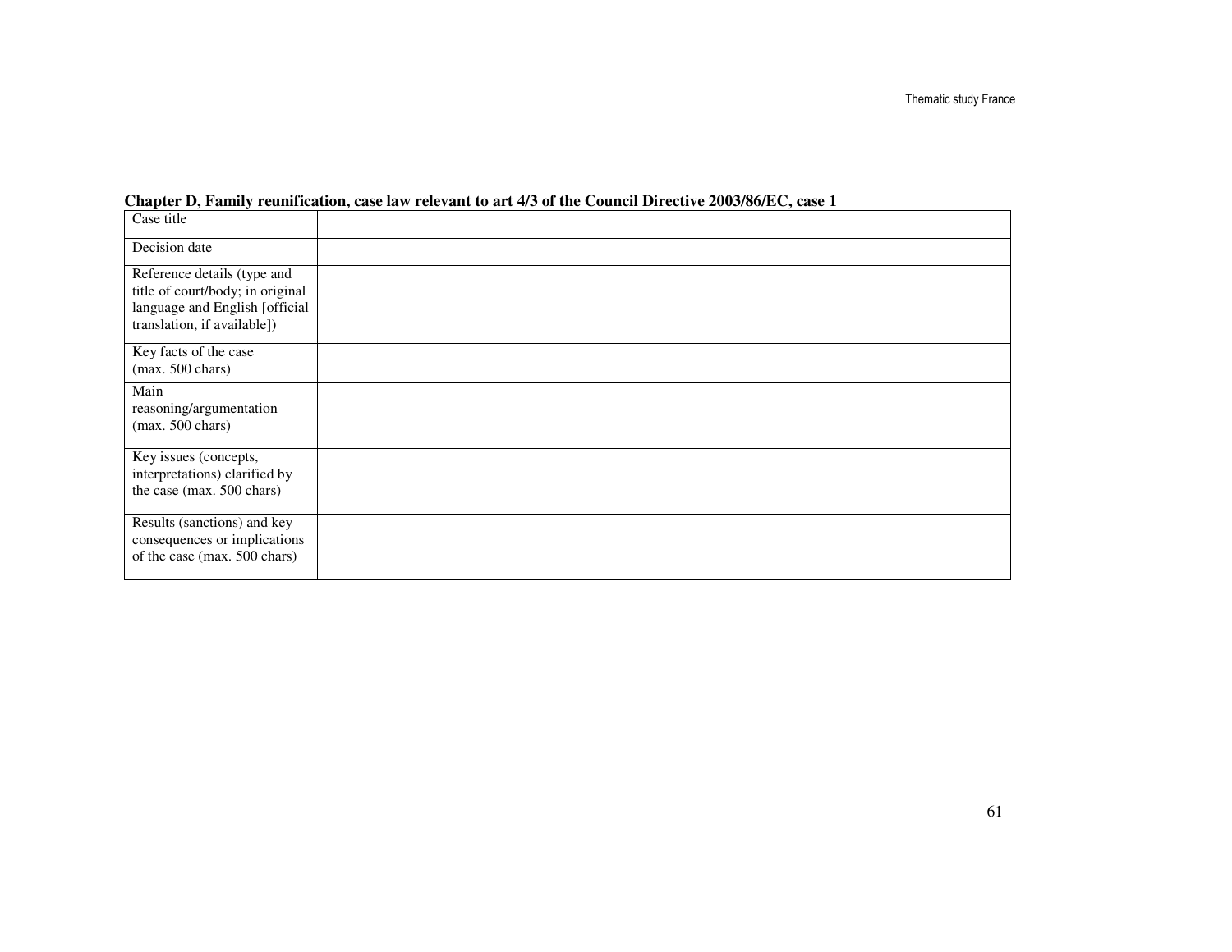**Chapter D, Family reunification, case law relevant to art 4/3 of the Council Directive 2003/86/EC, case 1**

| Case title | |
|---|---|
| Decision date | |
| Reference details (type and title of court/body; in original language and English [official translation, if available]) | |
| Key facts of the case (max. 500 chars) | |
| Main reasoning/argumentation (max. 500 chars) | |
| Key issues (concepts, interpretations) clarified by the case (max. 500 chars) | |
| Results (sanctions) and key consequences or implications of the case (max. 500 chars) | |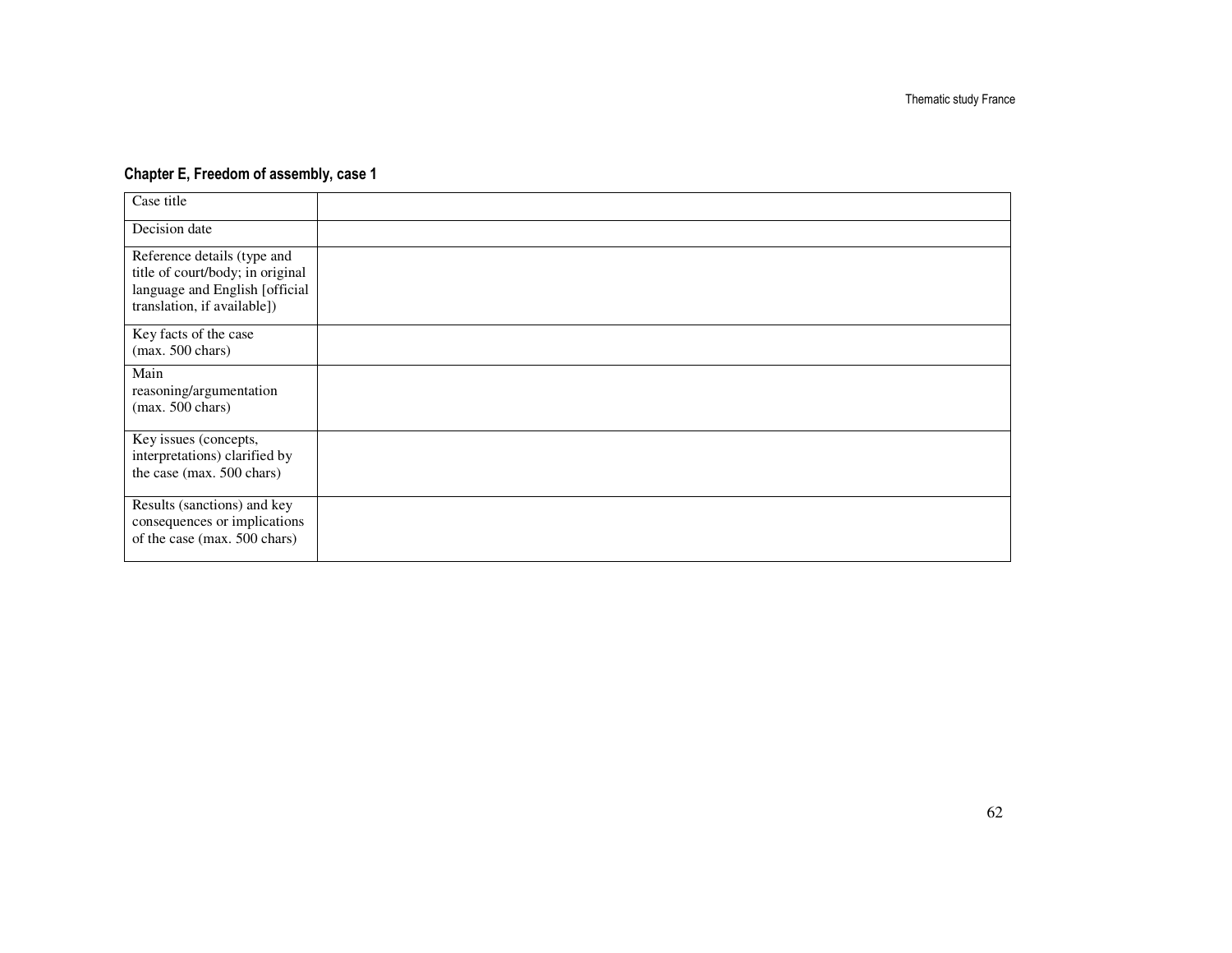### Chapter E, Freedom of assembly, case 1

| Case title | |
|---|---|
| Decision date | |
| Reference details (type and title of court/body; in original language and English [official translation, if available]) | |
| Key facts of the case (max. 500 chars) | |
| Main reasoning/argumentation (max. 500 chars) | |
| Key issues (concepts, interpretations) clarified by the case (max. 500 chars) | |
| Results (sanctions) and key consequences or implications of the case (max. 500 chars) | |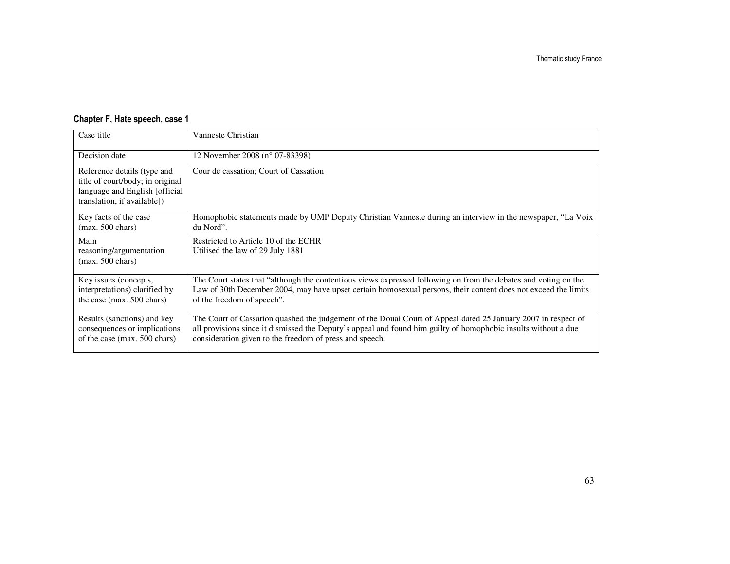## Chapter F, Hate speech, case 1

| Case title | Vanneste Christian |
|---|---|
| Decision date | 12 November 2008 (n° 07-83398) |
| Reference details (type and title of court/body; in original language and English [official translation, if available]) | Cour de cassation; Court of Cassation |
| Key facts of the case (max. 500 chars) | Homophobic statements made by UMP Deputy Christian Vanneste during an interview in the newspaper, "La Voix du Nord". |
| Main reasoning/argumentation (max. 500 chars) | Restricted to Article 10 of the ECHR<br>Utilised the law of 29 July 1881 |
| Key issues (concepts, interpretations) clarified by the case (max. 500 chars) | The Court states that "although the contentious views expressed following on from the debates and voting on the Law of 30th December 2004, may have upset certain homosexual persons, their content does not exceed the limits of the freedom of speech". |
| Results (sanctions) and key consequences or implications of the case (max. 500 chars) | The Court of Cassation quashed the judgement of the Douai Court of Appeal dated 25 January 2007 in respect of all provisions since it dismissed the Deputy's appeal and found him guilty of homophobic insults without a due consideration given to the freedom of press and speech. |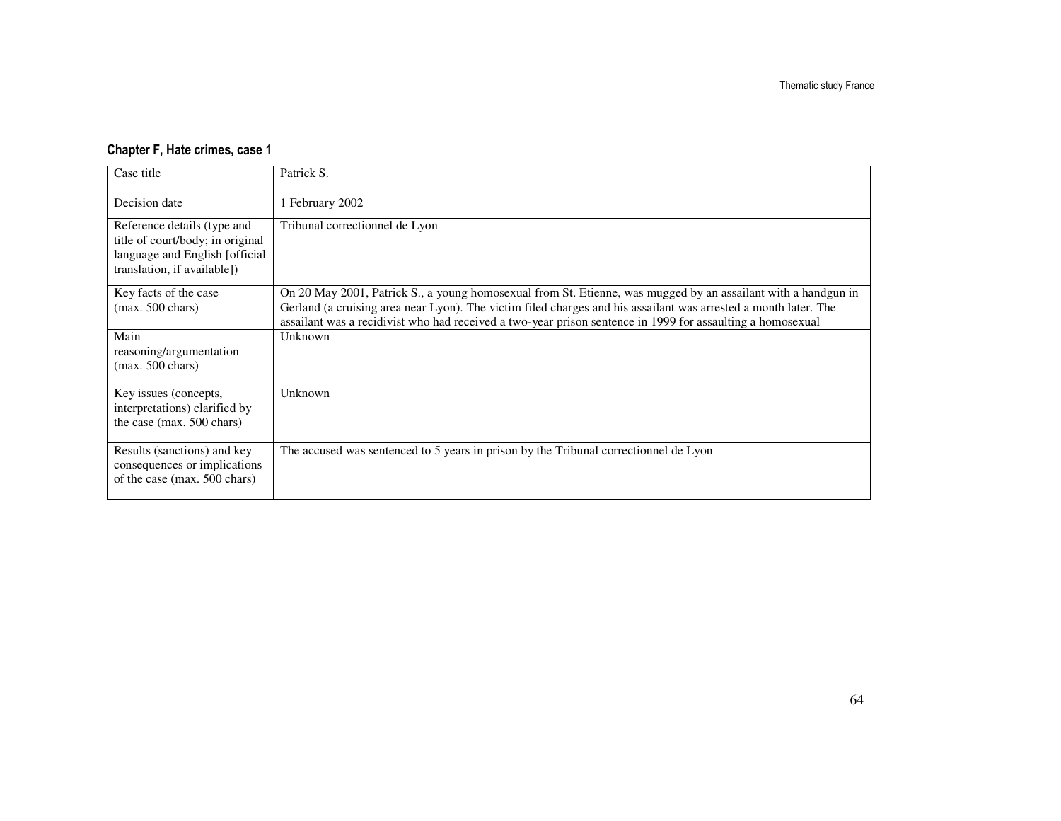### Chapter F, Hate crimes, case 1

| Case title | Patrick S. |
|---|---|
| Decision date | 1 February 2002 |
| Reference details (type and title of court/body; in original language and English [official translation, if available]) | Tribunal correctionnel de Lyon |
| Key facts of the case (max. 500 chars) | On 20 May 2001, Patrick S., a young homosexual from St. Etienne, was mugged by an assailant with a handgun in Gerland (a cruising area near Lyon). The victim filed charges and his assailant was arrested a month later. The assailant was a recidivist who had received a two-year prison sentence in 1999 for assaulting a homosexual |
| Main reasoning/argumentation (max. 500 chars) | Unknown |
| Key issues (concepts, interpretations) clarified by the case (max. 500 chars) | Unknown |
| Results (sanctions) and key consequences or implications of the case (max. 500 chars) | The accused was sentenced to 5 years in prison by the Tribunal correctionnel de Lyon |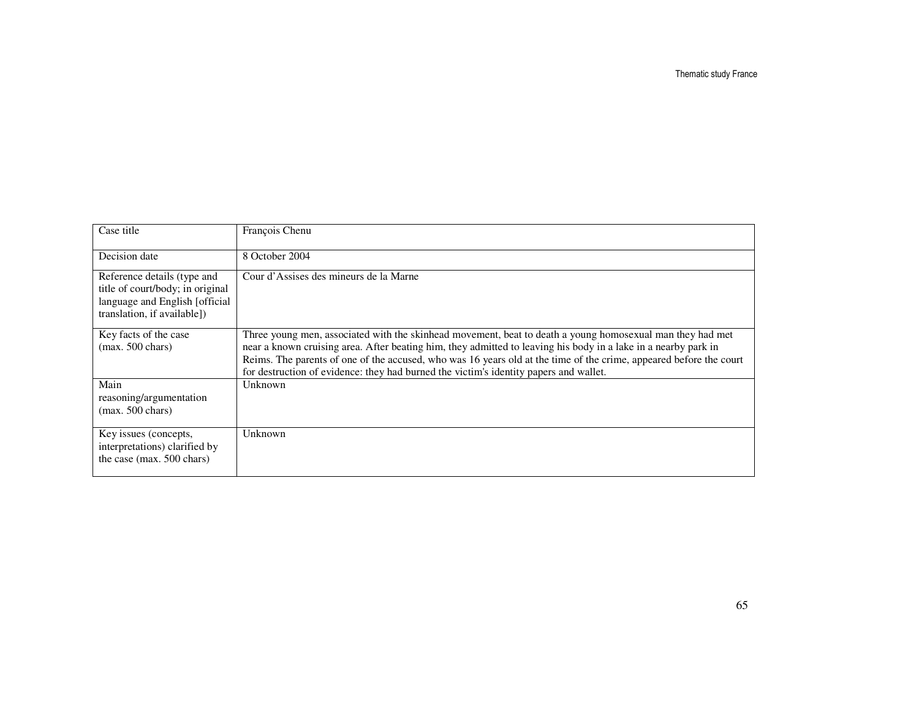| Case title | François Chenu |
|---|---|
| Decision date | 8 October 2004 |
| Reference details (type and title of court/body; in original language and English [official translation, if available]) | Cour d'Assises des mineurs de la Marne |
| Key facts of the case (max. 500 chars) | Three young men, associated with the skinhead movement, beat to death a young homosexual man they had met near a known cruising area. After beating him, they admitted to leaving his body in a lake in a nearby park in Reims. The parents of one of the accused, who was 16 years old at the time of the crime, appeared before the court for destruction of evidence: they had burned the victim's identity papers and wallet. |
| Main reasoning/argumentation (max. 500 chars) | Unknown |
| Key issues (concepts, interpretations) clarified by the case (max. 500 chars) | Unknown |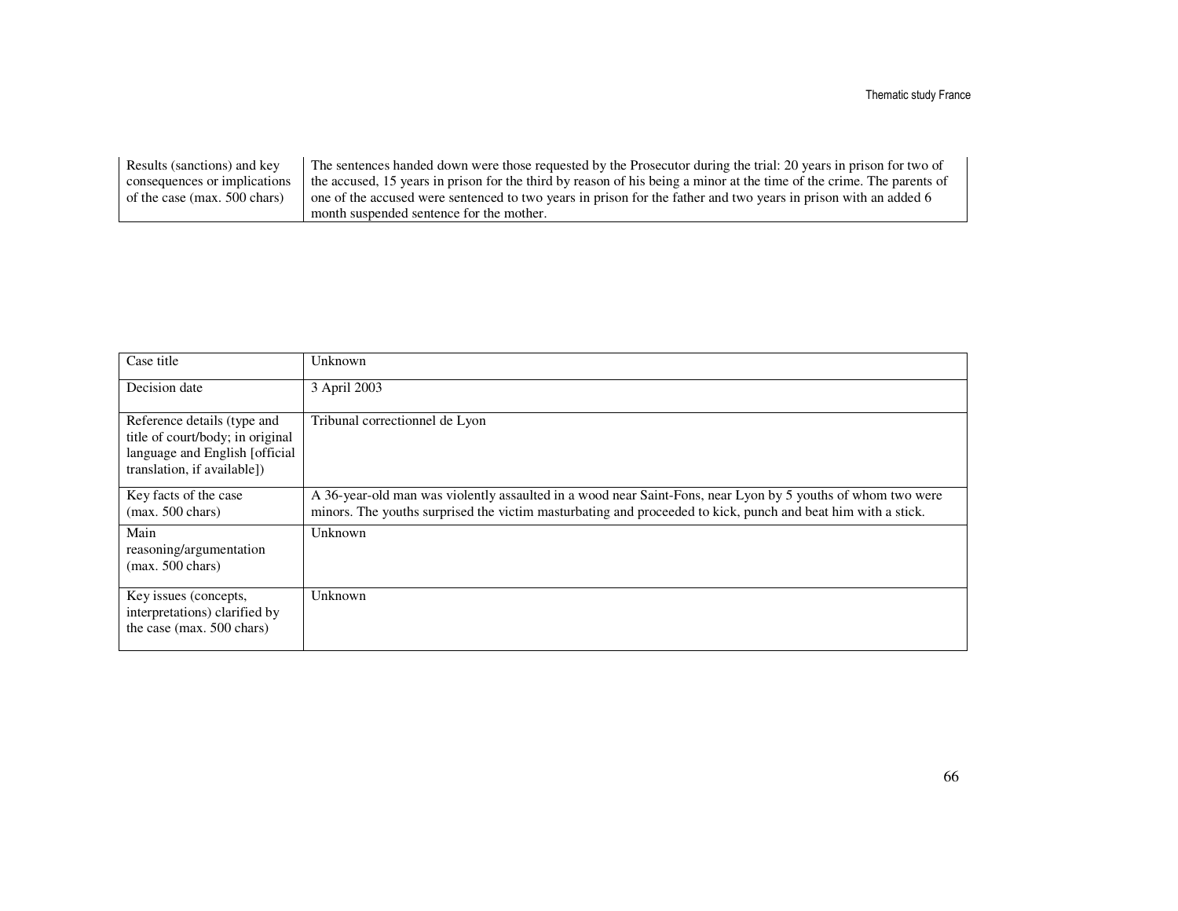| | |
|---|---|
| Results (sanctions) and key consequences or implications of the case (max. 500 chars) | The sentences handed down were those requested by the Prosecutor during the trial: 20 years in prison for two of the accused, 15 years in prison for the third by reason of his being a minor at the time of the crime. The parents of one of the accused were sentenced to two years in prison for the father and two years in prison with an added 6 month suspended sentence for the mother. |

| | |
|---|---|
| Case title | Unknown |
| Decision date | 3 April 2003 |
| Reference details (type and title of court/body; in original language and English [official translation, if available]) | Tribunal correctionnel de Lyon |
| Key facts of the case (max. 500 chars) | A 36-year-old man was violently assaulted in a wood near Saint-Fons, near Lyon by 5 youths of whom two were minors. The youths surprised the victim masturbating and proceeded to kick, punch and beat him with a stick. |
| Main reasoning/argumentation (max. 500 chars) | Unknown |
| Key issues (concepts, interpretations) clarified by the case (max. 500 chars) | Unknown |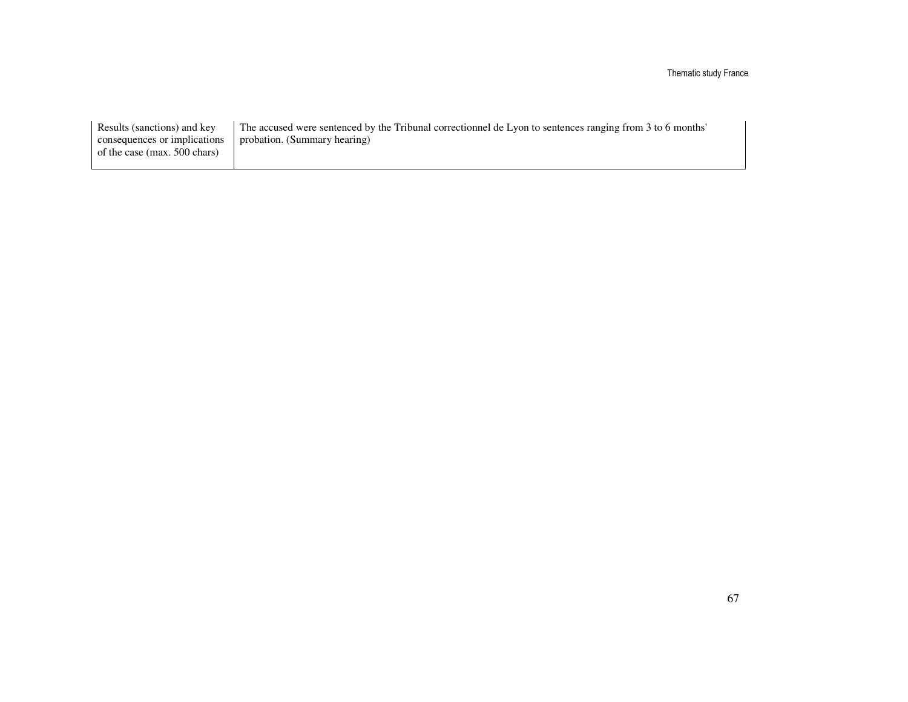| | |
|---|---|
| Results (sanctions) and key consequences or implications of the case (max. 500 chars) | The accused were sentenced by the Tribunal correctionnel de Lyon to sentences ranging from 3 to 6 months' probation. (Summary hearing) |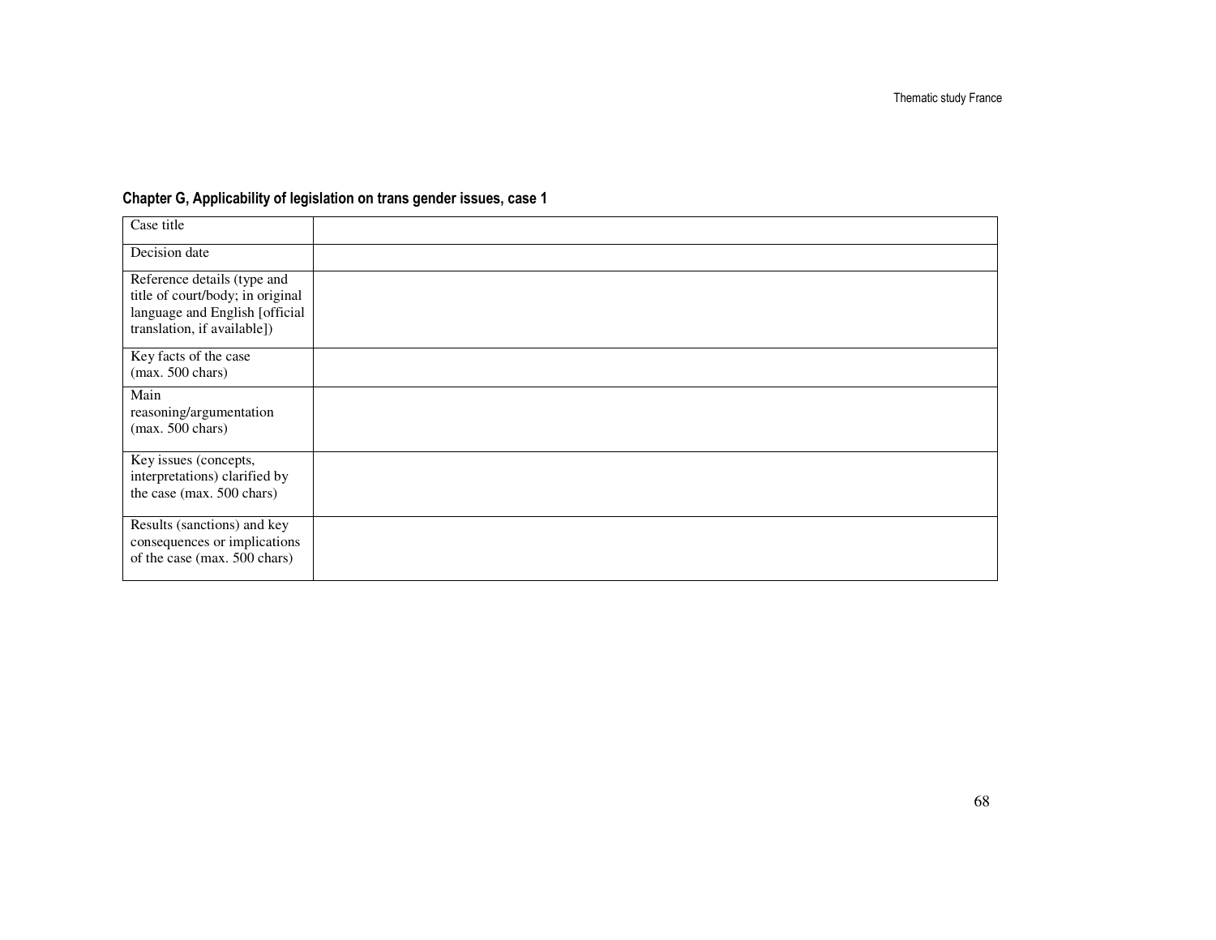**Chapter G, Applicability of legislation on trans gender issues, case 1**

| Case title | |
|---|---|
| Decision date | |
| Reference details (type and title of court/body; in original language and English [official translation, if available]) | |
| Key facts of the case (max. 500 chars) | |
| Main reasoning/argumentation (max. 500 chars) | |
| Key issues (concepts, interpretations) clarified by the case (max. 500 chars) | |
| Results (sanctions) and key consequences or implications of the case (max. 500 chars) | |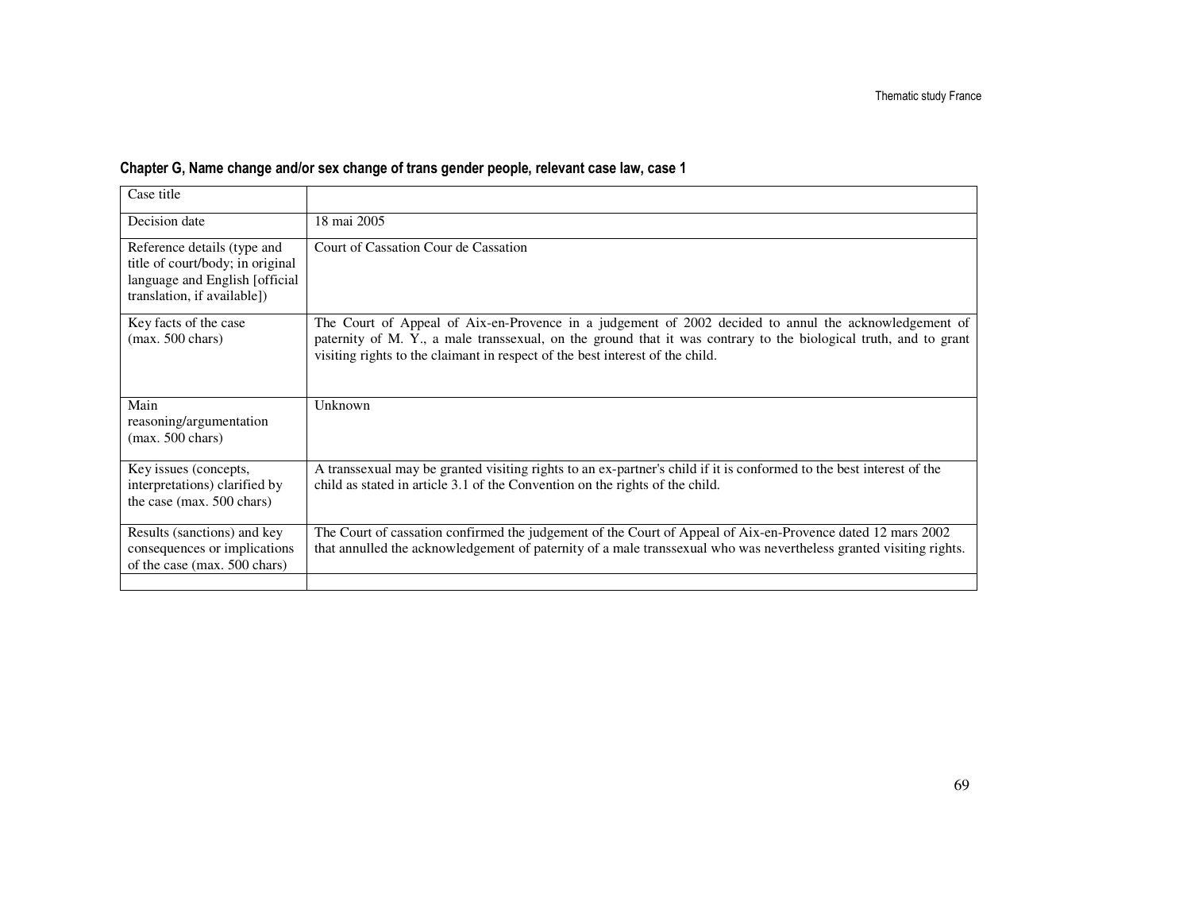**Chapter G, Name change and/or sex change of trans gender people, relevant case law, case 1**

| Case title | |
|---|---|
| Decision date | 18 mai 2005 |
| Reference details (type and title of court/body; in original language and English [official translation, if available]) | Court of Cassation Cour de Cassation |
| Key facts of the case (max. 500 chars) | The Court of Appeal of Aix-en-Provence in a judgement of 2002 decided to annul the acknowledgement of paternity of M. Y., a male transsexual, on the ground that it was contrary to the biological truth, and to grant visiting rights to the claimant in respect of the best interest of the child. |
| Main reasoning/argumentation (max. 500 chars) | Unknown |
| Key issues (concepts, interpretations) clarified by the case (max. 500 chars) | A transsexual may be granted visiting rights to an ex-partner's child if it is conformed to the best interest of the child as stated in article 3.1 of the Convention on the rights of the child. |
| Results (sanctions) and key consequences or implications of the case (max. 500 chars) | The Court of cassation confirmed the judgement of the Court of Appeal of Aix-en-Provence dated 12 mars 2002 that annulled the acknowledgement of paternity of a male transsexual who was nevertheless granted visiting rights. |
| | |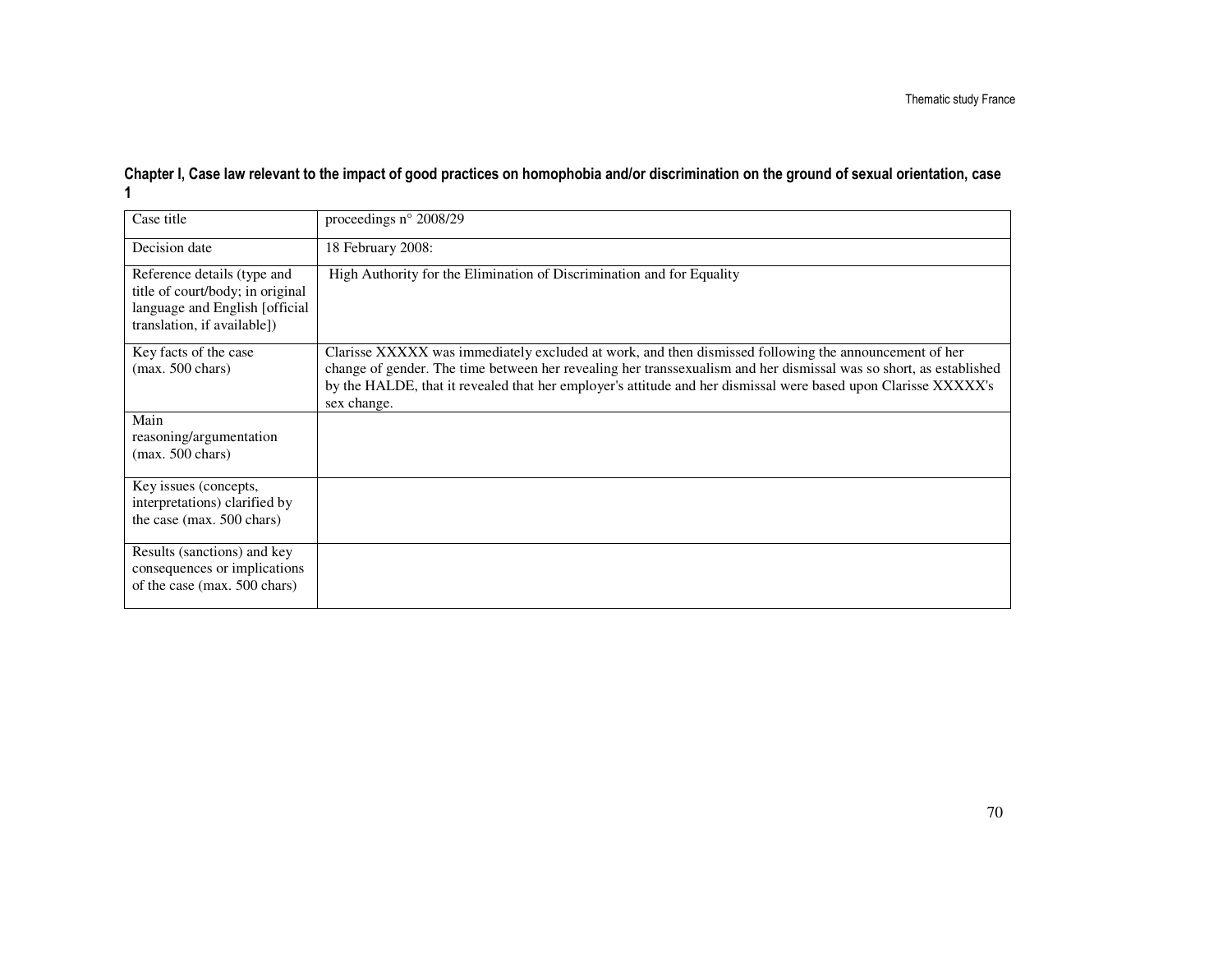**Chapter I, Case law relevant to the impact of good practices on homophobia and/or discrimination on the ground of sexual orientation, case 1**

| Case title | proceedings n° 2008/29 |
|---|---|
| Decision date | 18 February 2008: |
| Reference details (type and title of court/body; in original language and English [official translation, if available]) | High Authority for the Elimination of Discrimination and for Equality |
| Key facts of the case (max. 500 chars) | Clarisse XXXXX was immediately excluded at work, and then dismissed following the announcement of her change of gender. The time between her revealing her transsexualism and her dismissal was so short, as established by the HALDE, that it revealed that her employer's attitude and her dismissal were based upon Clarisse XXXXX's sex change. |
| Main reasoning/argumentation (max. 500 chars) | |
| Key issues (concepts, interpretations) clarified by the case (max. 500 chars) | |
| Results (sanctions) and key consequences or implications of the case (max. 500 chars) | |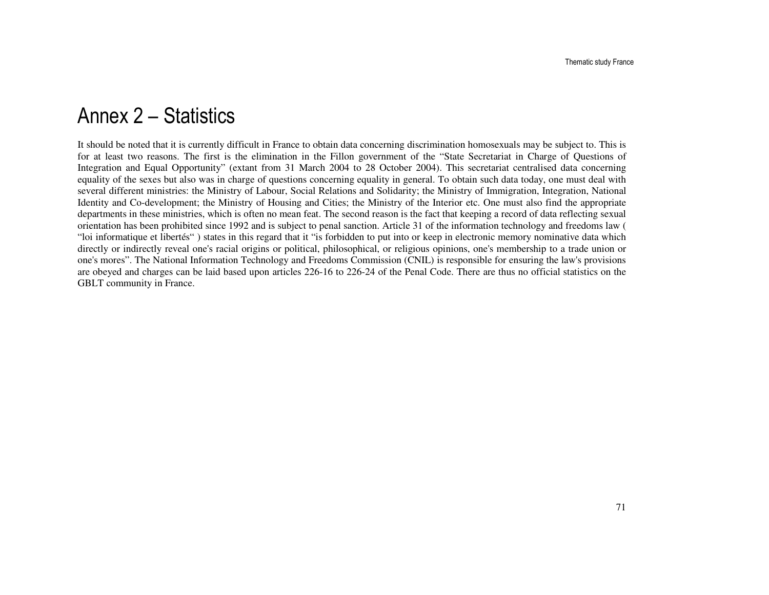# Annex 2 – Statistics

It should be noted that it is currently difficult in France to obtain data concerning discrimination homosexuals may be subject to. This is for at least two reasons. The first is the elimination in the Fillon government of the "State Secretariat in Charge of Questions of Integration and Equal Opportunity" (extant from 31 March 2004 to 28 October 2004). This secretariat centralised data concerning equality of the sexes but also was in charge of questions concerning equality in general. To obtain such data today, one must deal with several different ministries: the Ministry of Labour, Social Relations and Solidarity; the Ministry of Immigration, Integration, National Identity and Co-development; the Ministry of Housing and Cities; the Ministry of the Interior etc. One must also find the appropriate departments in these ministries, which is often no mean feat. The second reason is the fact that keeping a record of data reflecting sexual orientation has been prohibited since 1992 and is subject to penal sanction. Article 31 of the information technology and freedoms law ( "loi informatique et libertés" ) states in this regard that it "is forbidden to put into or keep in electronic memory nominative data which directly or indirectly reveal one's racial origins or political, philosophical, or religious opinions, one's membership to a trade union or one's mores". The National Information Technology and Freedoms Commission (CNIL) is responsible for ensuring the law's provisions are obeyed and charges can be laid based upon articles 226-16 to 226-24 of the Penal Code. There are thus no official statistics on the GBLT community in France.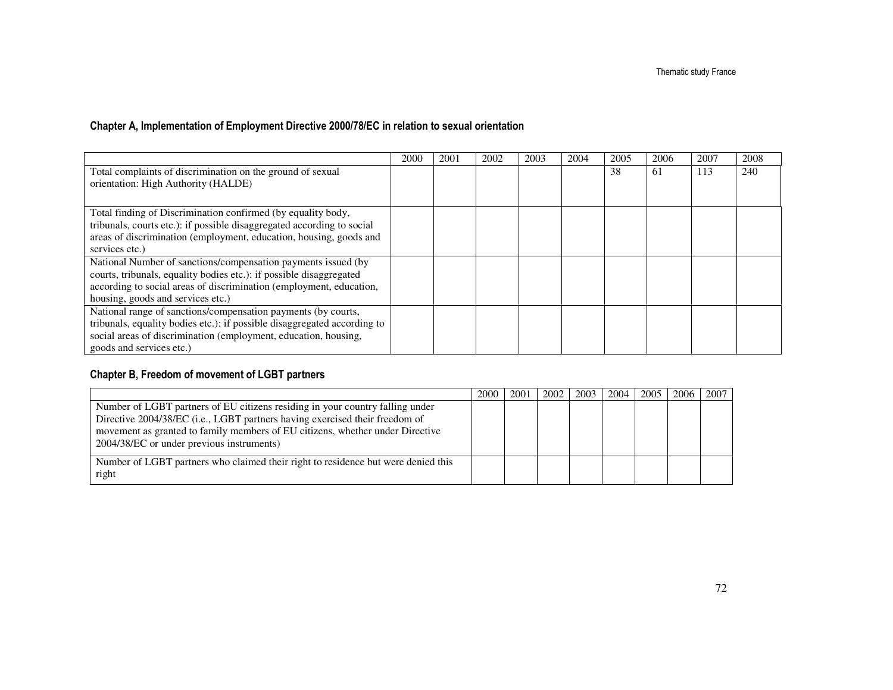## Chapter A, Implementation of Employment Directive 2000/78/EC in relation to sexual orientation

| | 2000 | 2001 | 2002 | 2003 | 2004 | 2005 | 2006 | 2007 | 2008 |
|---|---|---|---|---|---|---|---|---|---|
| Total complaints of discrimination on the ground of sexual orientation: High Authority (HALDE) | | | | | | 38 | 61 | 113 | 240 |
| Total finding of Discrimination confirmed (by equality body, tribunals, courts etc.): if possible disaggregated according to social areas of discrimination (employment, education, housing, goods and services etc.) | | | | | | | | | |
| National Number of sanctions/compensation payments issued (by courts, tribunals, equality bodies etc.): if possible disaggregated according to social areas of discrimination (employment, education, housing, goods and services etc.) | | | | | | | | | |
| National range of sanctions/compensation payments (by courts, tribunals, equality bodies etc.): if possible disaggregated according to social areas of discrimination (employment, education, housing, goods and services etc.) | | | | | | | | | |

## Chapter B, Freedom of movement of LGBT partners

| | 2000 | 2001 | 2002 | 2003 | 2004 | 2005 | 2006 | 2007 |
|---|---|---|---|---|---|---|---|---|
| Number of LGBT partners of EU citizens residing in your country falling under Directive 2004/38/EC (i.e., LGBT partners having exercised their freedom of movement as granted to family members of EU citizens, whether under Directive 2004/38/EC or under previous instruments) | | | | | | | | |
| Number of LGBT partners who claimed their right to residence but were denied this right | | | | | | | | |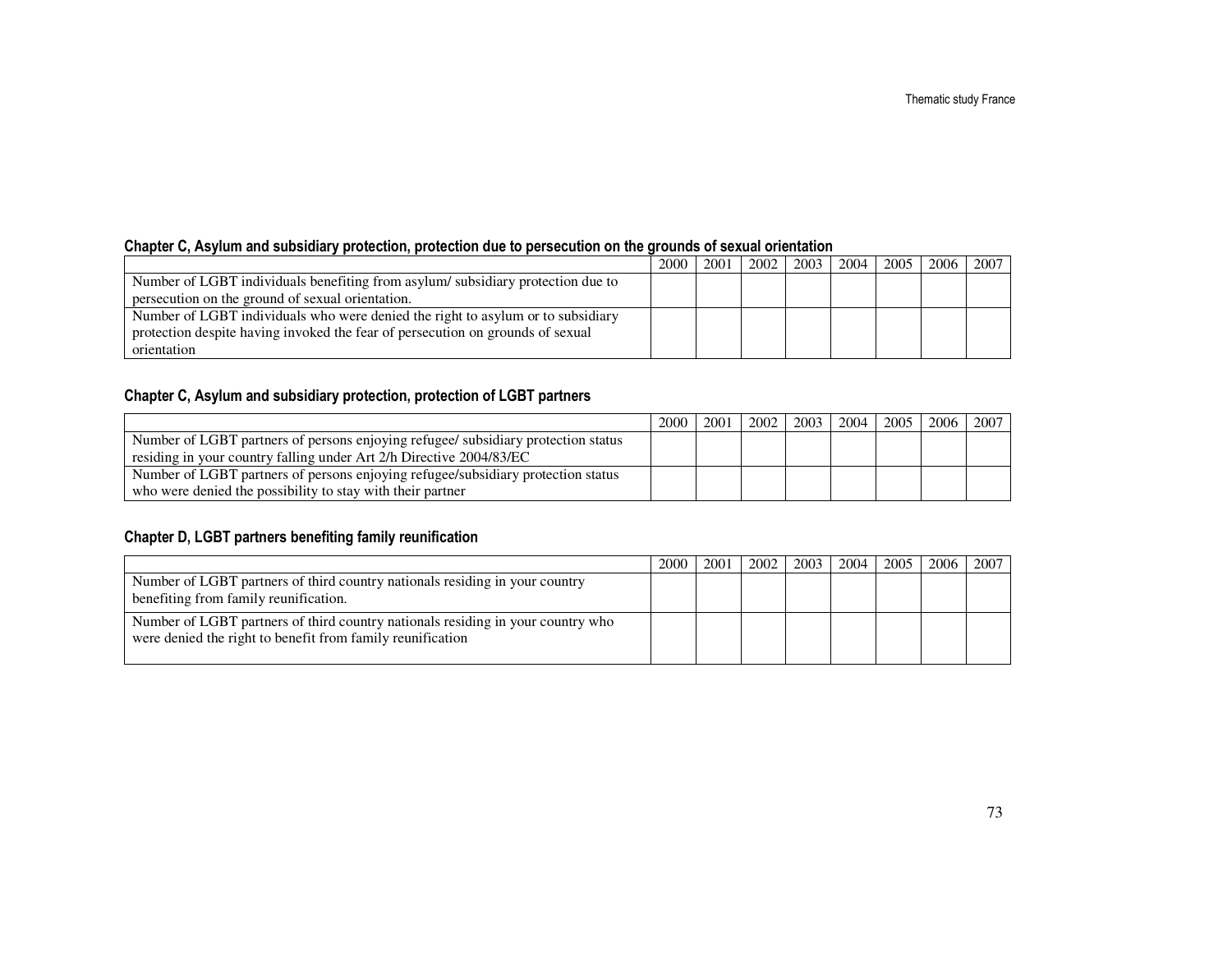**Chapter C, Asylum and subsidiary protection, protection due to persecution on the grounds of sexual orientation**

| | 2000 | 2001 | 2002 | 2003 | 2004 | 2005 | 2006 | 2007 |
|---|---|---|---|---|---|---|---|---|
| Number of LGBT individuals benefiting from asylum/ subsidiary protection due to persecution on the ground of sexual orientation. | | | | | | | | |
| Number of LGBT individuals who were denied the right to asylum or to subsidiary protection despite having invoked the fear of persecution on grounds of sexual orientation | | | | | | | | |

**Chapter C, Asylum and subsidiary protection, protection of LGBT partners**

| | 2000 | 2001 | 2002 | 2003 | 2004 | 2005 | 2006 | 2007 |
|---|---|---|---|---|---|---|---|---|
| Number of LGBT partners of persons enjoying refugee/ subsidiary protection status residing in your country falling under Art 2/h Directive 2004/83/EC | | | | | | | | |
| Number of LGBT partners of persons enjoying refugee/subsidiary protection status who were denied the possibility to stay with their partner | | | | | | | | |

**Chapter D, LGBT partners benefiting family reunification**

| | 2000 | 2001 | 2002 | 2003 | 2004 | 2005 | 2006 | 2007 |
|---|---|---|---|---|---|---|---|---|
| Number of LGBT partners of third country nationals residing in your country benefiting from family reunification. | | | | | | | | |
| Number of LGBT partners of third country nationals residing in your country who were denied the right to benefit from family reunification | | | | | | | | |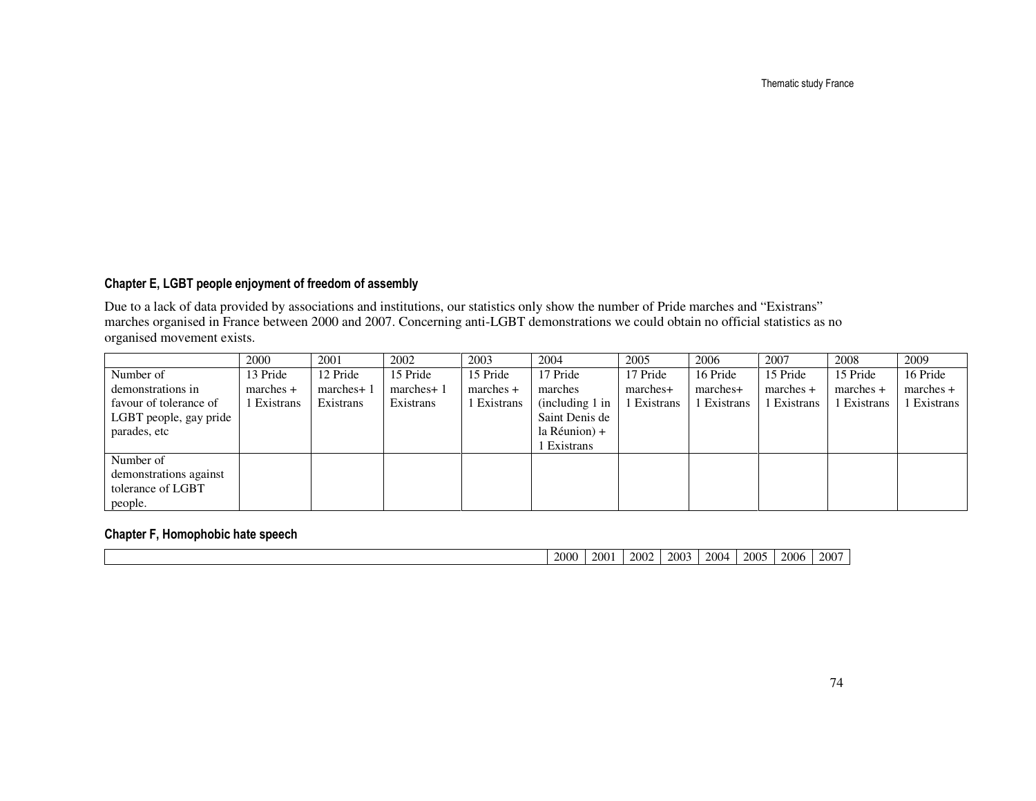### Chapter E, LGBT people enjoyment of freedom of assembly

Due to a lack of data provided by associations and institutions, our statistics only show the number of Pride marches and "Existrans" marches organised in France between 2000 and 2007. Concerning anti-LGBT demonstrations we could obtain no official statistics as no organised movement exists.

| | 2000 | 2001 | 2002 | 2003 | 2004 | 2005 | 2006 | 2007 | 2008 | 2009 |
|---|---|---|---|---|---|---|---|---|---|---|
| Number of demonstrations in favour of tolerance of LGBT people, gay pride parades, etc | 13 Pride marches + 1 Existrans | 12 Pride marches+ 1 Existrans | 15 Pride marches+ 1 Existrans | 15 Pride marches + 1 Existrans | 17 Pride marches (including 1 in Saint Denis de la Réunion) + 1 Existrans | 17 Pride marches+ 1 Existrans | 16 Pride marches+ 1 Existrans | 15 Pride marches + 1 Existrans | 15 Pride marches + 1 Existrans | 16 Pride marches + 1 Existrans |
| Number of demonstrations against tolerance of LGBT people. | | | | | | | | | | |

### Chapter F, Homophobic hate speech

| | 2000 | 2001 | 2002 | 2003 | 2004 | 2005 | 2006 | 2007 |
|---|---|---|---|---|---|---|---|---|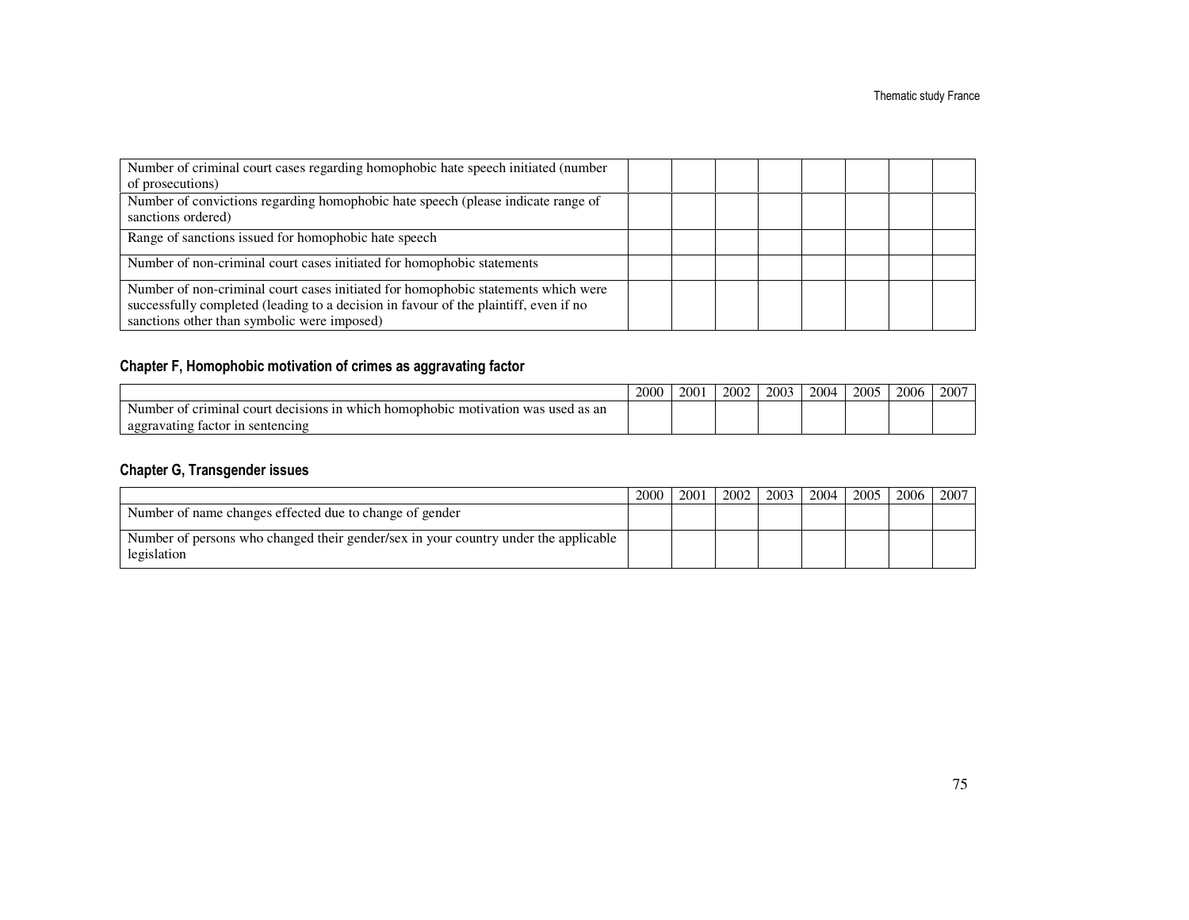| | | | | | | | | |
|---|---|---|---|---|---|---|---|---|
| Number of criminal court cases regarding homophobic hate speech initiated (number of prosecutions) | | | | | | | | |
| Number of convictions regarding homophobic hate speech (please indicate range of sanctions ordered) | | | | | | | | |
| Range of sanctions issued for homophobic hate speech | | | | | | | | |
| Number of non-criminal court cases initiated for homophobic statements | | | | | | | | |
| Number of non-criminal court cases initiated for homophobic statements which were successfully completed (leading to a decision in favour of the plaintiff, even if no sanctions other than symbolic were imposed) | | | | | | | | |

## Chapter F, Homophobic motivation of crimes as aggravating factor

| | 2000 | 2001 | 2002 | 2003 | 2004 | 2005 | 2006 | 2007 |
|---|---|---|---|---|---|---|---|---|
| Number of criminal court decisions in which homophobic motivation was used as an aggravating factor in sentencing | | | | | | | | |

## Chapter G, Transgender issues

| | 2000 | 2001 | 2002 | 2003 | 2004 | 2005 | 2006 | 2007 |
|---|---|---|---|---|---|---|---|---|
| Number of name changes effected due to change of gender | | | | | | | | |
| Number of persons who changed their gender/sex in your country under the applicable legislation | | | | | | | | |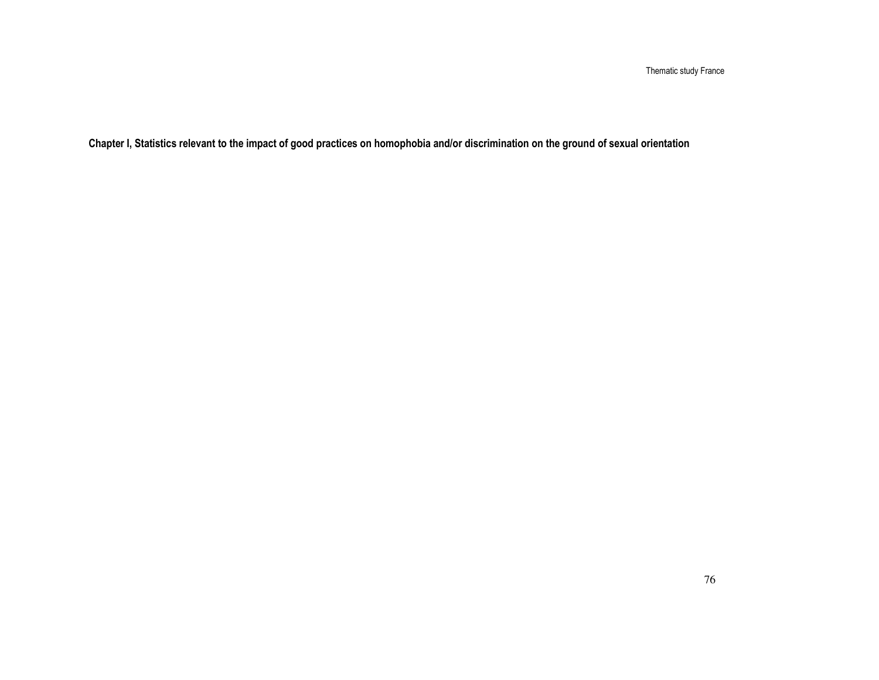**Chapter I, Statistics relevant to the impact of good practices on homophobia and/or discrimination on the ground of sexual orientation**